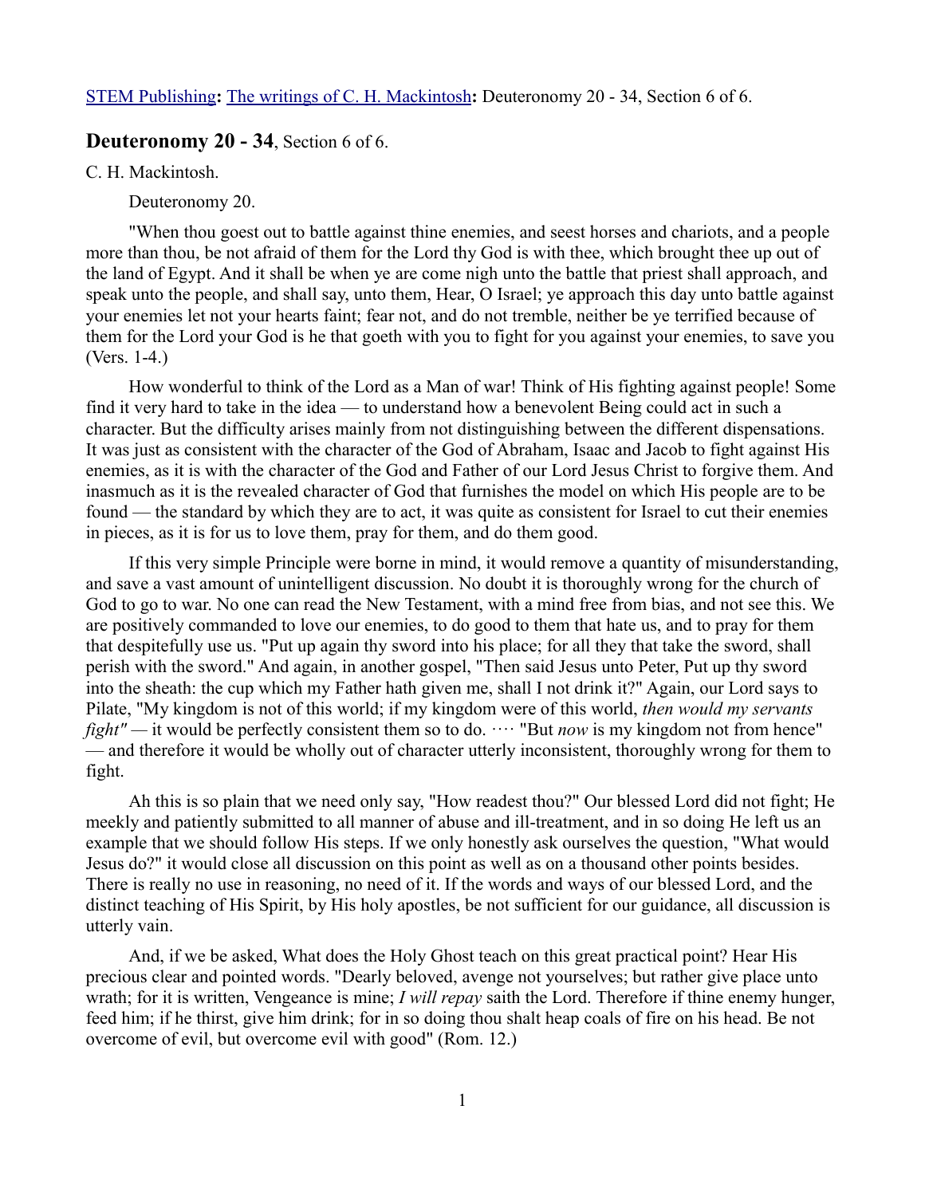STEM Publishing**:** The writings of C. H. Mackintosh**:** Deuteronomy 20 - 34, Section 6 of 6.

## **Deuteronomy 20 - 34**, Section 6 of 6.

C. H. Mackintosh.

Deuteronomy 20.

"When thou goest out to battle against thine enemies, and seest horses and chariots, and a people more than thou, be not afraid of them for the Lord thy God is with thee, which brought thee up out of the land of Egypt. And it shall be when ye are come nigh unto the battle that priest shall approach, and speak unto the people, and shall say, unto them, Hear, O Israel; ye approach this day unto battle against your enemies let not your hearts faint; fear not, and do not tremble, neither be ye terrified because of them for the Lord your God is he that goeth with you to fight for you against your enemies, to save you (Vers. 1-4.)

How wonderful to think of the Lord as a Man of war! Think of His fighting against people! Some find it very hard to take in the idea — to understand how a benevolent Being could act in such a character. But the difficulty arises mainly from not distinguishing between the different dispensations. It was just as consistent with the character of the God of Abraham, Isaac and Jacob to fight against His enemies, as it is with the character of the God and Father of our Lord Jesus Christ to forgive them. And inasmuch as it is the revealed character of God that furnishes the model on which His people are to be found — the standard by which they are to act, it was quite as consistent for Israel to cut their enemies in pieces, as it is for us to love them, pray for them, and do them good.

If this very simple Principle were borne in mind, it would remove a quantity of misunderstanding, and save a vast amount of unintelligent discussion. No doubt it is thoroughly wrong for the church of God to go to war. No one can read the New Testament, with a mind free from bias, and not see this. We are positively commanded to love our enemies, to do good to them that hate us, and to pray for them that despitefully use us. "Put up again thy sword into his place; for all they that take the sword, shall perish with the sword." And again, in another gospel, "Then said Jesus unto Peter, Put up thy sword into the sheath: the cup which my Father hath given me, shall I not drink it?" Again, our Lord says to Pilate, "My kingdom is not of this world; if my kingdom were of this world, *then would my servants fight"* — it would be perfectly consistent them so to do. ···· "But *now* is my kingdom not from hence" — and therefore it would be wholly out of character utterly inconsistent, thoroughly wrong for them to fight.

Ah this is so plain that we need only say, "How readest thou?" Our blessed Lord did not fight; He meekly and patiently submitted to all manner of abuse and ill-treatment, and in so doing He left us an example that we should follow His steps. If we only honestly ask ourselves the question, "What would Jesus do?" it would close all discussion on this point as well as on a thousand other points besides. There is really no use in reasoning, no need of it. If the words and ways of our blessed Lord, and the distinct teaching of His Spirit, by His holy apostles, be not sufficient for our guidance, all discussion is utterly vain.

And, if we be asked, What does the Holy Ghost teach on this great practical point? Hear His precious clear and pointed words. "Dearly beloved, avenge not yourselves; but rather give place unto wrath; for it is written, Vengeance is mine; *I will repay* saith the Lord. Therefore if thine enemy hunger, feed him; if he thirst, give him drink; for in so doing thou shalt heap coals of fire on his head. Be not overcome of evil, but overcome evil with good" (Rom. 12.)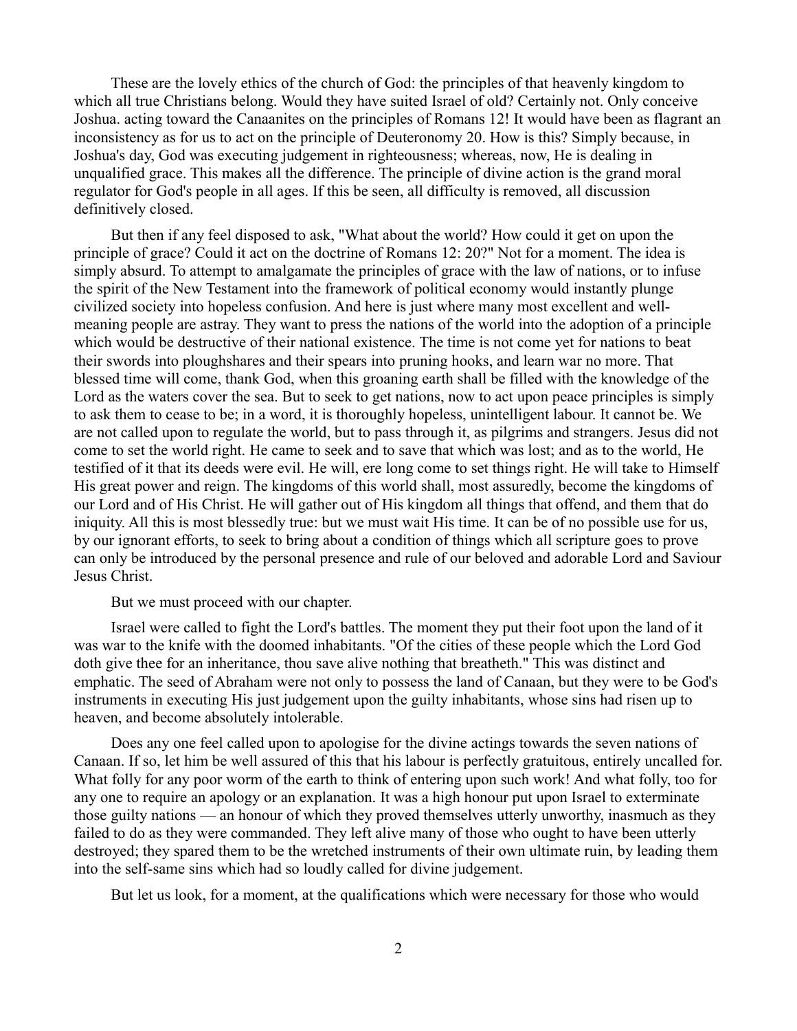These are the lovely ethics of the church of God: the principles of that heavenly kingdom to which all true Christians belong. Would they have suited Israel of old? Certainly not. Only conceive Joshua. acting toward the Canaanites on the principles of Romans 12! It would have been as flagrant an inconsistency as for us to act on the principle of Deuteronomy 20. How is this? Simply because, in Joshua's day, God was executing judgement in righteousness; whereas, now, He is dealing in unqualified grace. This makes all the difference. The principle of divine action is the grand moral regulator for God's people in all ages. If this be seen, all difficulty is removed, all discussion definitively closed.

But then if any feel disposed to ask, "What about the world? How could it get on upon the principle of grace? Could it act on the doctrine of Romans 12: 20?" Not for a moment. The idea is simply absurd. To attempt to amalgamate the principles of grace with the law of nations, or to infuse the spirit of the New Testament into the framework of political economy would instantly plunge civilized society into hopeless confusion. And here is just where many most excellent and well-meaning people are astray. They want to press the nations of the world into the adoption of a principle which would be destructive of their national existence. The time is not come yet for nations to beat their swords into ploughshares and their spears into pruning hooks, and learn war no more. That blessed time will come, thank God, when this groaning earth shall be filled with the knowledge of the Lord as the waters cover the sea. But to seek to get nations, now to act upon peace principles is simply to ask them to cease to be; in a word, it is thoroughly hopeless, unintelligent labour. It cannot be. We are not called upon to regulate the world, but to pass through it, as pilgrims and strangers. Jesus did not come to set the world right. He came to seek and to save that which was lost; and as to the world, He testified of it that its deeds were evil. He will, ere long come to set things right. He will take to Himself His great power and reign. The kingdoms of this world shall, most assuredly, become the kingdoms of our Lord and of His Christ. He will gather out of His kingdom all things that offend, and them that do iniquity. All this is most blessedly true: but we must wait His time. It can be of no possible use for us, by our ignorant efforts, to seek to bring about a condition of things which all scripture goes to prove can only be introduced by the personal presence and rule of our beloved and adorable Lord and Saviour Jesus Christ.

But we must proceed with our chapter.

Israel were called to fight the Lord's battles. The moment they put their foot upon the land of it was war to the knife with the doomed inhabitants. "Of the cities of these people which the Lord God doth give thee for an inheritance, thou save alive nothing that breatheth." This was distinct and emphatic. The seed of Abraham were not only to possess the land of Canaan, but they were to be God's instruments in executing His just judgement upon the guilty inhabitants, whose sins had risen up to heaven, and become absolutely intolerable.

Does any one feel called upon to apologise for the divine actings towards the seven nations of Canaan. If so, let him be well assured of this that his labour is perfectly gratuitous, entirely uncalled for. What folly for any poor worm of the earth to think of entering upon such work! And what folly, too for any one to require an apology or an explanation. It was a high honour put upon Israel to exterminate those guilty nations — an honour of which they proved themselves utterly unworthy, inasmuch as they failed to do as they were commanded. They left alive many of those who ought to have been utterly destroyed; they spared them to be the wretched instruments of their own ultimate ruin, by leading them into the self-same sins which had so loudly called for divine judgement.

But let us look, for a moment, at the qualifications which were necessary for those who would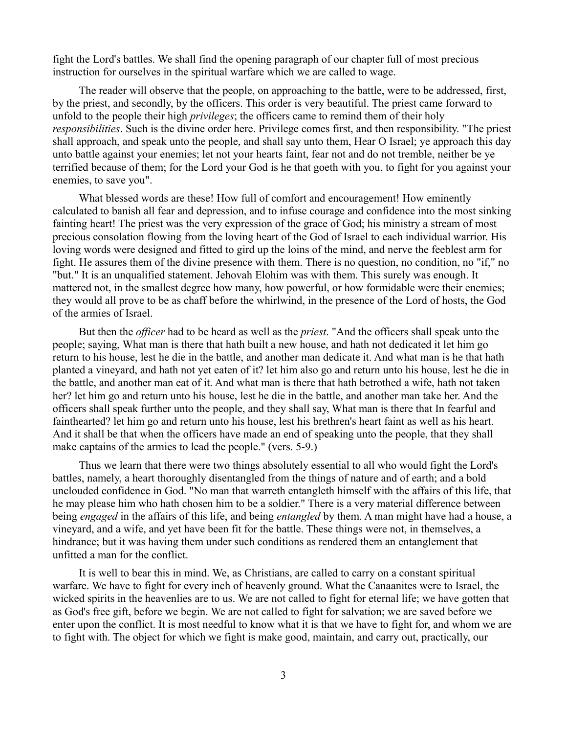fight the Lord's battles. We shall find the opening paragraph of our chapter full of most precious instruction for ourselves in the spiritual warfare which we are called to wage.

The reader will observe that the people, on approaching to the battle, were to be addressed, first, by the priest, and secondly, by the officers. This order is very beautiful. The priest came forward to unfold to the people their high *privileges*; the officers came to remind them of their holy *responsibilities*. Such is the divine order here. Privilege comes first, and then responsibility. "The priest shall approach, and speak unto the people, and shall say unto them, Hear O Israel; ye approach this day unto battle against your enemies; let not your hearts faint, fear not and do not tremble, neither be ye terrified because of them; for the Lord your God is he that goeth with you, to fight for you against your enemies, to save you".

What blessed words are these! How full of comfort and encouragement! How eminently calculated to banish all fear and depression, and to infuse courage and confidence into the most sinking fainting heart! The priest was the very expression of the grace of God; his ministry a stream of most precious consolation flowing from the loving heart of the God of Israel to each individual warrior. His loving words were designed and fitted to gird up the loins of the mind, and nerve the feeblest arm for fight. He assures them of the divine presence with them. There is no question, no condition, no "if," no "but." It is an unqualified statement. Jehovah Elohim was with them. This surely was enough. It mattered not, in the smallest degree how many, how powerful, or how formidable were their enemies; they would all prove to be as chaff before the whirlwind, in the presence of the Lord of hosts, the God of the armies of Israel.

But then the *officer* had to be heard as well as the *priest*. "And the officers shall speak unto the people; saying, What man is there that hath built a new house, and hath not dedicated it let him go return to his house, lest he die in the battle, and another man dedicate it. And what man is he that hath planted a vineyard, and hath not yet eaten of it? let him also go and return unto his house, lest he die in the battle, and another man eat of it. And what man is there that hath betrothed a wife, hath not taken her? let him go and return unto his house, lest he die in the battle, and another man take her. And the officers shall speak further unto the people, and they shall say, What man is there that In fearful and fainthearted? let him go and return unto his house, lest his brethren's heart faint as well as his heart. And it shall be that when the officers have made an end of speaking unto the people, that they shall make captains of the armies to lead the people." (vers. 5-9.)

Thus we learn that there were two things absolutely essential to all who would fight the Lord's battles, namely, a heart thoroughly disentangled from the things of nature and of earth; and a bold unclouded confidence in God. "No man that warreth entangleth himself with the affairs of this life, that he may please him who hath chosen him to be a soldier." There is a very material difference between being *engaged* in the affairs of this life, and being *entangled* by them. A man might have had a house, a vineyard, and a wife, and yet have been fit for the battle. These things were not, in themselves, a hindrance; but it was having them under such conditions as rendered them an entanglement that unfitted a man for the conflict.

It is well to bear this in mind. We, as Christians, are called to carry on a constant spiritual warfare. We have to fight for every inch of heavenly ground. What the Canaanites were to Israel, the wicked spirits in the heavenlies are to us. We are not called to fight for eternal life; we have gotten that as God's free gift, before we begin. We are not called to fight for salvation; we are saved before we enter upon the conflict. It is most needful to know what it is that we have to fight for, and whom we are to fight with. The object for which we fight is make good, maintain, and carry out, practically, our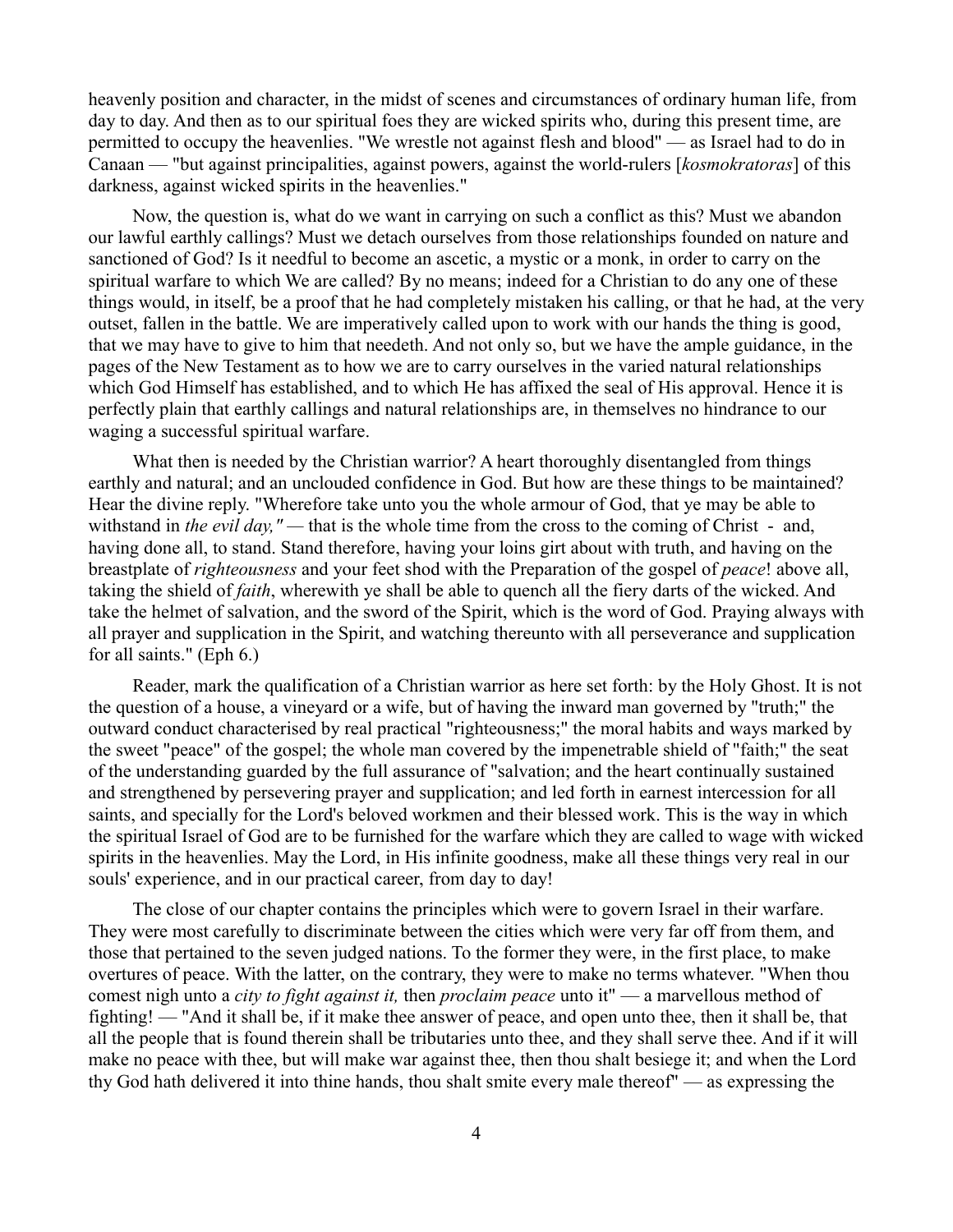heavenly position and character, in the midst of scenes and circumstances of ordinary human life, from day to day. And then as to our spiritual foes they are wicked spirits who, during this present time, are permitted to occupy the heavenlies. "We wrestle not against flesh and blood" — as Israel had to do in Canaan — "but against principalities, against powers, against the world-rulers [*kosmokratoras*] of this darkness, against wicked spirits in the heavenlies."

Now, the question is, what do we want in carrying on such a conflict as this? Must we abandon our lawful earthly callings? Must we detach ourselves from those relationships founded on nature and sanctioned of God? Is it needful to become an ascetic, a mystic or a monk, in order to carry on the spiritual warfare to which We are called? By no means; indeed for a Christian to do any one of these things would, in itself, be a proof that he had completely mistaken his calling, or that he had, at the very outset, fallen in the battle. We are imperatively called upon to work with our hands the thing is good, that we may have to give to him that needeth. And not only so, but we have the ample guidance, in the pages of the New Testament as to how we are to carry ourselves in the varied natural relationships which God Himself has established, and to which He has affixed the seal of His approval. Hence it is perfectly plain that earthly callings and natural relationships are, in themselves no hindrance to our waging a successful spiritual warfare.

What then is needed by the Christian warrior? A heart thoroughly disentangled from things earthly and natural; and an unclouded confidence in God. But how are these things to be maintained? Hear the divine reply. "Wherefore take unto you the whole armour of God, that ye may be able to withstand in *the evil day,"* — that is the whole time from the cross to the coming of Christ - and, having done all, to stand. Stand therefore, having your loins girt about with truth, and having on the breastplate of *righteousness* and your feet shod with the Preparation of the gospel of *peace*! above all, taking the shield of *faith*, wherewith ye shall be able to quench all the fiery darts of the wicked. And take the helmet of salvation, and the sword of the Spirit, which is the word of God. Praying always with all prayer and supplication in the Spirit, and watching thereunto with all perseverance and supplication for all saints." (Eph 6.)

Reader, mark the qualification of a Christian warrior as here set forth: by the Holy Ghost. It is not the question of a house, a vineyard or a wife, but of having the inward man governed by "truth;" the outward conduct characterised by real practical "righteousness;" the moral habits and ways marked by the sweet "peace" of the gospel; the whole man covered by the impenetrable shield of "faith;" the seat of the understanding guarded by the full assurance of "salvation; and the heart continually sustained and strengthened by persevering prayer and supplication; and led forth in earnest intercession for all saints, and specially for the Lord's beloved workmen and their blessed work. This is the way in which the spiritual Israel of God are to be furnished for the warfare which they are called to wage with wicked spirits in the heavenlies. May the Lord, in His infinite goodness, make all these things very real in our souls' experience, and in our practical career, from day to day!

The close of our chapter contains the principles which were to govern Israel in their warfare. They were most carefully to discriminate between the cities which were very far off from them, and those that pertained to the seven judged nations. To the former they were, in the first place, to make overtures of peace. With the latter, on the contrary, they were to make no terms whatever. "When thou comest nigh unto a *city to fight against it,* then *proclaim peace* unto it" — a marvellous method of fighting! — "And it shall be, if it make thee answer of peace, and open unto thee, then it shall be, that all the people that is found therein shall be tributaries unto thee, and they shall serve thee. And if it will make no peace with thee, but will make war against thee, then thou shalt besiege it; and when the Lord thy God hath delivered it into thine hands, thou shalt smite every male thereof" — as expressing the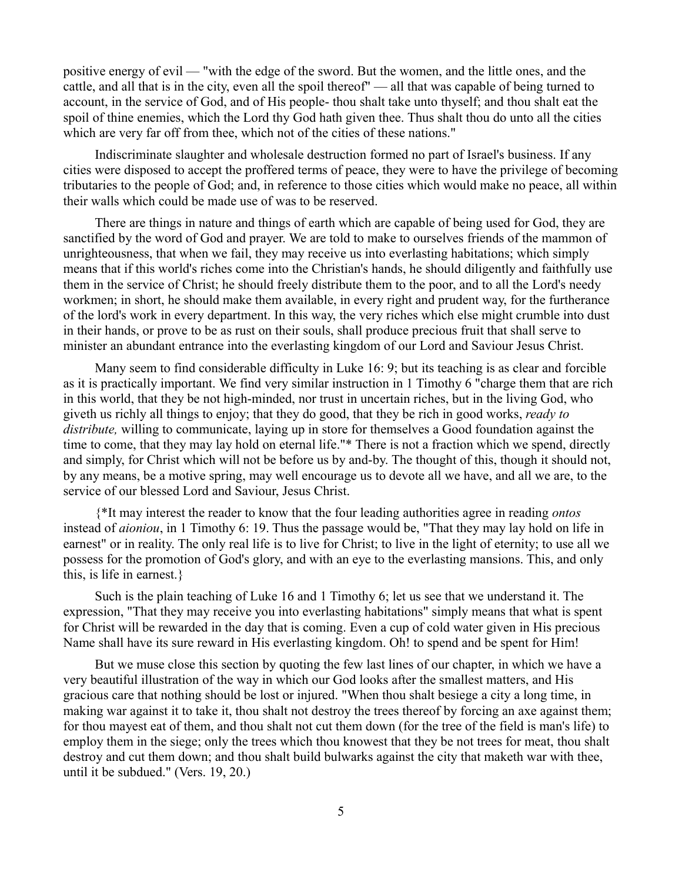positive energy of evil — "with the edge of the sword. But the women, and the little ones, and the cattle, and all that is in the city, even all the spoil thereof" — all that was capable of being turned to account, in the service of God, and of His people- thou shalt take unto thyself; and thou shalt eat the spoil of thine enemies, which the Lord thy God hath given thee. Thus shalt thou do unto all the cities which are very far off from thee, which not of the cities of these nations."

Indiscriminate slaughter and wholesale destruction formed no part of Israel's business. If any cities were disposed to accept the proffered terms of peace, they were to have the privilege of becoming tributaries to the people of God; and, in reference to those cities which would make no peace, all within their walls which could be made use of was to be reserved.

There are things in nature and things of earth which are capable of being used for God, they are sanctified by the word of God and prayer. We are told to make to ourselves friends of the mammon of unrighteousness, that when we fail, they may receive us into everlasting habitations; which simply means that if this world's riches come into the Christian's hands, he should diligently and faithfully use them in the service of Christ; he should freely distribute them to the poor, and to all the Lord's needy workmen; in short, he should make them available, in every right and prudent way, for the furtherance of the lord's work in every department. In this way, the very riches which else might crumble into dust in their hands, or prove to be as rust on their souls, shall produce precious fruit that shall serve to minister an abundant entrance into the everlasting kingdom of our Lord and Saviour Jesus Christ.

Many seem to find considerable difficulty in Luke 16: 9; but its teaching is as clear and forcible as it is practically important. We find very similar instruction in 1 Timothy 6 "charge them that are rich in this world, that they be not high-minded, nor trust in uncertain riches, but in the living God, who giveth us richly all things to enjoy; that they do good, that they be rich in good works, *ready to distribute,* willing to communicate, laying up in store for themselves a Good foundation against the time to come, that they may lay hold on eternal life."* There is not a fraction which we spend, directly and simply, for Christ which will not be before us by and-by. The thought of this, though it should not, by any means, be a motive spring, may well encourage us to devote all we have, and all we are, to the service of our blessed Lord and Saviour, Jesus Christ.

{*It may interest the reader to know that the four leading authorities agree in reading *ontos* instead of *aioniou*, in 1 Timothy 6: 19. Thus the passage would be, "That they may lay hold on life in earnest" or in reality. The only real life is to live for Christ; to live in the light of eternity; to use all we possess for the promotion of God's glory, and with an eye to the everlasting mansions. This, and only this, is life in earnest.}

Such is the plain teaching of Luke 16 and 1 Timothy 6; let us see that we understand it. The expression, "That they may receive you into everlasting habitations" simply means that what is spent for Christ will be rewarded in the day that is coming. Even a cup of cold water given in His precious Name shall have its sure reward in His everlasting kingdom. Oh! to spend and be spent for Him!

But we muse close this section by quoting the few last lines of our chapter, in which we have a very beautiful illustration of the way in which our God looks after the smallest matters, and His gracious care that nothing should be lost or injured. "When thou shalt besiege a city a long time, in making war against it to take it, thou shalt not destroy the trees thereof by forcing an axe against them; for thou mayest eat of them, and thou shalt not cut them down (for the tree of the field is man's life) to employ them in the siege; only the trees which thou knowest that they be not trees for meat, thou shalt destroy and cut them down; and thou shalt build bulwarks against the city that maketh war with thee, until it be subdued." (Vers. 19, 20.)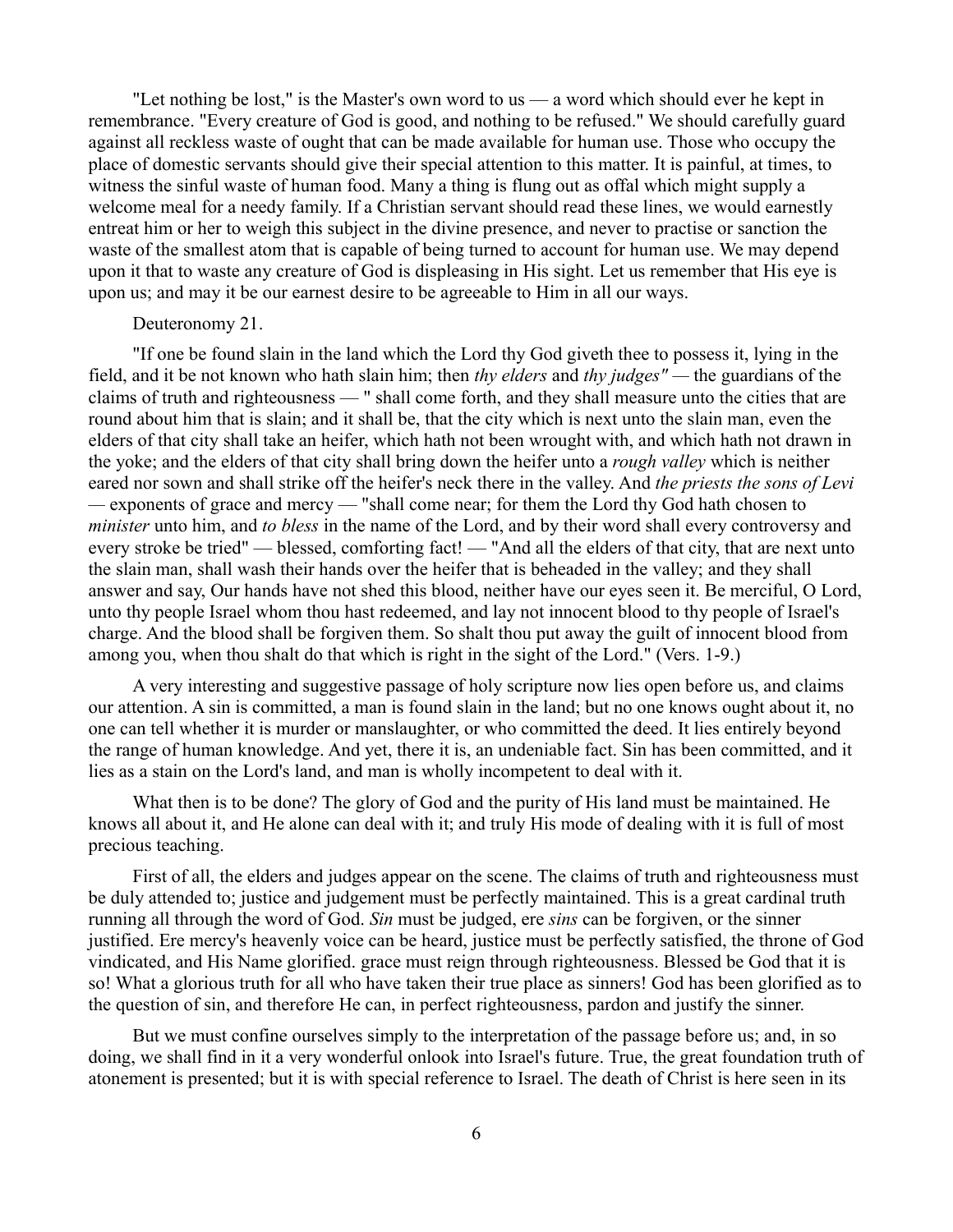"Let nothing be lost," is the Master's own word to us — a word which should ever he kept in remembrance. "Every creature of God is good, and nothing to be refused." We should carefully guard against all reckless waste of ought that can be made available for human use. Those who occupy the place of domestic servants should give their special attention to this matter. It is painful, at times, to witness the sinful waste of human food. Many a thing is flung out as offal which might supply a welcome meal for a needy family. If a Christian servant should read these lines, we would earnestly entreat him or her to weigh this subject in the divine presence, and never to practise or sanction the waste of the smallest atom that is capable of being turned to account for human use. We may depend upon it that to waste any creature of God is displeasing in His sight. Let us remember that His eye is upon us; and may it be our earnest desire to be agreeable to Him in all our ways.

Deuteronomy 21.

"If one be found slain in the land which the Lord thy God giveth thee to possess it, lying in the field, and it be not known who hath slain him; then *thy elders* and *thy judges"* — the guardians of the claims of truth and righteousness — " shall come forth, and they shall measure unto the cities that are round about him that is slain; and it shall be, that the city which is next unto the slain man, even the elders of that city shall take an heifer, which hath not been wrought with, and which hath not drawn in the yoke; and the elders of that city shall bring down the heifer unto a *rough valley* which is neither eared nor sown and shall strike off the heifer's neck there in the valley. And *the priests the sons of Levi* — exponents of grace and mercy — "shall come near; for them the Lord thy God hath chosen to *minister* unto him, and *to bless* in the name of the Lord, and by their word shall every controversy and every stroke be tried" — blessed, comforting fact! — "And all the elders of that city, that are next unto the slain man, shall wash their hands over the heifer that is beheaded in the valley; and they shall answer and say, Our hands have not shed this blood, neither have our eyes seen it. Be merciful, O Lord, unto thy people Israel whom thou hast redeemed, and lay not innocent blood to thy people of Israel's charge. And the blood shall be forgiven them. So shalt thou put away the guilt of innocent blood from among you, when thou shalt do that which is right in the sight of the Lord." (Vers. 1-9.)

A very interesting and suggestive passage of holy scripture now lies open before us, and claims our attention. A sin is committed, a man is found slain in the land; but no one knows ought about it, no one can tell whether it is murder or manslaughter, or who committed the deed. It lies entirely beyond the range of human knowledge. And yet, there it is, an undeniable fact. Sin has been committed, and it lies as a stain on the Lord's land, and man is wholly incompetent to deal with it.

What then is to be done? The glory of God and the purity of His land must be maintained. He knows all about it, and He alone can deal with it; and truly His mode of dealing with it is full of most precious teaching.

First of all, the elders and judges appear on the scene. The claims of truth and righteousness must be duly attended to; justice and judgement must be perfectly maintained. This is a great cardinal truth running all through the word of God. *Sin* must be judged, ere *sins* can be forgiven, or the sinner justified. Ere mercy's heavenly voice can be heard, justice must be perfectly satisfied, the throne of God vindicated, and His Name glorified. grace must reign through righteousness. Blessed be God that it is so! What a glorious truth for all who have taken their true place as sinners! God has been glorified as to the question of sin, and therefore He can, in perfect righteousness, pardon and justify the sinner.

But we must confine ourselves simply to the interpretation of the passage before us; and, in so doing, we shall find in it a very wonderful onlook into Israel's future. True, the great foundation truth of atonement is presented; but it is with special reference to Israel. The death of Christ is here seen in its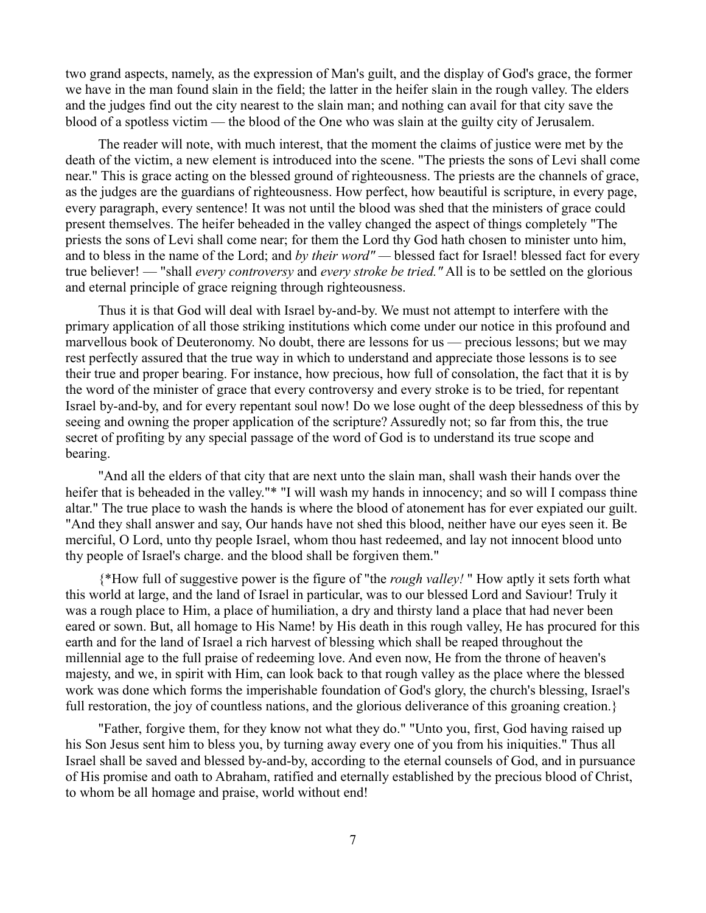two grand aspects, namely, as the expression of Man's guilt, and the display of God's grace, the former we have in the man found slain in the field; the latter in the heifer slain in the rough valley. The elders and the judges find out the city nearest to the slain man; and nothing can avail for that city save the blood of a spotless victim — the blood of the One who was slain at the guilty city of Jerusalem.

The reader will note, with much interest, that the moment the claims of justice were met by the death of the victim, a new element is introduced into the scene. "The priests the sons of Levi shall come near." This is grace acting on the blessed ground of righteousness. The priests are the channels of grace, as the judges are the guardians of righteousness. How perfect, how beautiful is scripture, in every page, every paragraph, every sentence! It was not until the blood was shed that the ministers of grace could present themselves. The heifer beheaded in the valley changed the aspect of things completely "The priests the sons of Levi shall come near; for them the Lord thy God hath chosen to minister unto him, and to bless in the name of the Lord; and *by their word"* — blessed fact for Israel! blessed fact for every true believer! — "shall *every controversy* and *every stroke be tried."* All is to be settled on the glorious and eternal principle of grace reigning through righteousness.

Thus it is that God will deal with Israel by-and-by. We must not attempt to interfere with the primary application of all those striking institutions which come under our notice in this profound and marvellous book of Deuteronomy. No doubt, there are lessons for us — precious lessons; but we may rest perfectly assured that the true way in which to understand and appreciate those lessons is to see their true and proper bearing. For instance, how precious, how full of consolation, the fact that it is by the word of the minister of grace that every controversy and every stroke is to be tried, for repentant Israel by-and-by, and for every repentant soul now! Do we lose ought of the deep blessedness of this by seeing and owning the proper application of the scripture? Assuredly not; so far from this, the true secret of profiting by any special passage of the word of God is to understand its true scope and bearing.

"And all the elders of that city that are next unto the slain man, shall wash their hands over the heifer that is beheaded in the valley."* "I will wash my hands in innocency; and so will I compass thine altar." The true place to wash the hands is where the blood of atonement has for ever expiated our guilt. "And they shall answer and say, Our hands have not shed this blood, neither have our eyes seen it. Be merciful, O Lord, unto thy people Israel, whom thou hast redeemed, and lay not innocent blood unto thy people of Israel's charge. and the blood shall be forgiven them."

{*How full of suggestive power is the figure of "the *rough valley!* " How aptly it sets forth what this world at large, and the land of Israel in particular, was to our blessed Lord and Saviour! Truly it was a rough place to Him, a place of humiliation, a dry and thirsty land a place that had never been eared or sown. But, all homage to His Name! by His death in this rough valley, He has procured for this earth and for the land of Israel a rich harvest of blessing which shall be reaped throughout the millennial age to the full praise of redeeming love. And even now, He from the throne of heaven's majesty, and we, in spirit with Him, can look back to that rough valley as the place where the blessed work was done which forms the imperishable foundation of God's glory, the church's blessing, Israel's full restoration, the joy of countless nations, and the glorious deliverance of this groaning creation.}

"Father, forgive them, for they know not what they do." "Unto you, first, God having raised up his Son Jesus sent him to bless you, by turning away every one of you from his iniquities." Thus all Israel shall be saved and blessed by-and-by, according to the eternal counsels of God, and in pursuance of His promise and oath to Abraham, ratified and eternally established by the precious blood of Christ, to whom be all homage and praise, world without end!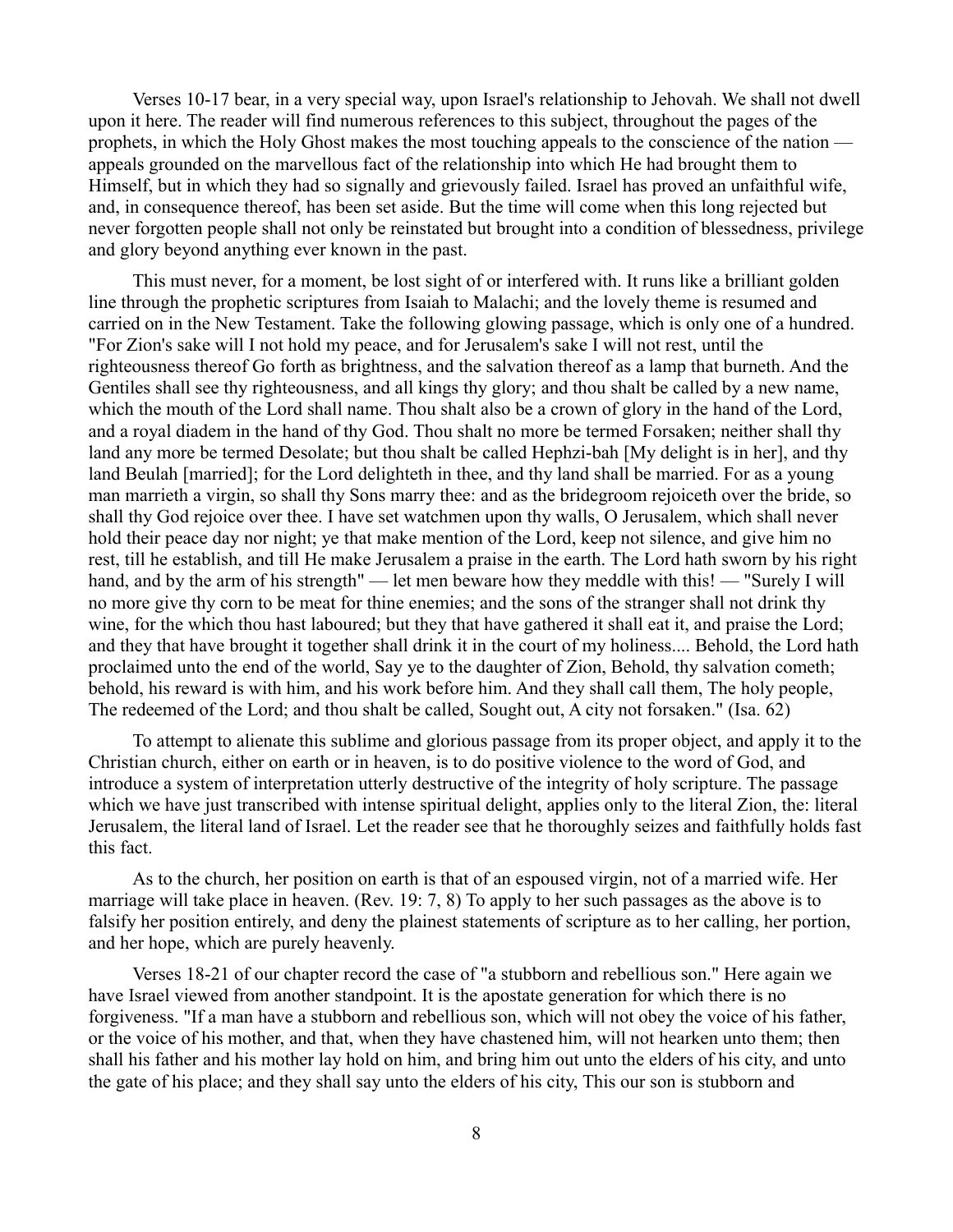Verses 10-17 bear, in a very special way, upon Israel's relationship to Jehovah. We shall not dwell upon it here. The reader will find numerous references to this subject, throughout the pages of the prophets, in which the Holy Ghost makes the most touching appeals to the conscience of the nation — appeals grounded on the marvellous fact of the relationship into which He had brought them to Himself, but in which they had so signally and grievously failed. Israel has proved an unfaithful wife, and, in consequence thereof, has been set aside. But the time will come when this long rejected but never forgotten people shall not only be reinstated but brought into a condition of blessedness, privilege and glory beyond anything ever known in the past.

This must never, for a moment, be lost sight of or interfered with. It runs like a brilliant golden line through the prophetic scriptures from Isaiah to Malachi; and the lovely theme is resumed and carried on in the New Testament. Take the following glowing passage, which is only one of a hundred. "For Zion's sake will I not hold my peace, and for Jerusalem's sake I will not rest, until the righteousness thereof Go forth as brightness, and the salvation thereof as a lamp that burneth. And the Gentiles shall see thy righteousness, and all kings thy glory; and thou shalt be called by a new name, which the mouth of the Lord shall name. Thou shalt also be a crown of glory in the hand of the Lord, and a royal diadem in the hand of thy God. Thou shalt no more be termed Forsaken; neither shall thy land any more be termed Desolate; but thou shalt be called Hephzi-bah [My delight is in her], and thy land Beulah [married]; for the Lord delighteth in thee, and thy land shall be married. For as a young man marrieth a virgin, so shall thy Sons marry thee: and as the bridegroom rejoiceth over the bride, so shall thy God rejoice over thee. I have set watchmen upon thy walls, O Jerusalem, which shall never hold their peace day nor night; ye that make mention of the Lord, keep not silence, and give him no rest, till he establish, and till He make Jerusalem a praise in the earth. The Lord hath sworn by his right hand, and by the arm of his strength" — let men beware how they meddle with this! — "Surely I will no more give thy corn to be meat for thine enemies; and the sons of the stranger shall not drink thy wine, for the which thou hast laboured; but they that have gathered it shall eat it, and praise the Lord; and they that have brought it together shall drink it in the court of my holiness.... Behold, the Lord hath proclaimed unto the end of the world, Say ye to the daughter of Zion, Behold, thy salvation cometh; behold, his reward is with him, and his work before him. And they shall call them, The holy people, The redeemed of the Lord; and thou shalt be called, Sought out, A city not forsaken." (Isa. 62)

To attempt to alienate this sublime and glorious passage from its proper object, and apply it to the Christian church, either on earth or in heaven, is to do positive violence to the word of God, and introduce a system of interpretation utterly destructive of the integrity of holy scripture. The passage which we have just transcribed with intense spiritual delight, applies only to the literal Zion, the: literal Jerusalem, the literal land of Israel. Let the reader see that he thoroughly seizes and faithfully holds fast this fact.

As to the church, her position on earth is that of an espoused virgin, not of a married wife. Her marriage will take place in heaven. (Rev. 19: 7, 8) To apply to her such passages as the above is to falsify her position entirely, and deny the plainest statements of scripture as to her calling, her portion, and her hope, which are purely heavenly.

Verses 18-21 of our chapter record the case of "a stubborn and rebellious son." Here again we have Israel viewed from another standpoint. It is the apostate generation for which there is no forgiveness. "If a man have a stubborn and rebellious son, which will not obey the voice of his father, or the voice of his mother, and that, when they have chastened him, will not hearken unto them; then shall his father and his mother lay hold on him, and bring him out unto the elders of his city, and unto the gate of his place; and they shall say unto the elders of his city, This our son is stubborn and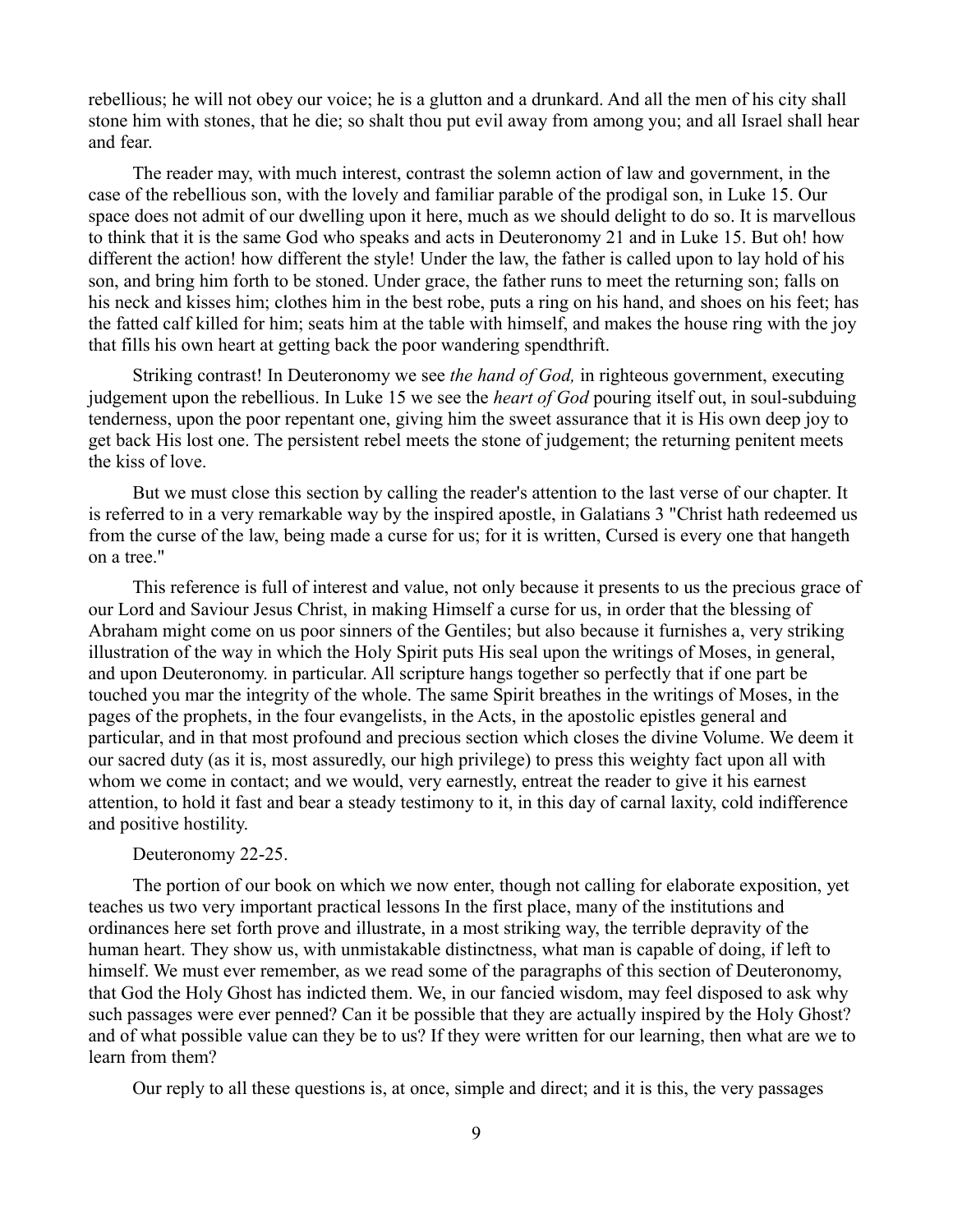rebellious; he will not obey our voice; he is a glutton and a drunkard. And all the men of his city shall stone him with stones, that he die; so shalt thou put evil away from among you; and all Israel shall hear and fear.

The reader may, with much interest, contrast the solemn action of law and government, in the case of the rebellious son, with the lovely and familiar parable of the prodigal son, in Luke 15. Our space does not admit of our dwelling upon it here, much as we should delight to do so. It is marvellous to think that it is the same God who speaks and acts in Deuteronomy 21 and in Luke 15. But oh! how different the action! how different the style! Under the law, the father is called upon to lay hold of his son, and bring him forth to be stoned. Under grace, the father runs to meet the returning son; falls on his neck and kisses him; clothes him in the best robe, puts a ring on his hand, and shoes on his feet; has the fatted calf killed for him; seats him at the table with himself, and makes the house ring with the joy that fills his own heart at getting back the poor wandering spendthrift.

Striking contrast! In Deuteronomy we see *the hand of God,* in righteous government, executing judgement upon the rebellious. In Luke 15 we see the *heart of God* pouring itself out, in soul-subduing tenderness, upon the poor repentant one, giving him the sweet assurance that it is His own deep joy to get back His lost one. The persistent rebel meets the stone of judgement; the returning penitent meets the kiss of love.

But we must close this section by calling the reader's attention to the last verse of our chapter. It is referred to in a very remarkable way by the inspired apostle, in Galatians 3 "Christ hath redeemed us from the curse of the law, being made a curse for us; for it is written, Cursed is every one that hangeth on a tree."

This reference is full of interest and value, not only because it presents to us the precious grace of our Lord and Saviour Jesus Christ, in making Himself a curse for us, in order that the blessing of Abraham might come on us poor sinners of the Gentiles; but also because it furnishes a, very striking illustration of the way in which the Holy Spirit puts His seal upon the writings of Moses, in general, and upon Deuteronomy. in particular. All scripture hangs together so perfectly that if one part be touched you mar the integrity of the whole. The same Spirit breathes in the writings of Moses, in the pages of the prophets, in the four evangelists, in the Acts, in the apostolic epistles general and particular, and in that most profound and precious section which closes the divine Volume. We deem it our sacred duty (as it is, most assuredly, our high privilege) to press this weighty fact upon all with whom we come in contact; and we would, very earnestly, entreat the reader to give it his earnest attention, to hold it fast and bear a steady testimony to it, in this day of carnal laxity, cold indifference and positive hostility.

Deuteronomy 22-25.

The portion of our book on which we now enter, though not calling for elaborate exposition, yet teaches us two very important practical lessons In the first place, many of the institutions and ordinances here set forth prove and illustrate, in a most striking way, the terrible depravity of the human heart. They show us, with unmistakable distinctness, what man is capable of doing, if left to himself. We must ever remember, as we read some of the paragraphs of this section of Deuteronomy, that God the Holy Ghost has indicted them. We, in our fancied wisdom, may feel disposed to ask why such passages were ever penned? Can it be possible that they are actually inspired by the Holy Ghost? and of what possible value can they be to us? If they were written for our learning, then what are we to learn from them?

Our reply to all these questions is, at once, simple and direct; and it is this, the very passages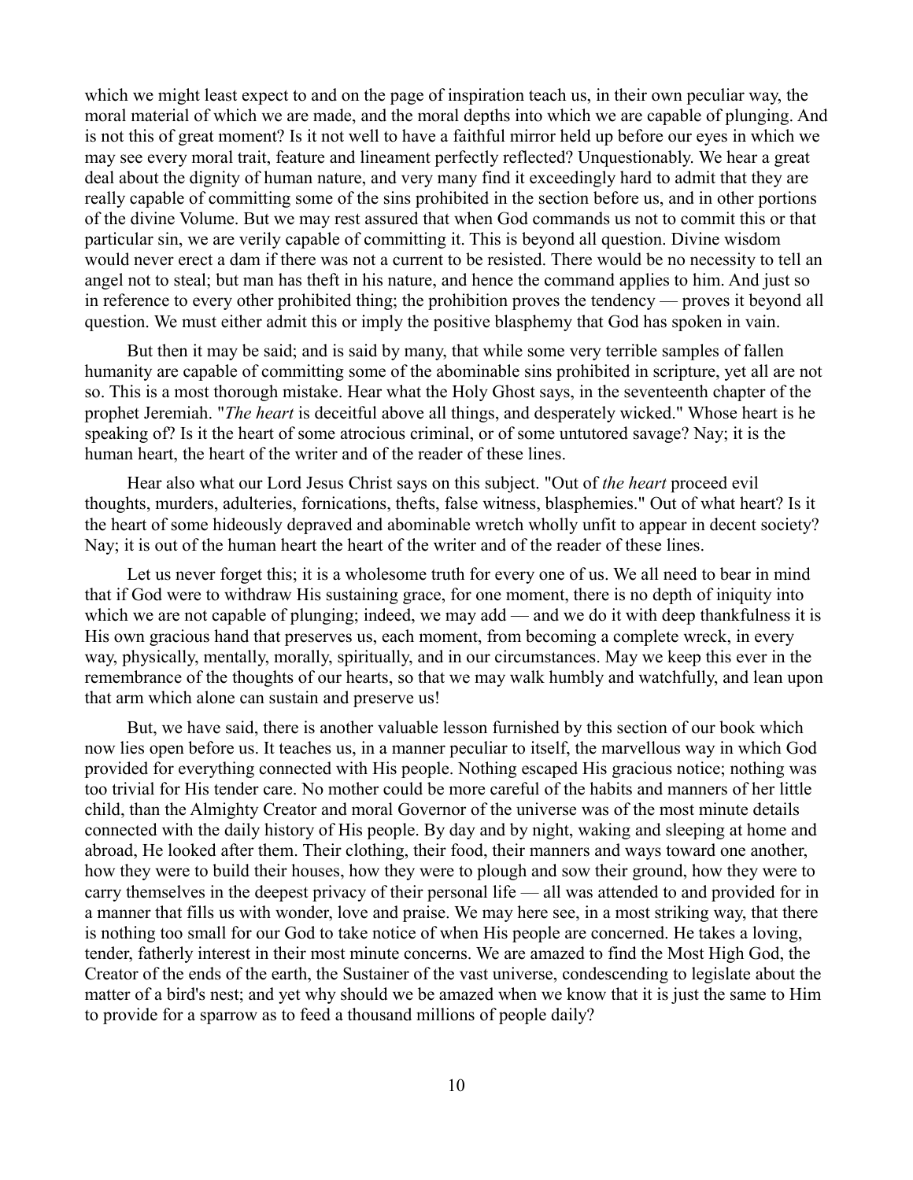which we might least expect to and on the page of inspiration teach us, in their own peculiar way, the moral material of which we are made, and the moral depths into which we are capable of plunging. And is not this of great moment? Is it not well to have a faithful mirror held up before our eyes in which we may see every moral trait, feature and lineament perfectly reflected? Unquestionably. We hear a great deal about the dignity of human nature, and very many find it exceedingly hard to admit that they are really capable of committing some of the sins prohibited in the section before us, and in other portions of the divine Volume. But we may rest assured that when God commands us not to commit this or that particular sin, we are verily capable of committing it. This is beyond all question. Divine wisdom would never erect a dam if there was not a current to be resisted. There would be no necessity to tell an angel not to steal; but man has theft in his nature, and hence the command applies to him. And just so in reference to every other prohibited thing; the prohibition proves the tendency — proves it beyond all question. We must either admit this or imply the positive blasphemy that God has spoken in vain.

But then it may be said; and is said by many, that while some very terrible samples of fallen humanity are capable of committing some of the abominable sins prohibited in scripture, yet all are not so. This is a most thorough mistake. Hear what the Holy Ghost says, in the seventeenth chapter of the prophet Jeremiah. "*The heart* is deceitful above all things, and desperately wicked." Whose heart is he speaking of? Is it the heart of some atrocious criminal, or of some untutored savage? Nay; it is the human heart, the heart of the writer and of the reader of these lines.

Hear also what our Lord Jesus Christ says on this subject. "Out of *the heart* proceed evil thoughts, murders, adulteries, fornications, thefts, false witness, blasphemies." Out of what heart? Is it the heart of some hideously depraved and abominable wretch wholly unfit to appear in decent society? Nay; it is out of the human heart the heart of the writer and of the reader of these lines.

Let us never forget this; it is a wholesome truth for every one of us. We all need to bear in mind that if God were to withdraw His sustaining grace, for one moment, there is no depth of iniquity into which we are not capable of plunging; indeed, we may add — and we do it with deep thankfulness it is His own gracious hand that preserves us, each moment, from becoming a complete wreck, in every way, physically, mentally, morally, spiritually, and in our circumstances. May we keep this ever in the remembrance of the thoughts of our hearts, so that we may walk humbly and watchfully, and lean upon that arm which alone can sustain and preserve us!

But, we have said, there is another valuable lesson furnished by this section of our book which now lies open before us. It teaches us, in a manner peculiar to itself, the marvellous way in which God provided for everything connected with His people. Nothing escaped His gracious notice; nothing was too trivial for His tender care. No mother could be more careful of the habits and manners of her little child, than the Almighty Creator and moral Governor of the universe was of the most minute details connected with the daily history of His people. By day and by night, waking and sleeping at home and abroad, He looked after them. Their clothing, their food, their manners and ways toward one another, how they were to build their houses, how they were to plough and sow their ground, how they were to carry themselves in the deepest privacy of their personal life — all was attended to and provided for in a manner that fills us with wonder, love and praise. We may here see, in a most striking way, that there is nothing too small for our God to take notice of when His people are concerned. He takes a loving, tender, fatherly interest in their most minute concerns. We are amazed to find the Most High God, the Creator of the ends of the earth, the Sustainer of the vast universe, condescending to legislate about the matter of a bird's nest; and yet why should we be amazed when we know that it is just the same to Him to provide for a sparrow as to feed a thousand millions of people daily?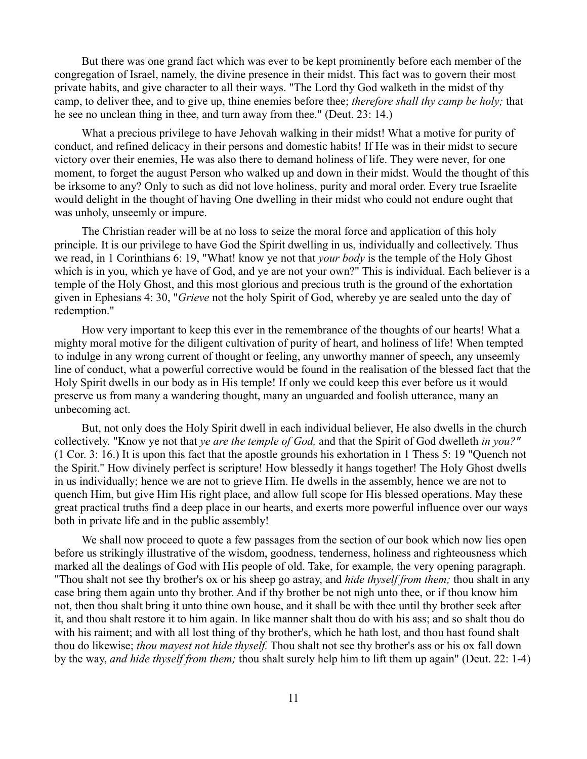But there was one grand fact which was ever to be kept prominently before each member of the congregation of Israel, namely, the divine presence in their midst. This fact was to govern their most private habits, and give character to all their ways. "The Lord thy God walketh in the midst of thy camp, to deliver thee, and to give up, thine enemies before thee; *therefore shall thy camp be holy;* that he see no unclean thing in thee, and turn away from thee." (Deut. 23: 14.)

What a precious privilege to have Jehovah walking in their midst! What a motive for purity of conduct, and refined delicacy in their persons and domestic habits! If He was in their midst to secure victory over their enemies, He was also there to demand holiness of life. They were never, for one moment, to forget the august Person who walked up and down in their midst. Would the thought of this be irksome to any? Only to such as did not love holiness, purity and moral order. Every true Israelite would delight in the thought of having One dwelling in their midst who could not endure ought that was unholy, unseemly or impure.

The Christian reader will be at no loss to seize the moral force and application of this holy principle. It is our privilege to have God the Spirit dwelling in us, individually and collectively. Thus we read, in 1 Corinthians 6: 19, "What! know ye not that *your body* is the temple of the Holy Ghost which is in you, which ye have of God, and ye are not your own?" This is individual. Each believer is a temple of the Holy Ghost, and this most glorious and precious truth is the ground of the exhortation given in Ephesians 4: 30, "*Grieve* not the holy Spirit of God, whereby ye are sealed unto the day of redemption."

How very important to keep this ever in the remembrance of the thoughts of our hearts! What a mighty moral motive for the diligent cultivation of purity of heart, and holiness of life! When tempted to indulge in any wrong current of thought or feeling, any unworthy manner of speech, any unseemly line of conduct, what a powerful corrective would be found in the realisation of the blessed fact that the Holy Spirit dwells in our body as in His temple! If only we could keep this ever before us it would preserve us from many a wandering thought, many an unguarded and foolish utterance, many an unbecoming act.

But, not only does the Holy Spirit dwell in each individual believer, He also dwells in the church collectively. "Know ye not that *ye are the temple of God,* and that the Spirit of God dwelleth *in you?"* (1 Cor. 3: 16.) It is upon this fact that the apostle grounds his exhortation in 1 Thess 5: 19 "Quench not the Spirit." How divinely perfect is scripture! How blessedly it hangs together! The Holy Ghost dwells in us individually; hence we are not to grieve Him. He dwells in the assembly, hence we are not to quench Him, but give Him His right place, and allow full scope for His blessed operations. May these great practical truths find a deep place in our hearts, and exerts more powerful influence over our ways both in private life and in the public assembly!

We shall now proceed to quote a few passages from the section of our book which now lies open before us strikingly illustrative of the wisdom, goodness, tenderness, holiness and righteousness which marked all the dealings of God with His people of old. Take, for example, the very opening paragraph. "Thou shalt not see thy brother's ox or his sheep go astray, and *hide thyself from them;* thou shalt in any case bring them again unto thy brother. And if thy brother be not nigh unto thee, or if thou know him not, then thou shalt bring it unto thine own house, and it shall be with thee until thy brother seek after it, and thou shalt restore it to him again. In like manner shalt thou do with his ass; and so shalt thou do with his raiment; and with all lost thing of thy brother's, which he hath lost, and thou hast found shalt thou do likewise; *thou mayest not hide thyself.* Thou shalt not see thy brother's ass or his ox fall down by the way, *and hide thyself from them;* thou shalt surely help him to lift them up again" (Deut. 22: 1-4)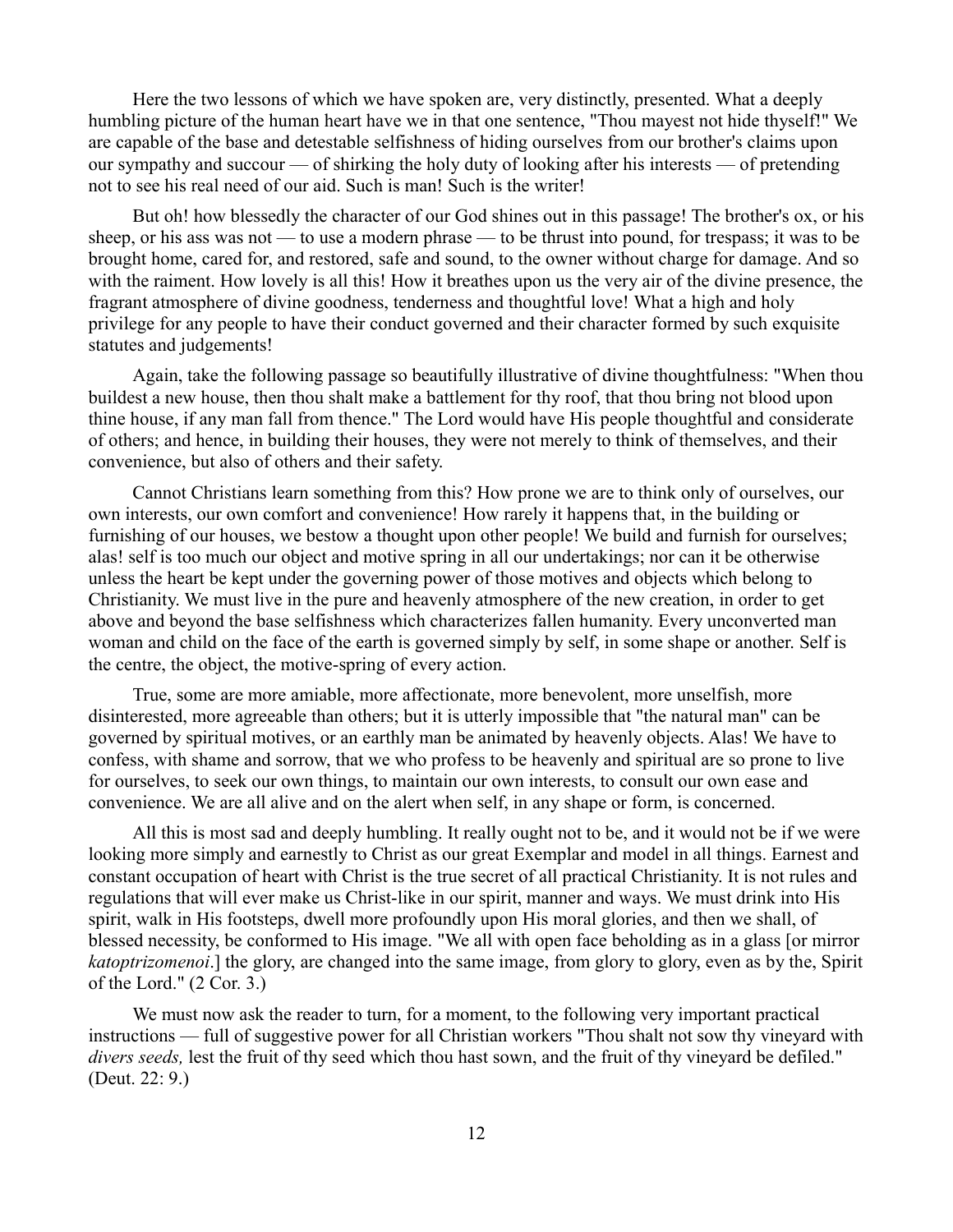Here the two lessons of which we have spoken are, very distinctly, presented. What a deeply humbling picture of the human heart have we in that one sentence, "Thou mayest not hide thyself!" We are capable of the base and detestable selfishness of hiding ourselves from our brother's claims upon our sympathy and succour — of shirking the holy duty of looking after his interests — of pretending not to see his real need of our aid. Such is man! Such is the writer!

But oh! how blessedly the character of our God shines out in this passage! The brother's ox, or his sheep, or his ass was not — to use a modern phrase — to be thrust into pound, for trespass; it was to be brought home, cared for, and restored, safe and sound, to the owner without charge for damage. And so with the raiment. How lovely is all this! How it breathes upon us the very air of the divine presence, the fragrant atmosphere of divine goodness, tenderness and thoughtful love! What a high and holy privilege for any people to have their conduct governed and their character formed by such exquisite statutes and judgements!

Again, take the following passage so beautifully illustrative of divine thoughtfulness: "When thou buildest a new house, then thou shalt make a battlement for thy roof, that thou bring not blood upon thine house, if any man fall from thence." The Lord would have His people thoughtful and considerate of others; and hence, in building their houses, they were not merely to think of themselves, and their convenience, but also of others and their safety.

Cannot Christians learn something from this? How prone we are to think only of ourselves, our own interests, our own comfort and convenience! How rarely it happens that, in the building or furnishing of our houses, we bestow a thought upon other people! We build and furnish for ourselves; alas! self is too much our object and motive spring in all our undertakings; nor can it be otherwise unless the heart be kept under the governing power of those motives and objects which belong to Christianity. We must live in the pure and heavenly atmosphere of the new creation, in order to get above and beyond the base selfishness which characterizes fallen humanity. Every unconverted man woman and child on the face of the earth is governed simply by self, in some shape or another. Self is the centre, the object, the motive-spring of every action.

True, some are more amiable, more affectionate, more benevolent, more unselfish, more disinterested, more agreeable than others; but it is utterly impossible that "the natural man" can be governed by spiritual motives, or an earthly man be animated by heavenly objects. Alas! We have to confess, with shame and sorrow, that we who profess to be heavenly and spiritual are so prone to live for ourselves, to seek our own things, to maintain our own interests, to consult our own ease and convenience. We are all alive and on the alert when self, in any shape or form, is concerned.

All this is most sad and deeply humbling. It really ought not to be, and it would not be if we were looking more simply and earnestly to Christ as our great Exemplar and model in all things. Earnest and constant occupation of heart with Christ is the true secret of all practical Christianity. It is not rules and regulations that will ever make us Christ-like in our spirit, manner and ways. We must drink into His spirit, walk in His footsteps, dwell more profoundly upon His moral glories, and then we shall, of blessed necessity, be conformed to His image. "We all with open face beholding as in a glass [or mirror *katoptrizomenoi*.] the glory, are changed into the same image, from glory to glory, even as by the, Spirit of the Lord." (2 Cor. 3.)

We must now ask the reader to turn, for a moment, to the following very important practical instructions — full of suggestive power for all Christian workers "Thou shalt not sow thy vineyard with *divers seeds,* lest the fruit of thy seed which thou hast sown, and the fruit of thy vineyard be defiled." (Deut. 22: 9.)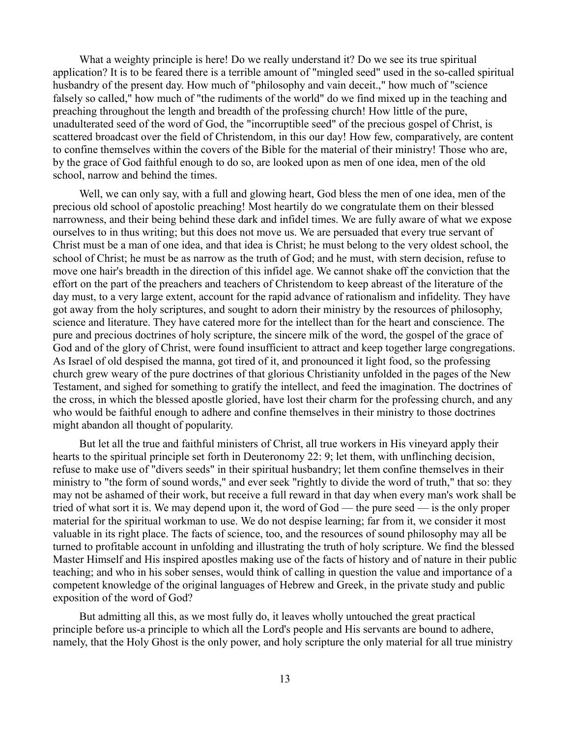What a weighty principle is here! Do we really understand it? Do we see its true spiritual application? It is to be feared there is a terrible amount of "mingled seed" used in the so-called spiritual husbandry of the present day. How much of "philosophy and vain deceit.," how much of "science falsely so called," how much of "the rudiments of the world" do we find mixed up in the teaching and preaching throughout the length and breadth of the professing church! How little of the pure, unadulterated seed of the word of God, the "incorruptible seed" of the precious gospel of Christ, is scattered broadcast over the field of Christendom, in this our day! How few, comparatively, are content to confine themselves within the covers of the Bible for the material of their ministry! Those who are, by the grace of God faithful enough to do so, are looked upon as men of one idea, men of the old school, narrow and behind the times.

Well, we can only say, with a full and glowing heart, God bless the men of one idea, men of the precious old school of apostolic preaching! Most heartily do we congratulate them on their blessed narrowness, and their being behind these dark and infidel times. We are fully aware of what we expose ourselves to in thus writing; but this does not move us. We are persuaded that every true servant of Christ must be a man of one idea, and that idea is Christ; he must belong to the very oldest school, the school of Christ; he must be as narrow as the truth of God; and he must, with stern decision, refuse to move one hair's breadth in the direction of this infidel age. We cannot shake off the conviction that the effort on the part of the preachers and teachers of Christendom to keep abreast of the literature of the day must, to a very large extent, account for the rapid advance of rationalism and infidelity. They have got away from the holy scriptures, and sought to adorn their ministry by the resources of philosophy, science and literature. They have catered more for the intellect than for the heart and conscience. The pure and precious doctrines of holy scripture, the sincere milk of the word, the gospel of the grace of God and of the glory of Christ, were found insufficient to attract and keep together large congregations. As Israel of old despised the manna, got tired of it, and pronounced it light food, so the professing church grew weary of the pure doctrines of that glorious Christianity unfolded in the pages of the New Testament, and sighed for something to gratify the intellect, and feed the imagination. The doctrines of the cross, in which the blessed apostle gloried, have lost their charm for the professing church, and any who would be faithful enough to adhere and confine themselves in their ministry to those doctrines might abandon all thought of popularity.

But let all the true and faithful ministers of Christ, all true workers in His vineyard apply their hearts to the spiritual principle set forth in Deuteronomy 22: 9; let them, with unflinching decision, refuse to make use of "divers seeds" in their spiritual husbandry; let them confine themselves in their ministry to "the form of sound words," and ever seek "rightly to divide the word of truth," that so: they may not be ashamed of their work, but receive a full reward in that day when every man's work shall be tried of what sort it is. We may depend upon it, the word of God — the pure seed — is the only proper material for the spiritual workman to use. We do not despise learning; far from it, we consider it most valuable in its right place. The facts of science, too, and the resources of sound philosophy may all be turned to profitable account in unfolding and illustrating the truth of holy scripture. We find the blessed Master Himself and His inspired apostles making use of the facts of history and of nature in their public teaching; and who in his sober senses, would think of calling in question the value and importance of a competent knowledge of the original languages of Hebrew and Greek, in the private study and public exposition of the word of God?

But admitting all this, as we most fully do, it leaves wholly untouched the great practical principle before us-a principle to which all the Lord's people and His servants are bound to adhere, namely, that the Holy Ghost is the only power, and holy scripture the only material for all true ministry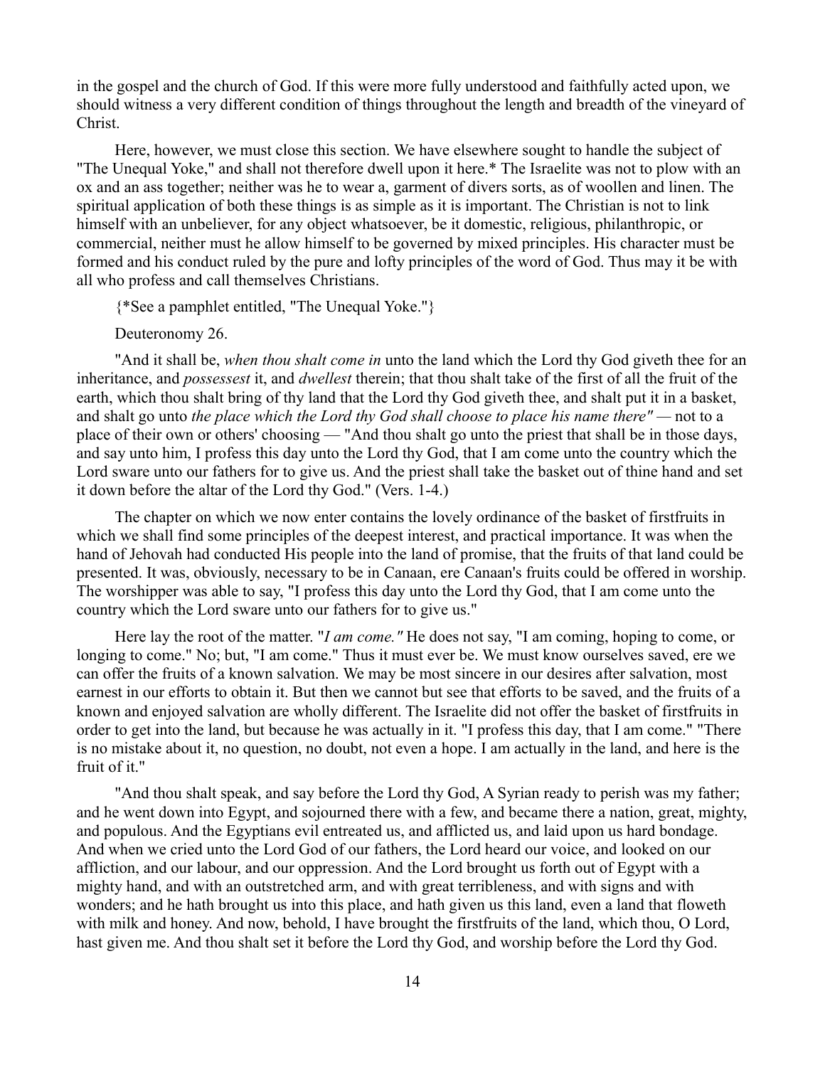in the gospel and the church of God. If this were more fully understood and faithfully acted upon, we should witness a very different condition of things throughout the length and breadth of the vineyard of Christ.

Here, however, we must close this section. We have elsewhere sought to handle the subject of "The Unequal Yoke," and shall not therefore dwell upon it here.* The Israelite was not to plow with an ox and an ass together; neither was he to wear a, garment of divers sorts, as of woollen and linen. The spiritual application of both these things is as simple as it is important. The Christian is not to link himself with an unbeliever, for any object whatsoever, be it domestic, religious, philanthropic, or commercial, neither must he allow himself to be governed by mixed principles. His character must be formed and his conduct ruled by the pure and lofty principles of the word of God. Thus may it be with all who profess and call themselves Christians.

{*See a pamphlet entitled, "The Unequal Yoke."}

Deuteronomy 26.

"And it shall be, *when thou shalt come in* unto the land which the Lord thy God giveth thee for an inheritance, and *possessest* it, and *dwellest* therein; that thou shalt take of the first of all the fruit of the earth, which thou shalt bring of thy land that the Lord thy God giveth thee, and shalt put it in a basket, and shalt go unto *the place which the Lord thy God shall choose to place his name there"* — not to a place of their own or others' choosing — "And thou shalt go unto the priest that shall be in those days, and say unto him, I profess this day unto the Lord thy God, that I am come unto the country which the Lord sware unto our fathers for to give us. And the priest shall take the basket out of thine hand and set it down before the altar of the Lord thy God." (Vers. 1-4.)

The chapter on which we now enter contains the lovely ordinance of the basket of firstfruits in which we shall find some principles of the deepest interest, and practical importance. It was when the hand of Jehovah had conducted His people into the land of promise, that the fruits of that land could be presented. It was, obviously, necessary to be in Canaan, ere Canaan's fruits could be offered in worship. The worshipper was able to say, "I profess this day unto the Lord thy God, that I am come unto the country which the Lord sware unto our fathers for to give us."

Here lay the root of the matter. "*I am come."* He does not say, "I am coming, hoping to come, or longing to come." No; but, "I am come." Thus it must ever be. We must know ourselves saved, ere we can offer the fruits of a known salvation. We may be most sincere in our desires after salvation, most earnest in our efforts to obtain it. But then we cannot but see that efforts to be saved, and the fruits of a known and enjoyed salvation are wholly different. The Israelite did not offer the basket of firstfruits in order to get into the land, but because he was actually in it. "I profess this day, that I am come." "There is no mistake about it, no question, no doubt, not even a hope. I am actually in the land, and here is the fruit of it."

"And thou shalt speak, and say before the Lord thy God, A Syrian ready to perish was my father; and he went down into Egypt, and sojourned there with a few, and became there a nation, great, mighty, and populous. And the Egyptians evil entreated us, and afflicted us, and laid upon us hard bondage. And when we cried unto the Lord God of our fathers, the Lord heard our voice, and looked on our affliction, and our labour, and our oppression. And the Lord brought us forth out of Egypt with a mighty hand, and with an outstretched arm, and with great terribleness, and with signs and with wonders; and he hath brought us into this place, and hath given us this land, even a land that floweth with milk and honey. And now, behold, I have brought the firstfruits of the land, which thou, O Lord, hast given me. And thou shalt set it before the Lord thy God, and worship before the Lord thy God.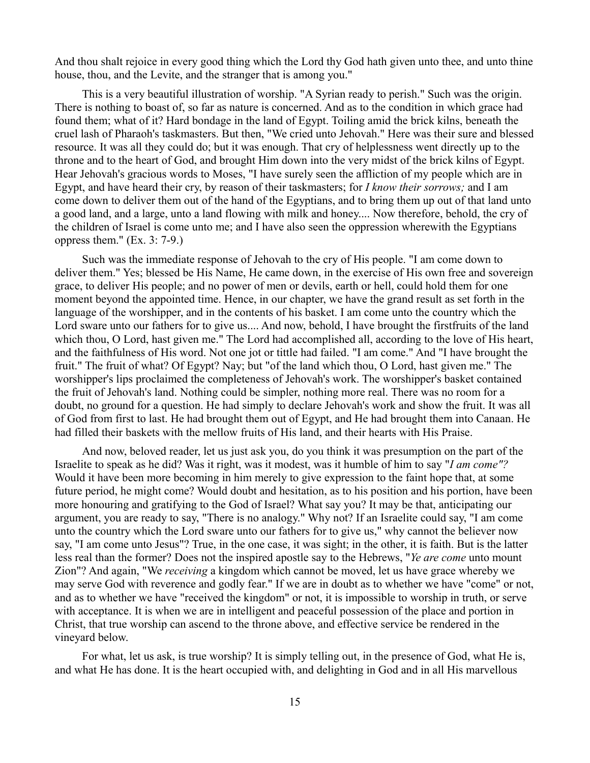And thou shalt rejoice in every good thing which the Lord thy God hath given unto thee, and unto thine house, thou, and the Levite, and the stranger that is among you."

This is a very beautiful illustration of worship. "A Syrian ready to perish." Such was the origin. There is nothing to boast of, so far as nature is concerned. And as to the condition in which grace had found them; what of it? Hard bondage in the land of Egypt. Toiling amid the brick kilns, beneath the cruel lash of Pharaoh's taskmasters. But then, "We cried unto Jehovah." Here was their sure and blessed resource. It was all they could do; but it was enough. That cry of helplessness went directly up to the throne and to the heart of God, and brought Him down into the very midst of the brick kilns of Egypt. Hear Jehovah's gracious words to Moses, "I have surely seen the affliction of my people which are in Egypt, and have heard their cry, by reason of their taskmasters; for *I know their sorrows;* and I am come down to deliver them out of the hand of the Egyptians, and to bring them up out of that land unto a good land, and a large, unto a land flowing with milk and honey.... Now therefore, behold, the cry of the children of Israel is come unto me; and I have also seen the oppression wherewith the Egyptians oppress them." (Ex. 3: 7-9.)

Such was the immediate response of Jehovah to the cry of His people. "I am come down to deliver them." Yes; blessed be His Name, He came down, in the exercise of His own free and sovereign grace, to deliver His people; and no power of men or devils, earth or hell, could hold them for one moment beyond the appointed time. Hence, in our chapter, we have the grand result as set forth in the language of the worshipper, and in the contents of his basket. I am come unto the country which the Lord sware unto our fathers for to give us.... And now, behold, I have brought the firstfruits of the land which thou, O Lord, hast given me." The Lord had accomplished all, according to the love of His heart, and the faithfulness of His word. Not one jot or tittle had failed. "I am come." And "I have brought the fruit." The fruit of what? Of Egypt? Nay; but "of the land which thou, O Lord, hast given me." The worshipper's lips proclaimed the completeness of Jehovah's work. The worshipper's basket contained the fruit of Jehovah's land. Nothing could be simpler, nothing more real. There was no room for a doubt, no ground for a question. He had simply to declare Jehovah's work and show the fruit. It was all of God from first to last. He had brought them out of Egypt, and He had brought them into Canaan. He had filled their baskets with the mellow fruits of His land, and their hearts with His Praise.

And now, beloved reader, let us just ask you, do you think it was presumption on the part of the Israelite to speak as he did? Was it right, was it modest, was it humble of him to say "*I am come"?* Would it have been more becoming in him merely to give expression to the faint hope that, at some future period, he might come? Would doubt and hesitation, as to his position and his portion, have been more honouring and gratifying to the God of Israel? What say you? It may be that, anticipating our argument, you are ready to say, "There is no analogy." Why not? If an Israelite could say, "I am come unto the country which the Lord sware unto our fathers for to give us," why cannot the believer now say, "I am come unto Jesus"? True, in the one case, it was sight; in the other, it is faith. But is the latter less real than the former? Does not the inspired apostle say to the Hebrews, "*Ye are come* unto mount Zion"? And again, "We *receiving* a kingdom which cannot be moved, let us have grace whereby we may serve God with reverence and godly fear." If we are in doubt as to whether we have "come" or not, and as to whether we have "received the kingdom" or not, it is impossible to worship in truth, or serve with acceptance. It is when we are in intelligent and peaceful possession of the place and portion in Christ, that true worship can ascend to the throne above, and effective service be rendered in the vineyard below.

For what, let us ask, is true worship? It is simply telling out, in the presence of God, what He is, and what He has done. It is the heart occupied with, and delighting in God and in all His marvellous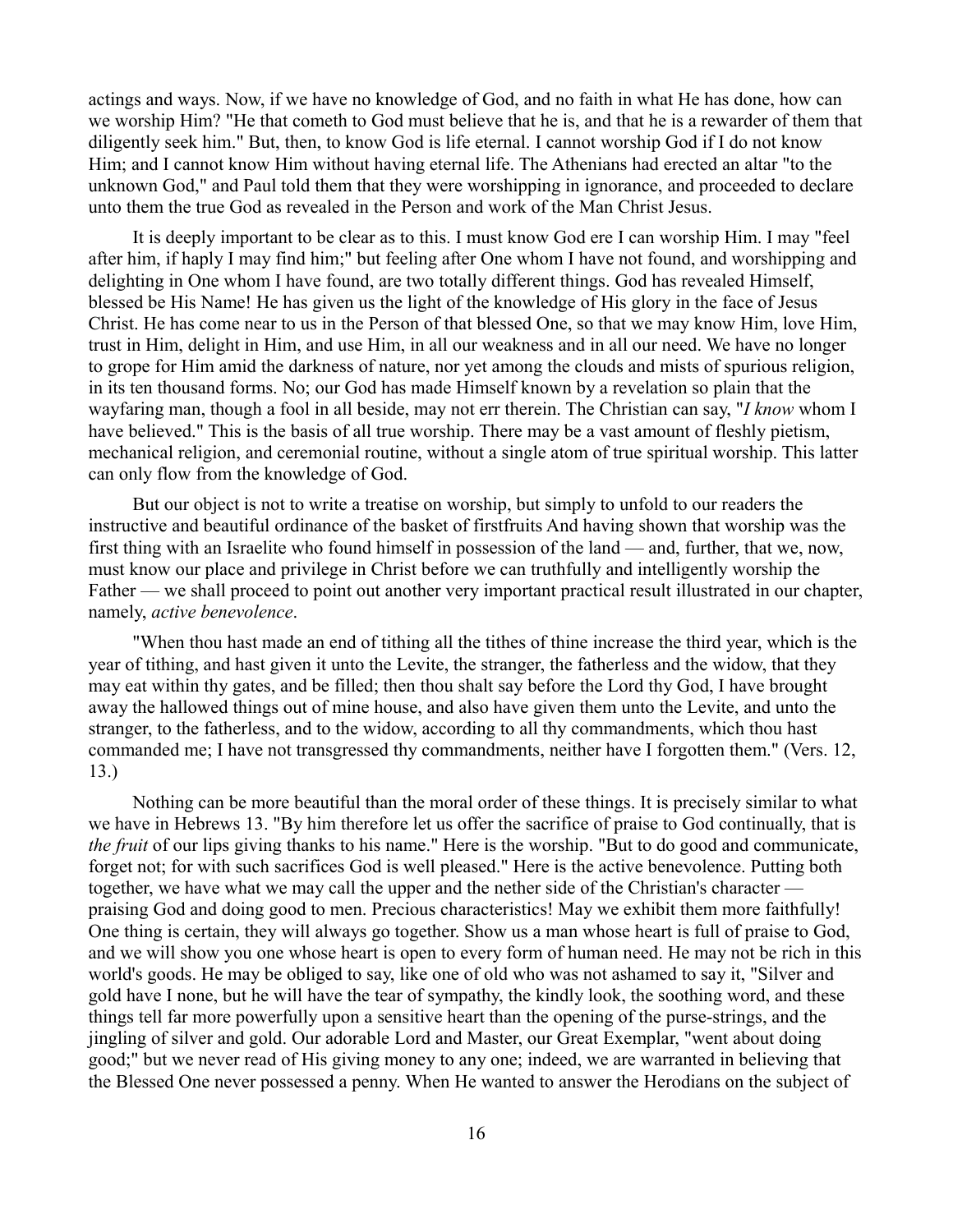actings and ways. Now, if we have no knowledge of God, and no faith in what He has done, how can we worship Him? "He that cometh to God must believe that he is, and that he is a rewarder of them that diligently seek him." But, then, to know God is life eternal. I cannot worship God if I do not know Him; and I cannot know Him without having eternal life. The Athenians had erected an altar "to the unknown God," and Paul told them that they were worshipping in ignorance, and proceeded to declare unto them the true God as revealed in the Person and work of the Man Christ Jesus.

It is deeply important to be clear as to this. I must know God ere I can worship Him. I may "feel after him, if haply I may find him;" but feeling after One whom I have not found, and worshipping and delighting in One whom I have found, are two totally different things. God has revealed Himself, blessed be His Name! He has given us the light of the knowledge of His glory in the face of Jesus Christ. He has come near to us in the Person of that blessed One, so that we may know Him, love Him, trust in Him, delight in Him, and use Him, in all our weakness and in all our need. We have no longer to grope for Him amid the darkness of nature, nor yet among the clouds and mists of spurious religion, in its ten thousand forms. No; our God has made Himself known by a revelation so plain that the wayfaring man, though a fool in all beside, may not err therein. The Christian can say, "*I know* whom I have believed." This is the basis of all true worship. There may be a vast amount of fleshly pietism, mechanical religion, and ceremonial routine, without a single atom of true spiritual worship. This latter can only flow from the knowledge of God.

But our object is not to write a treatise on worship, but simply to unfold to our readers the instructive and beautiful ordinance of the basket of firstfruits And having shown that worship was the first thing with an Israelite who found himself in possession of the land — and, further, that we, now, must know our place and privilege in Christ before we can truthfully and intelligently worship the Father — we shall proceed to point out another very important practical result illustrated in our chapter, namely, *active benevolence*.

"When thou hast made an end of tithing all the tithes of thine increase the third year, which is the year of tithing, and hast given it unto the Levite, the stranger, the fatherless and the widow, that they may eat within thy gates, and be filled; then thou shalt say before the Lord thy God, I have brought away the hallowed things out of mine house, and also have given them unto the Levite, and unto the stranger, to the fatherless, and to the widow, according to all thy commandments, which thou hast commanded me; I have not transgressed thy commandments, neither have I forgotten them." (Vers. 12, 13.)

Nothing can be more beautiful than the moral order of these things. It is precisely similar to what we have in Hebrews 13. "By him therefore let us offer the sacrifice of praise to God continually, that is *the fruit* of our lips giving thanks to his name." Here is the worship. "But to do good and communicate, forget not; for with such sacrifices God is well pleased." Here is the active benevolence. Putting both together, we have what we may call the upper and the nether side of the Christian's character — praising God and doing good to men. Precious characteristics! May we exhibit them more faithfully! One thing is certain, they will always go together. Show us a man whose heart is full of praise to God, and we will show you one whose heart is open to every form of human need. He may not be rich in this world's goods. He may be obliged to say, like one of old who was not ashamed to say it, "Silver and gold have I none, but he will have the tear of sympathy, the kindly look, the soothing word, and these things tell far more powerfully upon a sensitive heart than the opening of the purse-strings, and the jingling of silver and gold. Our adorable Lord and Master, our Great Exemplar, "went about doing good;" but we never read of His giving money to any one; indeed, we are warranted in believing that the Blessed One never possessed a penny. When He wanted to answer the Herodians on the subject of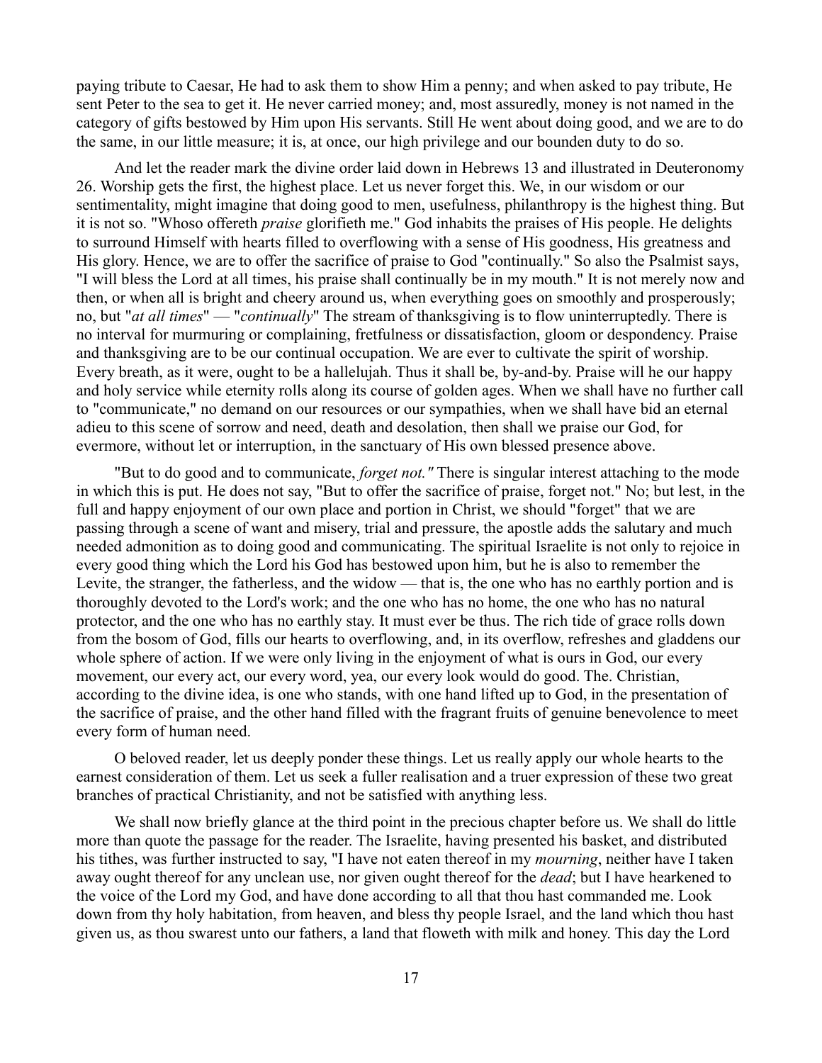paying tribute to Caesar, He had to ask them to show Him a penny; and when asked to pay tribute, He sent Peter to the sea to get it. He never carried money; and, most assuredly, money is not named in the category of gifts bestowed by Him upon His servants. Still He went about doing good, and we are to do the same, in our little measure; it is, at once, our high privilege and our bounden duty to do so.

And let the reader mark the divine order laid down in Hebrews 13 and illustrated in Deuteronomy 26. Worship gets the first, the highest place. Let us never forget this. We, in our wisdom or our sentimentality, might imagine that doing good to men, usefulness, philanthropy is the highest thing. But it is not so. "Whoso offereth *praise* glorifieth me." God inhabits the praises of His people. He delights to surround Himself with hearts filled to overflowing with a sense of His goodness, His greatness and His glory. Hence, we are to offer the sacrifice of praise to God "continually." So also the Psalmist says, "I will bless the Lord at all times, his praise shall continually be in my mouth." It is not merely now and then, or when all is bright and cheery around us, when everything goes on smoothly and prosperously; no, but "*at all times*" — "*continually*" The stream of thanksgiving is to flow uninterruptedly. There is no interval for murmuring or complaining, fretfulness or dissatisfaction, gloom or despondency. Praise and thanksgiving are to be our continual occupation. We are ever to cultivate the spirit of worship. Every breath, as it were, ought to be a hallelujah. Thus it shall be, by-and-by. Praise will he our happy and holy service while eternity rolls along its course of golden ages. When we shall have no further call to "communicate," no demand on our resources or our sympathies, when we shall have bid an eternal adieu to this scene of sorrow and need, death and desolation, then shall we praise our God, for evermore, without let or interruption, in the sanctuary of His own blessed presence above.

"But to do good and to communicate, *forget not."* There is singular interest attaching to the mode in which this is put. He does not say, "But to offer the sacrifice of praise, forget not." No; but lest, in the full and happy enjoyment of our own place and portion in Christ, we should "forget" that we are passing through a scene of want and misery, trial and pressure, the apostle adds the salutary and much needed admonition as to doing good and communicating. The spiritual Israelite is not only to rejoice in every good thing which the Lord his God has bestowed upon him, but he is also to remember the Levite, the stranger, the fatherless, and the widow — that is, the one who has no earthly portion and is thoroughly devoted to the Lord's work; and the one who has no home, the one who has no natural protector, and the one who has no earthly stay. It must ever be thus. The rich tide of grace rolls down from the bosom of God, fills our hearts to overflowing, and, in its overflow, refreshes and gladdens our whole sphere of action. If we were only living in the enjoyment of what is ours in God, our every movement, our every act, our every word, yea, our every look would do good. The. Christian, according to the divine idea, is one who stands, with one hand lifted up to God, in the presentation of the sacrifice of praise, and the other hand filled with the fragrant fruits of genuine benevolence to meet every form of human need.

O beloved reader, let us deeply ponder these things. Let us really apply our whole hearts to the earnest consideration of them. Let us seek a fuller realisation and a truer expression of these two great branches of practical Christianity, and not be satisfied with anything less.

We shall now briefly glance at the third point in the precious chapter before us. We shall do little more than quote the passage for the reader. The Israelite, having presented his basket, and distributed his tithes, was further instructed to say, "I have not eaten thereof in my *mourning*, neither have I taken away ought thereof for any unclean use, nor given ought thereof for the *dead*; but I have hearkened to the voice of the Lord my God, and have done according to all that thou hast commanded me. Look down from thy holy habitation, from heaven, and bless thy people Israel, and the land which thou hast given us, as thou swarest unto our fathers, a land that floweth with milk and honey. This day the Lord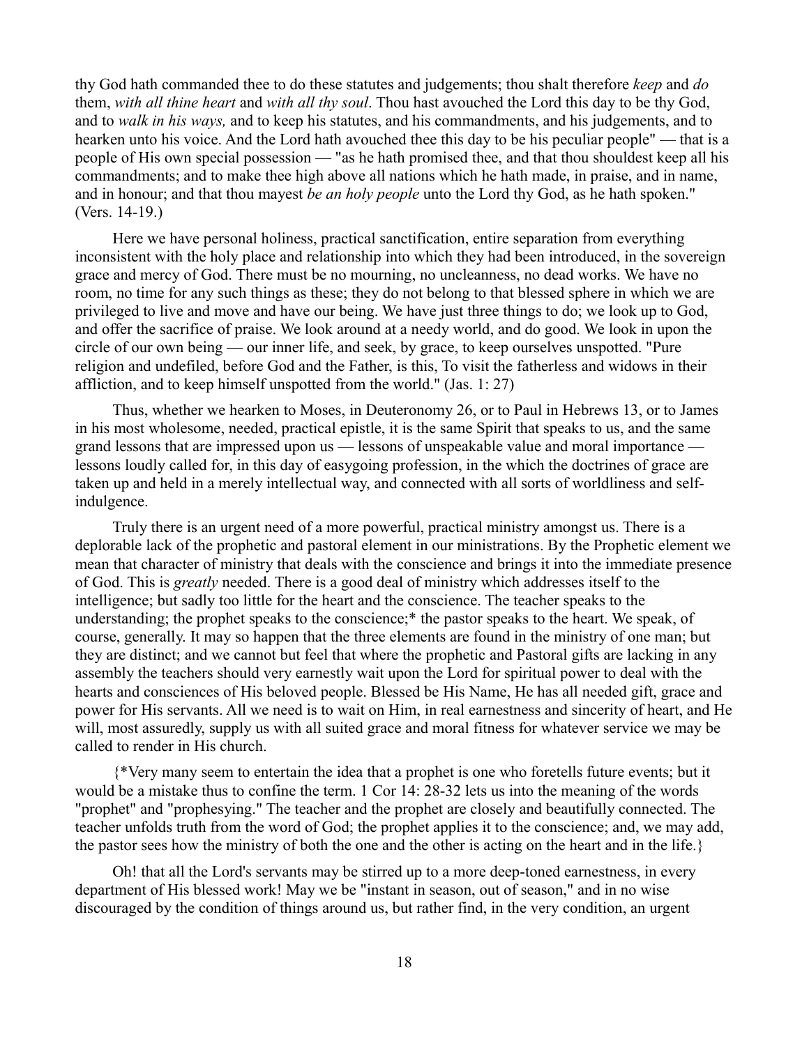thy God hath commanded thee to do these statutes and judgements; thou shalt therefore *keep* and *do* them, *with all thine heart* and *with all thy soul*. Thou hast avouched the Lord this day to be thy God, and to *walk in his ways,* and to keep his statutes, and his commandments, and his judgements, and to hearken unto his voice. And the Lord hath avouched thee this day to be his peculiar people" — that is a people of His own special possession — "as he hath promised thee, and that thou shouldest keep all his commandments; and to make thee high above all nations which he hath made, in praise, and in name, and in honour; and that thou mayest *be an holy people* unto the Lord thy God, as he hath spoken." (Vers. 14-19.)

Here we have personal holiness, practical sanctification, entire separation from everything inconsistent with the holy place and relationship into which they had been introduced, in the sovereign grace and mercy of God. There must be no mourning, no uncleanness, no dead works. We have no room, no time for any such things as these; they do not belong to that blessed sphere in which we are privileged to live and move and have our being. We have just three things to do; we look up to God, and offer the sacrifice of praise. We look around at a needy world, and do good. We look in upon the circle of our own being — our inner life, and seek, by grace, to keep ourselves unspotted. "Pure religion and undefiled, before God and the Father, is this, To visit the fatherless and widows in their affliction, and to keep himself unspotted from the world." (Jas. 1: 27)

Thus, whether we hearken to Moses, in Deuteronomy 26, or to Paul in Hebrews 13, or to James in his most wholesome, needed, practical epistle, it is the same Spirit that speaks to us, and the same grand lessons that are impressed upon us — lessons of unspeakable value and moral importance — lessons loudly called for, in this day of easygoing profession, in the which the doctrines of grace are taken up and held in a merely intellectual way, and connected with all sorts of worldliness and self-indulgence.

Truly there is an urgent need of a more powerful, practical ministry amongst us. There is a deplorable lack of the prophetic and pastoral element in our ministrations. By the Prophetic element we mean that character of ministry that deals with the conscience and brings it into the immediate presence of God. This is *greatly* needed. There is a good deal of ministry which addresses itself to the intelligence; but sadly too little for the heart and the conscience. The teacher speaks to the understanding; the prophet speaks to the conscience;* the pastor speaks to the heart. We speak, of course, generally. It may so happen that the three elements are found in the ministry of one man; but they are distinct; and we cannot but feel that where the prophetic and Pastoral gifts are lacking in any assembly the teachers should very earnestly wait upon the Lord for spiritual power to deal with the hearts and consciences of His beloved people. Blessed be His Name, He has all needed gift, grace and power for His servants. All we need is to wait on Him, in real earnestness and sincerity of heart, and He will, most assuredly, supply us with all suited grace and moral fitness for whatever service we may be called to render in His church.

{*Very many seem to entertain the idea that a prophet is one who foretells future events; but it would be a mistake thus to confine the term. 1 Cor 14: 28-32 lets us into the meaning of the words "prophet" and "prophesying." The teacher and the prophet are closely and beautifully connected. The teacher unfolds truth from the word of God; the prophet applies it to the conscience; and, we may add, the pastor sees how the ministry of both the one and the other is acting on the heart and in the life.}

Oh! that all the Lord's servants may be stirred up to a more deep-toned earnestness, in every department of His blessed work! May we be "instant in season, out of season," and in no wise discouraged by the condition of things around us, but rather find, in the very condition, an urgent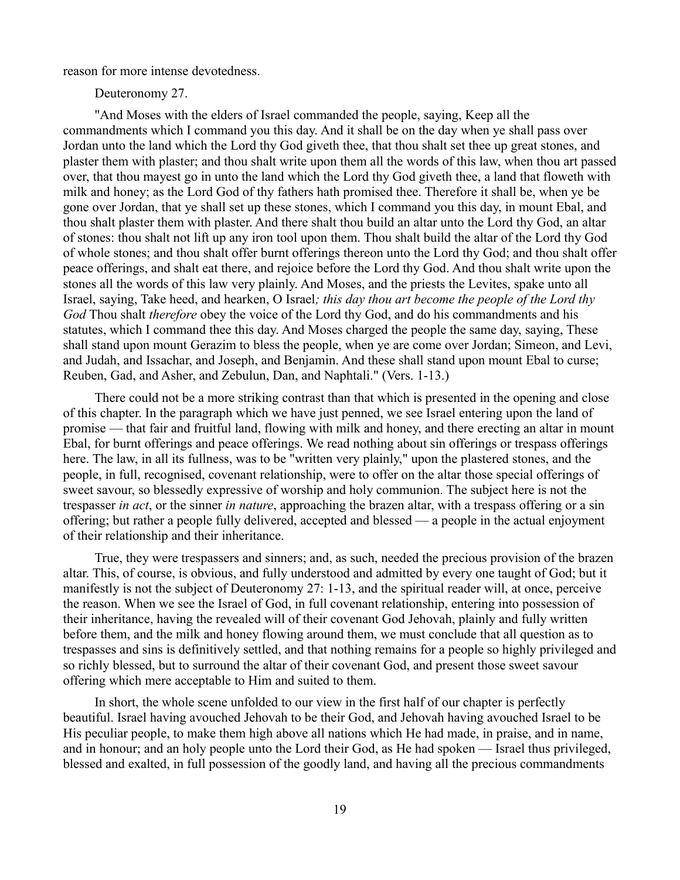reason for more intense devotedness.

Deuteronomy 27.

"And Moses with the elders of Israel commanded the people, saying, Keep all the commandments which I command you this day. And it shall be on the day when ye shall pass over Jordan unto the land which the Lord thy God giveth thee, that thou shalt set thee up great stones, and plaster them with plaster; and thou shalt write upon them all the words of this law, when thou art passed over, that thou mayest go in unto the land which the Lord thy God giveth thee, a land that floweth with milk and honey; as the Lord God of thy fathers hath promised thee. Therefore it shall be, when ye be gone over Jordan, that ye shall set up these stones, which I command you this day, in mount Ebal, and thou shalt plaster them with plaster. And there shalt thou build an altar unto the Lord thy God, an altar of stones: thou shalt not lift up any iron tool upon them. Thou shalt build the altar of the Lord thy God of whole stones; and thou shalt offer burnt offerings thereon unto the Lord thy God; and thou shalt offer peace offerings, and shalt eat there, and rejoice before the Lord thy God. And thou shalt write upon the stones all the words of this law very plainly. And Moses, and the priests the Levites, spake unto all Israel, saying, Take heed, and hearken, O Israel*; this day thou art become the people of the Lord thy God* Thou shalt *therefore* obey the voice of the Lord thy God, and do his commandments and his statutes, which I command thee this day. And Moses charged the people the same day, saying, These shall stand upon mount Gerazim to bless the people, when ye are come over Jordan; Simeon, and Levi, and Judah, and Issachar, and Joseph, and Benjamin. And these shall stand upon mount Ebal to curse; Reuben, Gad, and Asher, and Zebulun, Dan, and Naphtali." (Vers. 1-13.)

There could not be a more striking contrast than that which is presented in the opening and close of this chapter. In the paragraph which we have just penned, we see Israel entering upon the land of promise — that fair and fruitful land, flowing with milk and honey, and there erecting an altar in mount Ebal, for burnt offerings and peace offerings. We read nothing about sin offerings or trespass offerings here. The law, in all its fullness, was to be "written very plainly," upon the plastered stones, and the people, in full, recognised, covenant relationship, were to offer on the altar those special offerings of sweet savour, so blessedly expressive of worship and holy communion. The subject here is not the trespasser *in act*, or the sinner *in nature*, approaching the brazen altar, with a trespass offering or a sin offering; but rather a people fully delivered, accepted and blessed — a people in the actual enjoyment of their relationship and their inheritance.

True, they were trespassers and sinners; and, as such, needed the precious provision of the brazen altar. This, of course, is obvious, and fully understood and admitted by every one taught of God; but it manifestly is not the subject of Deuteronomy 27: 1-13, and the spiritual reader will, at once, perceive the reason. When we see the Israel of God, in full covenant relationship, entering into possession of their inheritance, having the revealed will of their covenant God Jehovah, plainly and fully written before them, and the milk and honey flowing around them, we must conclude that all question as to trespasses and sins is definitively settled, and that nothing remains for a people so highly privileged and so richly blessed, but to surround the altar of their covenant God, and present those sweet savour offering which mere acceptable to Him and suited to them.

In short, the whole scene unfolded to our view in the first half of our chapter is perfectly beautiful. Israel having avouched Jehovah to be their God, and Jehovah having avouched Israel to be His peculiar people, to make them high above all nations which He had made, in praise, and in name, and in honour; and an holy people unto the Lord their God, as He had spoken — Israel thus privileged, blessed and exalted, in full possession of the goodly land, and having all the precious commandments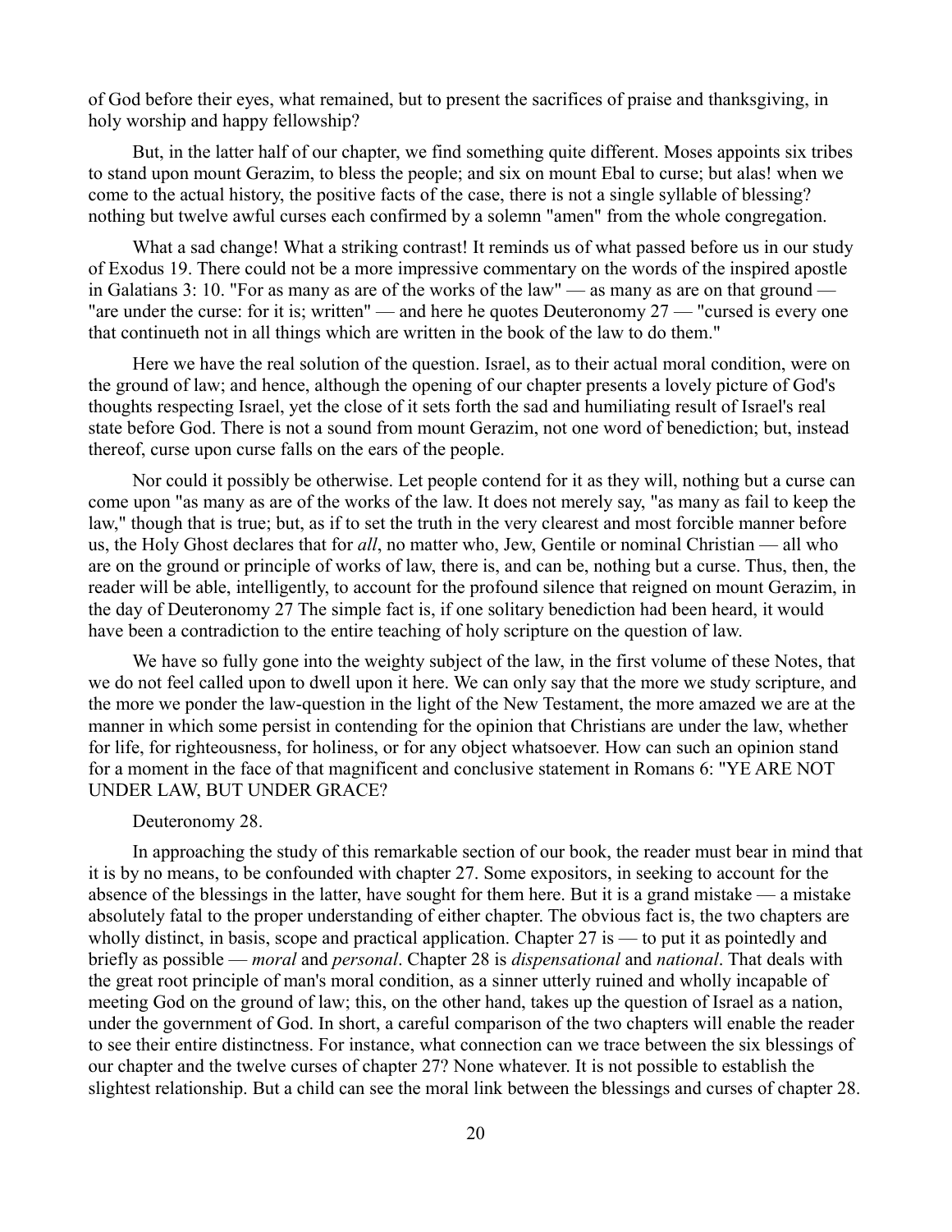of God before their eyes, what remained, but to present the sacrifices of praise and thanksgiving, in holy worship and happy fellowship?

But, in the latter half of our chapter, we find something quite different. Moses appoints six tribes to stand upon mount Gerazim, to bless the people; and six on mount Ebal to curse; but alas! when we come to the actual history, the positive facts of the case, there is not a single syllable of blessing? nothing but twelve awful curses each confirmed by a solemn "amen" from the whole congregation.

What a sad change! What a striking contrast! It reminds us of what passed before us in our study of Exodus 19. There could not be a more impressive commentary on the words of the inspired apostle in Galatians 3: 10. "For as many as are of the works of the law" — as many as are on that ground — "are under the curse: for it is; written" — and here he quotes Deuteronomy 27 — "cursed is every one that continueth not in all things which are written in the book of the law to do them."

Here we have the real solution of the question. Israel, as to their actual moral condition, were on the ground of law; and hence, although the opening of our chapter presents a lovely picture of God's thoughts respecting Israel, yet the close of it sets forth the sad and humiliating result of Israel's real state before God. There is not a sound from mount Gerazim, not one word of benediction; but, instead thereof, curse upon curse falls on the ears of the people.

Nor could it possibly be otherwise. Let people contend for it as they will, nothing but a curse can come upon "as many as are of the works of the law. It does not merely say, "as many as fail to keep the law," though that is true; but, as if to set the truth in the very clearest and most forcible manner before us, the Holy Ghost declares that for *all*, no matter who, Jew, Gentile or nominal Christian — all who are on the ground or principle of works of law, there is, and can be, nothing but a curse. Thus, then, the reader will be able, intelligently, to account for the profound silence that reigned on mount Gerazim, in the day of Deuteronomy 27 The simple fact is, if one solitary benediction had been heard, it would have been a contradiction to the entire teaching of holy scripture on the question of law.

We have so fully gone into the weighty subject of the law, in the first volume of these Notes, that we do not feel called upon to dwell upon it here. We can only say that the more we study scripture, and the more we ponder the law-question in the light of the New Testament, the more amazed we are at the manner in which some persist in contending for the opinion that Christians are under the law, whether for life, for righteousness, for holiness, or for any object whatsoever. How can such an opinion stand for a moment in the face of that magnificent and conclusive statement in Romans 6: "YE ARE NOT UNDER LAW, BUT UNDER GRACE?

Deuteronomy 28.

In approaching the study of this remarkable section of our book, the reader must bear in mind that it is by no means, to be confounded with chapter 27. Some expositors, in seeking to account for the absence of the blessings in the latter, have sought for them here. But it is a grand mistake — a mistake absolutely fatal to the proper understanding of either chapter. The obvious fact is, the two chapters are wholly distinct, in basis, scope and practical application. Chapter 27 is — to put it as pointedly and briefly as possible — *moral* and *personal*. Chapter 28 is *dispensational* and *national*. That deals with the great root principle of man's moral condition, as a sinner utterly ruined and wholly incapable of meeting God on the ground of law; this, on the other hand, takes up the question of Israel as a nation, under the government of God. In short, a careful comparison of the two chapters will enable the reader to see their entire distinctness. For instance, what connection can we trace between the six blessings of our chapter and the twelve curses of chapter 27? None whatever. It is not possible to establish the slightest relationship. But a child can see the moral link between the blessings and curses of chapter 28.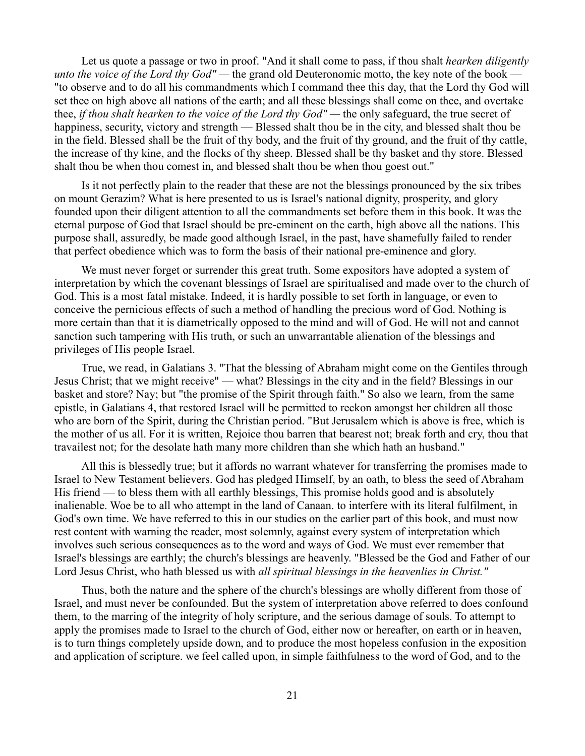Let us quote a passage or two in proof. "And it shall come to pass, if thou shalt *hearken diligently unto the voice of the Lord thy God"* — the grand old Deuteronomic motto, the key note of the book — "to observe and to do all his commandments which I command thee this day, that the Lord thy God will set thee on high above all nations of the earth; and all these blessings shall come on thee, and overtake thee, *if thou shalt hearken to the voice of the Lord thy God"* — the only safeguard, the true secret of happiness, security, victory and strength — Blessed shalt thou be in the city, and blessed shalt thou be in the field. Blessed shall be the fruit of thy body, and the fruit of thy ground, and the fruit of thy cattle, the increase of thy kine, and the flocks of thy sheep. Blessed shall be thy basket and thy store. Blessed shalt thou be when thou comest in, and blessed shalt thou be when thou goest out."

Is it not perfectly plain to the reader that these are not the blessings pronounced by the six tribes on mount Gerazim? What is here presented to us is Israel's national dignity, prosperity, and glory founded upon their diligent attention to all the commandments set before them in this book. It was the eternal purpose of God that Israel should be pre-eminent on the earth, high above all the nations. This purpose shall, assuredly, be made good although Israel, in the past, have shamefully failed to render that perfect obedience which was to form the basis of their national pre-eminence and glory.

We must never forget or surrender this great truth. Some expositors have adopted a system of interpretation by which the covenant blessings of Israel are spiritualised and made over to the church of God. This is a most fatal mistake. Indeed, it is hardly possible to set forth in language, or even to conceive the pernicious effects of such a method of handling the precious word of God. Nothing is more certain than that it is diametrically opposed to the mind and will of God. He will not and cannot sanction such tampering with His truth, or such an unwarrantable alienation of the blessings and privileges of His people Israel.

True, we read, in Galatians 3. "That the blessing of Abraham might come on the Gentiles through Jesus Christ; that we might receive" — what? Blessings in the city and in the field? Blessings in our basket and store? Nay; but "the promise of the Spirit through faith." So also we learn, from the same epistle, in Galatians 4, that restored Israel will be permitted to reckon amongst her children all those who are born of the Spirit, during the Christian period. "But Jerusalem which is above is free, which is the mother of us all. For it is written, Rejoice thou barren that bearest not; break forth and cry, thou that travailest not; for the desolate hath many more children than she which hath an husband."

All this is blessedly true; but it affords no warrant whatever for transferring the promises made to Israel to New Testament believers. God has pledged Himself, by an oath, to bless the seed of Abraham His friend — to bless them with all earthly blessings, This promise holds good and is absolutely inalienable. Woe be to all who attempt in the land of Canaan. to interfere with its literal fulfilment, in God's own time. We have referred to this in our studies on the earlier part of this book, and must now rest content with warning the reader, most solemnly, against every system of interpretation which involves such serious consequences as to the word and ways of God. We must ever remember that Israel's blessings are earthly; the church's blessings are heavenly. "Blessed be the God and Father of our Lord Jesus Christ, who hath blessed us with *all spiritual blessings in the heavenlies in Christ."*

Thus, both the nature and the sphere of the church's blessings are wholly different from those of Israel, and must never be confounded. But the system of interpretation above referred to does confound them, to the marring of the integrity of holy scripture, and the serious damage of souls. To attempt to apply the promises made to Israel to the church of God, either now or hereafter, on earth or in heaven, is to turn things completely upside down, and to produce the most hopeless confusion in the exposition and application of scripture. we feel called upon, in simple faithfulness to the word of God, and to the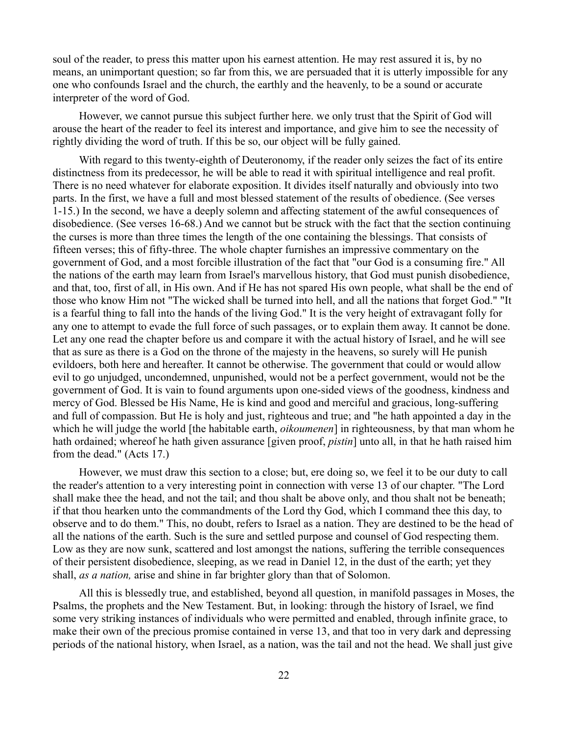soul of the reader, to press this matter upon his earnest attention. He may rest assured it is, by no means, an unimportant question; so far from this, we are persuaded that it is utterly impossible for any one who confounds Israel and the church, the earthly and the heavenly, to be a sound or accurate interpreter of the word of God.

However, we cannot pursue this subject further here. we only trust that the Spirit of God will arouse the heart of the reader to feel its interest and importance, and give him to see the necessity of rightly dividing the word of truth. If this be so, our object will be fully gained.

With regard to this twenty-eighth of Deuteronomy, if the reader only seizes the fact of its entire distinctness from its predecessor, he will be able to read it with spiritual intelligence and real profit. There is no need whatever for elaborate exposition. It divides itself naturally and obviously into two parts. In the first, we have a full and most blessed statement of the results of obedience. (See verses 1-15.) In the second, we have a deeply solemn and affecting statement of the awful consequences of disobedience. (See verses 16-68.) And we cannot but be struck with the fact that the section continuing the curses is more than three times the length of the one containing the blessings. That consists of fifteen verses; this of fifty-three. The whole chapter furnishes an impressive commentary on the government of God, and a most forcible illustration of the fact that "our God is a consuming fire." All the nations of the earth may learn from Israel's marvellous history, that God must punish disobedience, and that, too, first of all, in His own. And if He has not spared His own people, what shall be the end of those who know Him not "The wicked shall be turned into hell, and all the nations that forget God." "It is a fearful thing to fall into the hands of the living God." It is the very height of extravagant folly for any one to attempt to evade the full force of such passages, or to explain them away. It cannot be done. Let any one read the chapter before us and compare it with the actual history of Israel, and he will see that as sure as there is a God on the throne of the majesty in the heavens, so surely will He punish evildoers, both here and hereafter. It cannot be otherwise. The government that could or would allow evil to go unjudged, uncondemned, unpunished, would not be a perfect government, would not be the government of God. It is vain to found arguments upon one-sided views of the goodness, kindness and mercy of God. Blessed be His Name, He is kind and good and merciful and gracious, long-suffering and full of compassion. But He is holy and just, righteous and true; and "he hath appointed a day in the which he will judge the world [the habitable earth, *oikoumenen*] in righteousness, by that man whom he hath ordained; whereof he hath given assurance [given proof, *pistin*] unto all, in that he hath raised him from the dead." (Acts 17.)

However, we must draw this section to a close; but, ere doing so, we feel it to be our duty to call the reader's attention to a very interesting point in connection with verse 13 of our chapter. "The Lord shall make thee the head, and not the tail; and thou shalt be above only, and thou shalt not be beneath; if that thou hearken unto the commandments of the Lord thy God, which I command thee this day, to observe and to do them." This, no doubt, refers to Israel as a nation. They are destined to be the head of all the nations of the earth. Such is the sure and settled purpose and counsel of God respecting them. Low as they are now sunk, scattered and lost amongst the nations, suffering the terrible consequences of their persistent disobedience, sleeping, as we read in Daniel 12, in the dust of the earth; yet they shall, *as a nation,* arise and shine in far brighter glory than that of Solomon.

All this is blessedly true, and established, beyond all question, in manifold passages in Moses, the Psalms, the prophets and the New Testament. But, in looking: through the history of Israel, we find some very striking instances of individuals who were permitted and enabled, through infinite grace, to make their own of the precious promise contained in verse 13, and that too in very dark and depressing periods of the national history, when Israel, as a nation, was the tail and not the head. We shall just give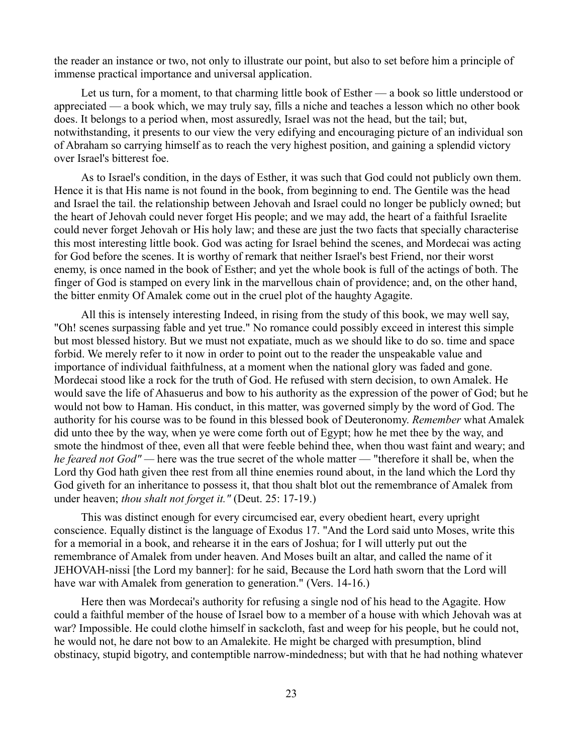the reader an instance or two, not only to illustrate our point, but also to set before him a principle of immense practical importance and universal application.

Let us turn, for a moment, to that charming little book of Esther — a book so little understood or appreciated — a book which, we may truly say, fills a niche and teaches a lesson which no other book does. It belongs to a period when, most assuredly, Israel was not the head, but the tail; but, notwithstanding, it presents to our view the very edifying and encouraging picture of an individual son of Abraham so carrying himself as to reach the very highest position, and gaining a splendid victory over Israel's bitterest foe.

As to Israel's condition, in the days of Esther, it was such that God could not publicly own them. Hence it is that His name is not found in the book, from beginning to end. The Gentile was the head and Israel the tail. the relationship between Jehovah and Israel could no longer be publicly owned; but the heart of Jehovah could never forget His people; and we may add, the heart of a faithful Israelite could never forget Jehovah or His holy law; and these are just the two facts that specially characterise this most interesting little book. God was acting for Israel behind the scenes, and Mordecai was acting for God before the scenes. It is worthy of remark that neither Israel's best Friend, nor their worst enemy, is once named in the book of Esther; and yet the whole book is full of the actings of both. The finger of God is stamped on every link in the marvellous chain of providence; and, on the other hand, the bitter enmity Of Amalek come out in the cruel plot of the haughty Agagite.

All this is intensely interesting Indeed, in rising from the study of this book, we may well say, "Oh! scenes surpassing fable and yet true." No romance could possibly exceed in interest this simple but most blessed history. But we must not expatiate, much as we should like to do so. time and space forbid. We merely refer to it now in order to point out to the reader the unspeakable value and importance of individual faithfulness, at a moment when the national glory was faded and gone. Mordecai stood like a rock for the truth of God. He refused with stern decision, to own Amalek. He would save the life of Ahasuerus and bow to his authority as the expression of the power of God; but he would not bow to Haman. His conduct, in this matter, was governed simply by the word of God. The authority for his course was to be found in this blessed book of Deuteronomy. *Remember* what Amalek did unto thee by the way, when ye were come forth out of Egypt; how he met thee by the way, and smote the hindmost of thee, even all that were feeble behind thee, when thou wast faint and weary; and *he feared not God"* — here was the true secret of the whole matter — "therefore it shall be, when the Lord thy God hath given thee rest from all thine enemies round about, in the land which the Lord thy God giveth for an inheritance to possess it, that thou shalt blot out the remembrance of Amalek from under heaven; *thou shalt not forget it."* (Deut. 25: 17-19.)

This was distinct enough for every circumcised ear, every obedient heart, every upright conscience. Equally distinct is the language of Exodus 17. "And the Lord said unto Moses, write this for a memorial in a book, and rehearse it in the ears of Joshua; for I will utterly put out the remembrance of Amalek from under heaven. And Moses built an altar, and called the name of it JEHOVAH-nissi [the Lord my banner]: for he said, Because the Lord hath sworn that the Lord will have war with Amalek from generation to generation." (Vers. 14-16.)

Here then was Mordecai's authority for refusing a single nod of his head to the Agagite. How could a faithful member of the house of Israel bow to a member of a house with which Jehovah was at war? Impossible. He could clothe himself in sackcloth, fast and weep for his people, but he could not, he would not, he dare not bow to an Amalekite. He might be charged with presumption, blind obstinacy, stupid bigotry, and contemptible narrow-mindedness; but with that he had nothing whatever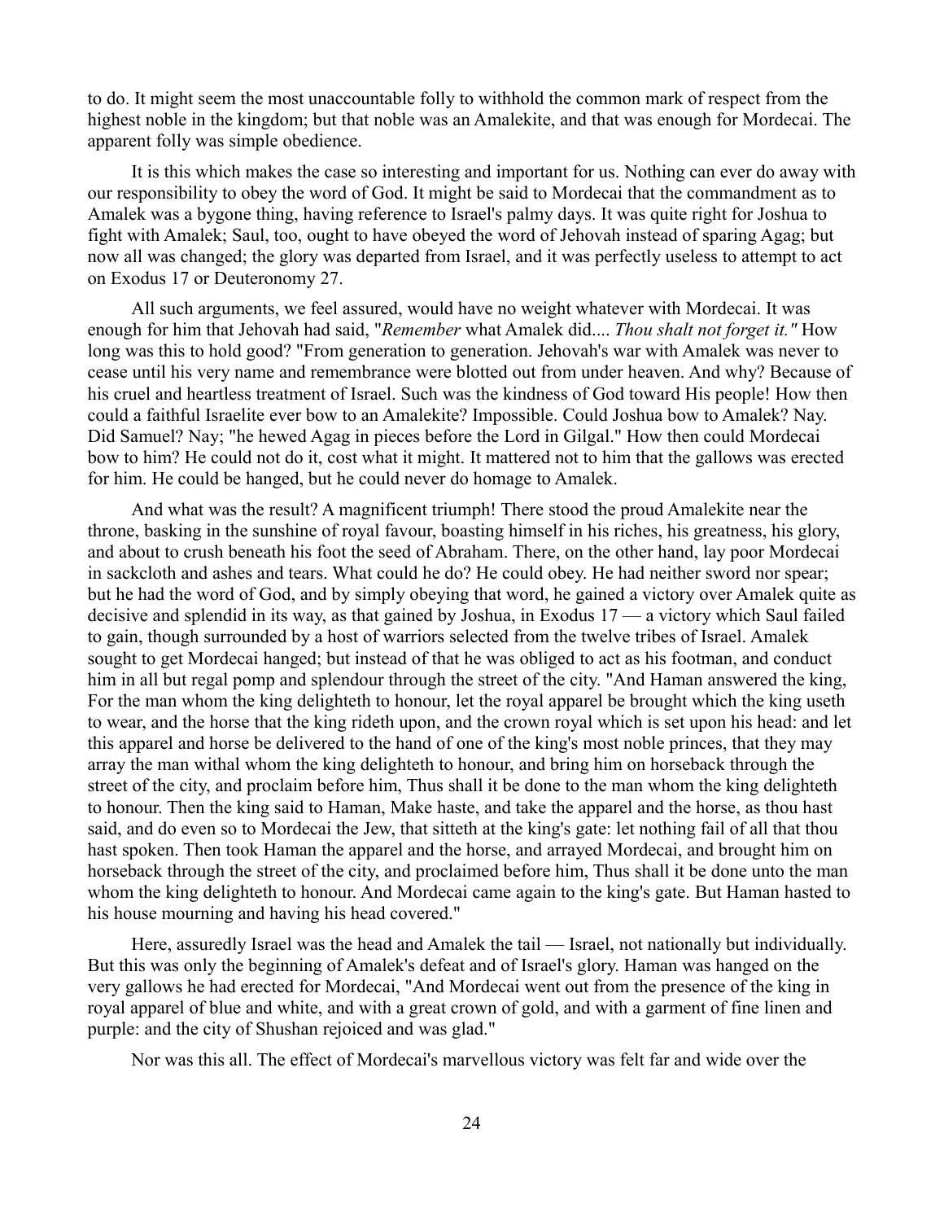to do. It might seem the most unaccountable folly to withhold the common mark of respect from the highest noble in the kingdom; but that noble was an Amalekite, and that was enough for Mordecai. The apparent folly was simple obedience.

It is this which makes the case so interesting and important for us. Nothing can ever do away with our responsibility to obey the word of God. It might be said to Mordecai that the commandment as to Amalek was a bygone thing, having reference to Israel's palmy days. It was quite right for Joshua to fight with Amalek; Saul, too, ought to have obeyed the word of Jehovah instead of sparing Agag; but now all was changed; the glory was departed from Israel, and it was perfectly useless to attempt to act on Exodus 17 or Deuteronomy 27.

All such arguments, we feel assured, would have no weight whatever with Mordecai. It was enough for him that Jehovah had said, "*Remember* what Amalek did.... *Thou shalt not forget it."* How long was this to hold good? "From generation to generation. Jehovah's war with Amalek was never to cease until his very name and remembrance were blotted out from under heaven. And why? Because of his cruel and heartless treatment of Israel. Such was the kindness of God toward His people! How then could a faithful Israelite ever bow to an Amalekite? Impossible. Could Joshua bow to Amalek? Nay. Did Samuel? Nay; "he hewed Agag in pieces before the Lord in Gilgal." How then could Mordecai bow to him? He could not do it, cost what it might. It mattered not to him that the gallows was erected for him. He could be hanged, but he could never do homage to Amalek.

And what was the result? A magnificent triumph! There stood the proud Amalekite near the throne, basking in the sunshine of royal favour, boasting himself in his riches, his greatness, his glory, and about to crush beneath his foot the seed of Abraham. There, on the other hand, lay poor Mordecai in sackcloth and ashes and tears. What could he do? He could obey. He had neither sword nor spear; but he had the word of God, and by simply obeying that word, he gained a victory over Amalek quite as decisive and splendid in its way, as that gained by Joshua, in Exodus 17 — a victory which Saul failed to gain, though surrounded by a host of warriors selected from the twelve tribes of Israel. Amalek sought to get Mordecai hanged; but instead of that he was obliged to act as his footman, and conduct him in all but regal pomp and splendour through the street of the city. "And Haman answered the king, For the man whom the king delighteth to honour, let the royal apparel be brought which the king useth to wear, and the horse that the king rideth upon, and the crown royal which is set upon his head: and let this apparel and horse be delivered to the hand of one of the king's most noble princes, that they may array the man withal whom the king delighteth to honour, and bring him on horseback through the street of the city, and proclaim before him, Thus shall it be done to the man whom the king delighteth to honour. Then the king said to Haman, Make haste, and take the apparel and the horse, as thou hast said, and do even so to Mordecai the Jew, that sitteth at the king's gate: let nothing fail of all that thou hast spoken. Then took Haman the apparel and the horse, and arrayed Mordecai, and brought him on horseback through the street of the city, and proclaimed before him, Thus shall it be done unto the man whom the king delighteth to honour. And Mordecai came again to the king's gate. But Haman hasted to his house mourning and having his head covered."

Here, assuredly Israel was the head and Amalek the tail — Israel, not nationally but individually. But this was only the beginning of Amalek's defeat and of Israel's glory. Haman was hanged on the very gallows he had erected for Mordecai, "And Mordecai went out from the presence of the king in royal apparel of blue and white, and with a great crown of gold, and with a garment of fine linen and purple: and the city of Shushan rejoiced and was glad."

Nor was this all. The effect of Mordecai's marvellous victory was felt far and wide over the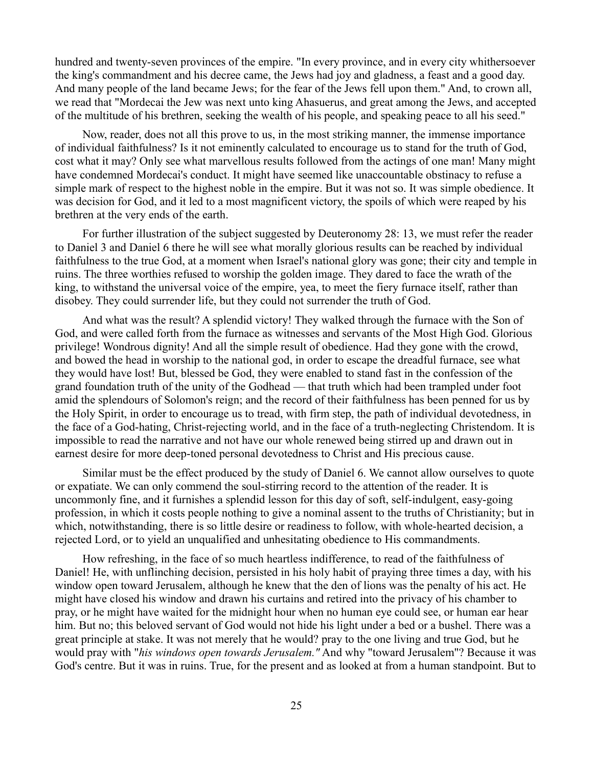hundred and twenty-seven provinces of the empire. "In every province, and in every city whithersoever the king's commandment and his decree came, the Jews had joy and gladness, a feast and a good day. And many people of the land became Jews; for the fear of the Jews fell upon them." And, to crown all, we read that "Mordecai the Jew was next unto king Ahasuerus, and great among the Jews, and accepted of the multitude of his brethren, seeking the wealth of his people, and speaking peace to all his seed."

Now, reader, does not all this prove to us, in the most striking manner, the immense importance of individual faithfulness? Is it not eminently calculated to encourage us to stand for the truth of God, cost what it may? Only see what marvellous results followed from the actings of one man! Many might have condemned Mordecai's conduct. It might have seemed like unaccountable obstinacy to refuse a simple mark of respect to the highest noble in the empire. But it was not so. It was simple obedience. It was decision for God, and it led to a most magnificent victory, the spoils of which were reaped by his brethren at the very ends of the earth.

For further illustration of the subject suggested by Deuteronomy 28: 13, we must refer the reader to Daniel 3 and Daniel 6 there he will see what morally glorious results can be reached by individual faithfulness to the true God, at a moment when Israel's national glory was gone; their city and temple in ruins. The three worthies refused to worship the golden image. They dared to face the wrath of the king, to withstand the universal voice of the empire, yea, to meet the fiery furnace itself, rather than disobey. They could surrender life, but they could not surrender the truth of God.

And what was the result? A splendid victory! They walked through the furnace with the Son of God, and were called forth from the furnace as witnesses and servants of the Most High God. Glorious privilege! Wondrous dignity! And all the simple result of obedience. Had they gone with the crowd, and bowed the head in worship to the national god, in order to escape the dreadful furnace, see what they would have lost! But, blessed be God, they were enabled to stand fast in the confession of the grand foundation truth of the unity of the Godhead — that truth which had been trampled under foot amid the splendours of Solomon's reign; and the record of their faithfulness has been penned for us by the Holy Spirit, in order to encourage us to tread, with firm step, the path of individual devotedness, in the face of a God-hating, Christ-rejecting world, and in the face of a truth-neglecting Christendom. It is impossible to read the narrative and not have our whole renewed being stirred up and drawn out in earnest desire for more deep-toned personal devotedness to Christ and His precious cause.

Similar must be the effect produced by the study of Daniel 6. We cannot allow ourselves to quote or expatiate. We can only commend the soul-stirring record to the attention of the reader. It is uncommonly fine, and it furnishes a splendid lesson for this day of soft, self-indulgent, easy-going profession, in which it costs people nothing to give a nominal assent to the truths of Christianity; but in which, notwithstanding, there is so little desire or readiness to follow, with whole-hearted decision, a rejected Lord, or to yield an unqualified and unhesitating obedience to His commandments.

How refreshing, in the face of so much heartless indifference, to read of the faithfulness of Daniel! He, with unflinching decision, persisted in his holy habit of praying three times a day, with his window open toward Jerusalem, although he knew that the den of lions was the penalty of his act. He might have closed his window and drawn his curtains and retired into the privacy of his chamber to pray, or he might have waited for the midnight hour when no human eye could see, or human ear hear him. But no; this beloved servant of God would not hide his light under a bed or a bushel. There was a great principle at stake. It was not merely that he would? pray to the one living and true God, but he would pray with "*his windows open towards Jerusalem."* And why "toward Jerusalem"? Because it was God's centre. But it was in ruins. True, for the present and as looked at from a human standpoint. But to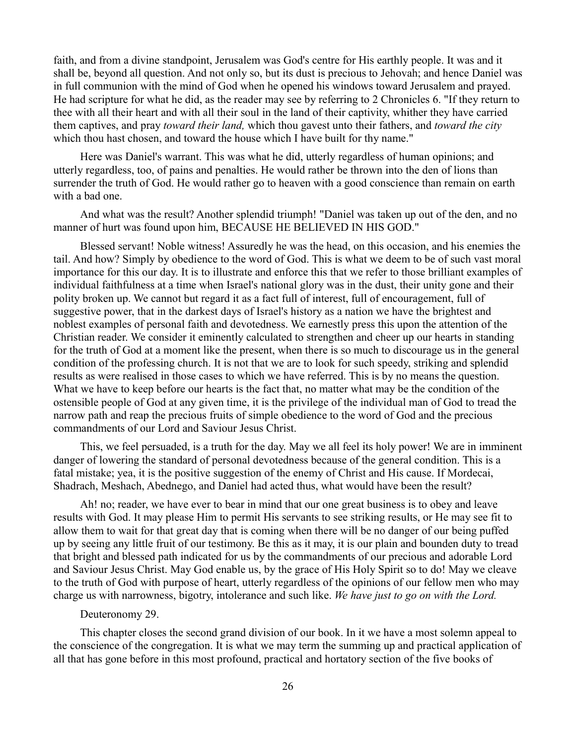faith, and from a divine standpoint, Jerusalem was God's centre for His earthly people. It was and it shall be, beyond all question. And not only so, but its dust is precious to Jehovah; and hence Daniel was in full communion with the mind of God when he opened his windows toward Jerusalem and prayed. He had scripture for what he did, as the reader may see by referring to 2 Chronicles 6. "If they return to thee with all their heart and with all their soul in the land of their captivity, whither they have carried them captives, and pray *toward their land,* which thou gavest unto their fathers, and *toward the city* which thou hast chosen, and toward the house which I have built for thy name."

Here was Daniel's warrant. This was what he did, utterly regardless of human opinions; and utterly regardless, too, of pains and penalties. He would rather be thrown into the den of lions than surrender the truth of God. He would rather go to heaven with a good conscience than remain on earth with a bad one.

And what was the result? Another splendid triumph! "Daniel was taken up out of the den, and no manner of hurt was found upon him, BECAUSE HE BELIEVED IN HIS GOD."

Blessed servant! Noble witness! Assuredly he was the head, on this occasion, and his enemies the tail. And how? Simply by obedience to the word of God. This is what we deem to be of such vast moral importance for this our day. It is to illustrate and enforce this that we refer to those brilliant examples of individual faithfulness at a time when Israel's national glory was in the dust, their unity gone and their polity broken up. We cannot but regard it as a fact full of interest, full of encouragement, full of suggestive power, that in the darkest days of Israel's history as a nation we have the brightest and noblest examples of personal faith and devotedness. We earnestly press this upon the attention of the Christian reader. We consider it eminently calculated to strengthen and cheer up our hearts in standing for the truth of God at a moment like the present, when there is so much to discourage us in the general condition of the professing church. It is not that we are to look for such speedy, striking and splendid results as were realised in those cases to which we have referred. This is by no means the question. What we have to keep before our hearts is the fact that, no matter what may be the condition of the ostensible people of God at any given time, it is the privilege of the individual man of God to tread the narrow path and reap the precious fruits of simple obedience to the word of God and the precious commandments of our Lord and Saviour Jesus Christ.

This, we feel persuaded, is a truth for the day. May we all feel its holy power! We are in imminent danger of lowering the standard of personal devotedness because of the general condition. This is a fatal mistake; yea, it is the positive suggestion of the enemy of Christ and His cause. If Mordecai, Shadrach, Meshach, Abednego, and Daniel had acted thus, what would have been the result?

Ah! no; reader, we have ever to bear in mind that our one great business is to obey and leave results with God. It may please Him to permit His servants to see striking results, or He may see fit to allow them to wait for that great day that is coming when there will be no danger of our being puffed up by seeing any little fruit of our testimony. Be this as it may, it is our plain and bounden duty to tread that bright and blessed path indicated for us by the commandments of our precious and adorable Lord and Saviour Jesus Christ. May God enable us, by the grace of His Holy Spirit so to do! May we cleave to the truth of God with purpose of heart, utterly regardless of the opinions of our fellow men who may charge us with narrowness, bigotry, intolerance and such like. *We have just to go on with the Lord.*

Deuteronomy 29.

This chapter closes the second grand division of our book. In it we have a most solemn appeal to the conscience of the congregation. It is what we may term the summing up and practical application of all that has gone before in this most profound, practical and hortatory section of the five books of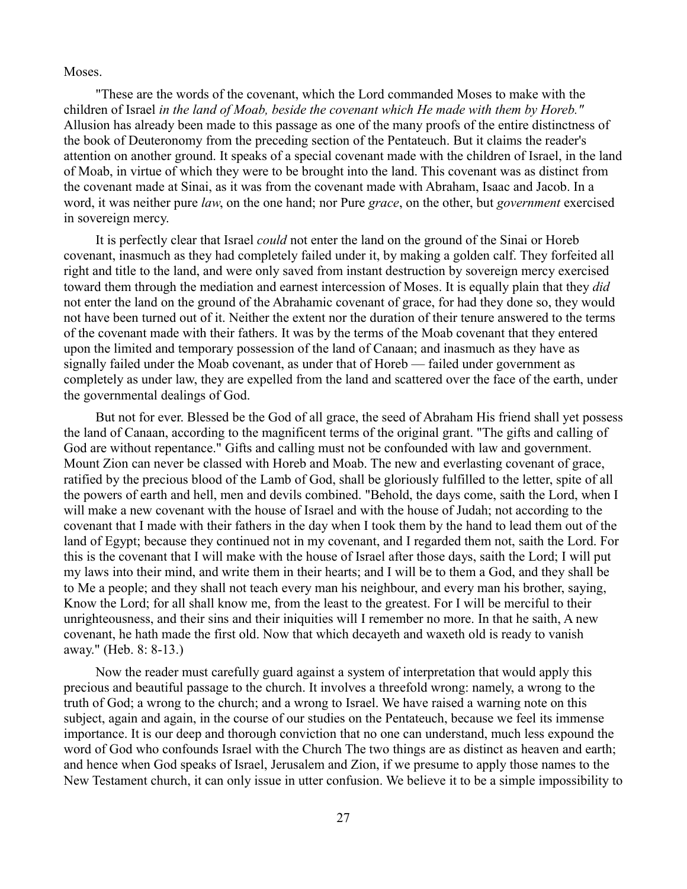Moses.

"These are the words of the covenant, which the Lord commanded Moses to make with the children of Israel *in the land of Moab, beside the covenant which He made with them by Horeb."* Allusion has already been made to this passage as one of the many proofs of the entire distinctness of the book of Deuteronomy from the preceding section of the Pentateuch. But it claims the reader's attention on another ground. It speaks of a special covenant made with the children of Israel, in the land of Moab, in virtue of which they were to be brought into the land. This covenant was as distinct from the covenant made at Sinai, as it was from the covenant made with Abraham, Isaac and Jacob. In a word, it was neither pure *law*, on the one hand; nor Pure *grace*, on the other, but *government* exercised in sovereign mercy.

It is perfectly clear that Israel *could* not enter the land on the ground of the Sinai or Horeb covenant, inasmuch as they had completely failed under it, by making a golden calf. They forfeited all right and title to the land, and were only saved from instant destruction by sovereign mercy exercised toward them through the mediation and earnest intercession of Moses. It is equally plain that they *did* not enter the land on the ground of the Abrahamic covenant of grace, for had they done so, they would not have been turned out of it. Neither the extent nor the duration of their tenure answered to the terms of the covenant made with their fathers. It was by the terms of the Moab covenant that they entered upon the limited and temporary possession of the land of Canaan; and inasmuch as they have as signally failed under the Moab covenant, as under that of Horeb — failed under government as completely as under law, they are expelled from the land and scattered over the face of the earth, under the governmental dealings of God.

But not for ever. Blessed be the God of all grace, the seed of Abraham His friend shall yet possess the land of Canaan, according to the magnificent terms of the original grant. "The gifts and calling of God are without repentance." Gifts and calling must not be confounded with law and government. Mount Zion can never be classed with Horeb and Moab. The new and everlasting covenant of grace, ratified by the precious blood of the Lamb of God, shall be gloriously fulfilled to the letter, spite of all the powers of earth and hell, men and devils combined. "Behold, the days come, saith the Lord, when I will make a new covenant with the house of Israel and with the house of Judah; not according to the covenant that I made with their fathers in the day when I took them by the hand to lead them out of the land of Egypt; because they continued not in my covenant, and I regarded them not, saith the Lord. For this is the covenant that I will make with the house of Israel after those days, saith the Lord; I will put my laws into their mind, and write them in their hearts; and I will be to them a God, and they shall be to Me a people; and they shall not teach every man his neighbour, and every man his brother, saying, Know the Lord; for all shall know me, from the least to the greatest. For I will be merciful to their unrighteousness, and their sins and their iniquities will I remember no more. In that he saith, A new covenant, he hath made the first old. Now that which decayeth and waxeth old is ready to vanish away." (Heb. 8: 8-13.)

Now the reader must carefully guard against a system of interpretation that would apply this precious and beautiful passage to the church. It involves a threefold wrong: namely, a wrong to the truth of God; a wrong to the church; and a wrong to Israel. We have raised a warning note on this subject, again and again, in the course of our studies on the Pentateuch, because we feel its immense importance. It is our deep and thorough conviction that no one can understand, much less expound the word of God who confounds Israel with the Church The two things are as distinct as heaven and earth; and hence when God speaks of Israel, Jerusalem and Zion, if we presume to apply those names to the New Testament church, it can only issue in utter confusion. We believe it to be a simple impossibility to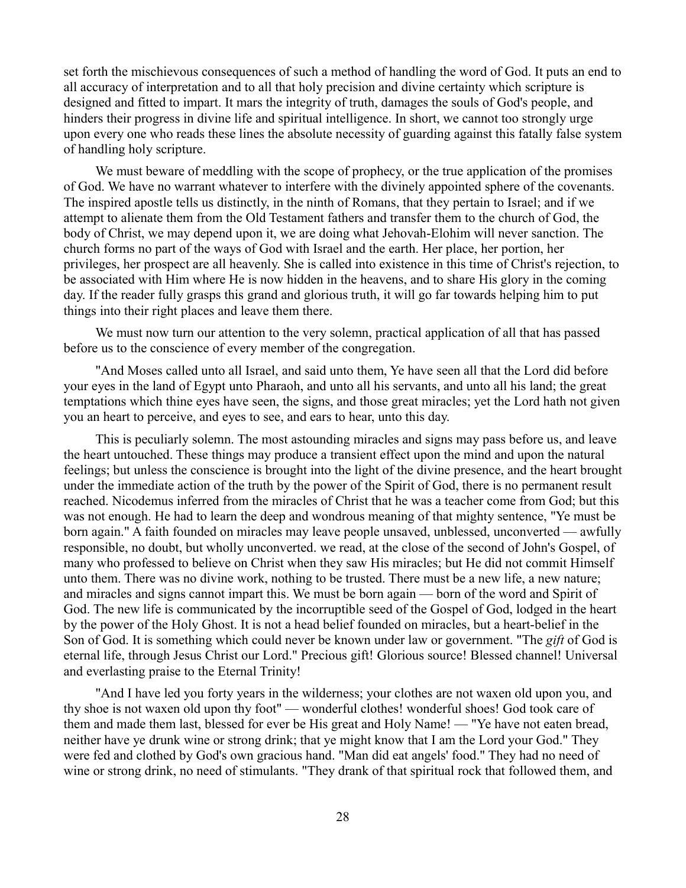set forth the mischievous consequences of such a method of handling the word of God. It puts an end to all accuracy of interpretation and to all that holy precision and divine certainty which scripture is designed and fitted to impart. It mars the integrity of truth, damages the souls of God's people, and hinders their progress in divine life and spiritual intelligence. In short, we cannot too strongly urge upon every one who reads these lines the absolute necessity of guarding against this fatally false system of handling holy scripture.

We must beware of meddling with the scope of prophecy, or the true application of the promises of God. We have no warrant whatever to interfere with the divinely appointed sphere of the covenants. The inspired apostle tells us distinctly, in the ninth of Romans, that they pertain to Israel; and if we attempt to alienate them from the Old Testament fathers and transfer them to the church of God, the body of Christ, we may depend upon it, we are doing what Jehovah-Elohim will never sanction. The church forms no part of the ways of God with Israel and the earth. Her place, her portion, her privileges, her prospect are all heavenly. She is called into existence in this time of Christ's rejection, to be associated with Him where He is now hidden in the heavens, and to share His glory in the coming day. If the reader fully grasps this grand and glorious truth, it will go far towards helping him to put things into their right places and leave them there.

We must now turn our attention to the very solemn, practical application of all that has passed before us to the conscience of every member of the congregation.

"And Moses called unto all Israel, and said unto them, Ye have seen all that the Lord did before your eyes in the land of Egypt unto Pharaoh, and unto all his servants, and unto all his land; the great temptations which thine eyes have seen, the signs, and those great miracles; yet the Lord hath not given you an heart to perceive, and eyes to see, and ears to hear, unto this day.

This is peculiarly solemn. The most astounding miracles and signs may pass before us, and leave the heart untouched. These things may produce a transient effect upon the mind and upon the natural feelings; but unless the conscience is brought into the light of the divine presence, and the heart brought under the immediate action of the truth by the power of the Spirit of God, there is no permanent result reached. Nicodemus inferred from the miracles of Christ that he was a teacher come from God; but this was not enough. He had to learn the deep and wondrous meaning of that mighty sentence, "Ye must be born again." A faith founded on miracles may leave people unsaved, unblessed, unconverted — awfully responsible, no doubt, but wholly unconverted. we read, at the close of the second of John's Gospel, of many who professed to believe on Christ when they saw His miracles; but He did not commit Himself unto them. There was no divine work, nothing to be trusted. There must be a new life, a new nature; and miracles and signs cannot impart this. We must be born again — born of the word and Spirit of God. The new life is communicated by the incorruptible seed of the Gospel of God, lodged in the heart by the power of the Holy Ghost. It is not a head belief founded on miracles, but a heart-belief in the Son of God. It is something which could never be known under law or government. "The *gift* of God is eternal life, through Jesus Christ our Lord." Precious gift! Glorious source! Blessed channel! Universal and everlasting praise to the Eternal Trinity!

"And I have led you forty years in the wilderness; your clothes are not waxen old upon you, and thy shoe is not waxen old upon thy foot" — wonderful clothes! wonderful shoes! God took care of them and made them last, blessed for ever be His great and Holy Name! — "Ye have not eaten bread, neither have ye drunk wine or strong drink; that ye might know that I am the Lord your God." They were fed and clothed by God's own gracious hand. "Man did eat angels' food." They had no need of wine or strong drink, no need of stimulants. "They drank of that spiritual rock that followed them, and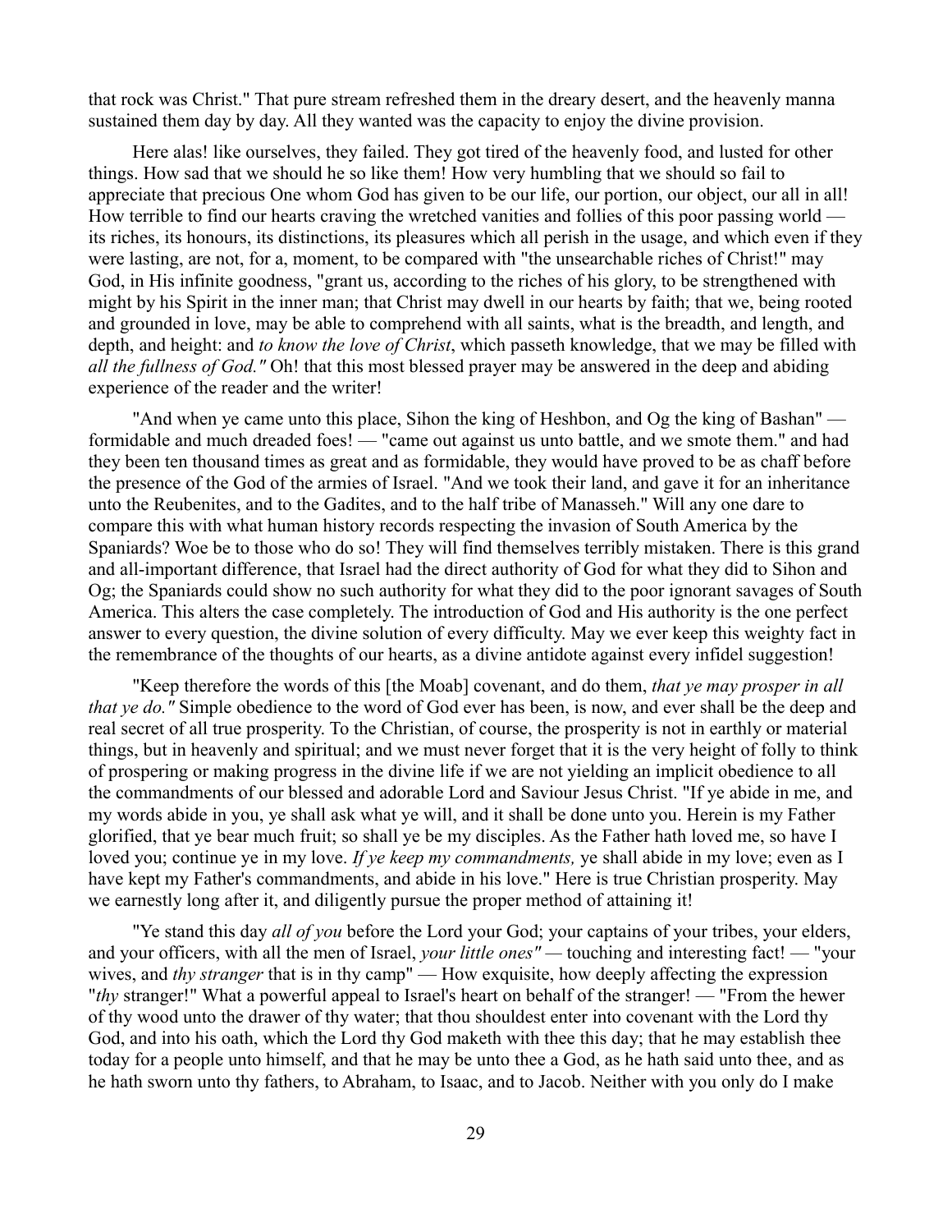that rock was Christ." That pure stream refreshed them in the dreary desert, and the heavenly manna sustained them day by day. All they wanted was the capacity to enjoy the divine provision.

Here alas! like ourselves, they failed. They got tired of the heavenly food, and lusted for other things. How sad that we should he so like them! How very humbling that we should so fail to appreciate that precious One whom God has given to be our life, our portion, our object, our all in all! How terrible to find our hearts craving the wretched vanities and follies of this poor passing world — its riches, its honours, its distinctions, its pleasures which all perish in the usage, and which even if they were lasting, are not, for a, moment, to be compared with "the unsearchable riches of Christ!" may God, in His infinite goodness, "grant us, according to the riches of his glory, to be strengthened with might by his Spirit in the inner man; that Christ may dwell in our hearts by faith; that we, being rooted and grounded in love, may be able to comprehend with all saints, what is the breadth, and length, and depth, and height: and *to know the love of Christ*, which passeth knowledge, that we may be filled with *all the fullness of God."* Oh! that this most blessed prayer may be answered in the deep and abiding experience of the reader and the writer!

"And when ye came unto this place, Sihon the king of Heshbon, and Og the king of Bashan" — formidable and much dreaded foes! — "came out against us unto battle, and we smote them." and had they been ten thousand times as great and as formidable, they would have proved to be as chaff before the presence of the God of the armies of Israel. "And we took their land, and gave it for an inheritance unto the Reubenites, and to the Gadites, and to the half tribe of Manasseh." Will any one dare to compare this with what human history records respecting the invasion of South America by the Spaniards? Woe be to those who do so! They will find themselves terribly mistaken. There is this grand and all-important difference, that Israel had the direct authority of God for what they did to Sihon and Og; the Spaniards could show no such authority for what they did to the poor ignorant savages of South America. This alters the case completely. The introduction of God and His authority is the one perfect answer to every question, the divine solution of every difficulty. May we ever keep this weighty fact in the remembrance of the thoughts of our hearts, as a divine antidote against every infidel suggestion!

"Keep therefore the words of this [the Moab] covenant, and do them, *that ye may prosper in all that ye do."* Simple obedience to the word of God ever has been, is now, and ever shall be the deep and real secret of all true prosperity. To the Christian, of course, the prosperity is not in earthly or material things, but in heavenly and spiritual; and we must never forget that it is the very height of folly to think of prospering or making progress in the divine life if we are not yielding an implicit obedience to all the commandments of our blessed and adorable Lord and Saviour Jesus Christ. "If ye abide in me, and my words abide in you, ye shall ask what ye will, and it shall be done unto you. Herein is my Father glorified, that ye bear much fruit; so shall ye be my disciples. As the Father hath loved me, so have I loved you; continue ye in my love. *If ye keep my commandments,* ye shall abide in my love; even as I have kept my Father's commandments, and abide in his love." Here is true Christian prosperity. May we earnestly long after it, and diligently pursue the proper method of attaining it!

"Ye stand this day *all of you* before the Lord your God; your captains of your tribes, your elders, and your officers, with all the men of Israel, *your little ones"* — touching and interesting fact! — "your wives, and *thy stranger* that is in thy camp" — How exquisite, how deeply affecting the expression "*thy* stranger!" What a powerful appeal to Israel's heart on behalf of the stranger! — "From the hewer of thy wood unto the drawer of thy water; that thou shouldest enter into covenant with the Lord thy God, and into his oath, which the Lord thy God maketh with thee this day; that he may establish thee today for a people unto himself, and that he may be unto thee a God, as he hath said unto thee, and as he hath sworn unto thy fathers, to Abraham, to Isaac, and to Jacob. Neither with you only do I make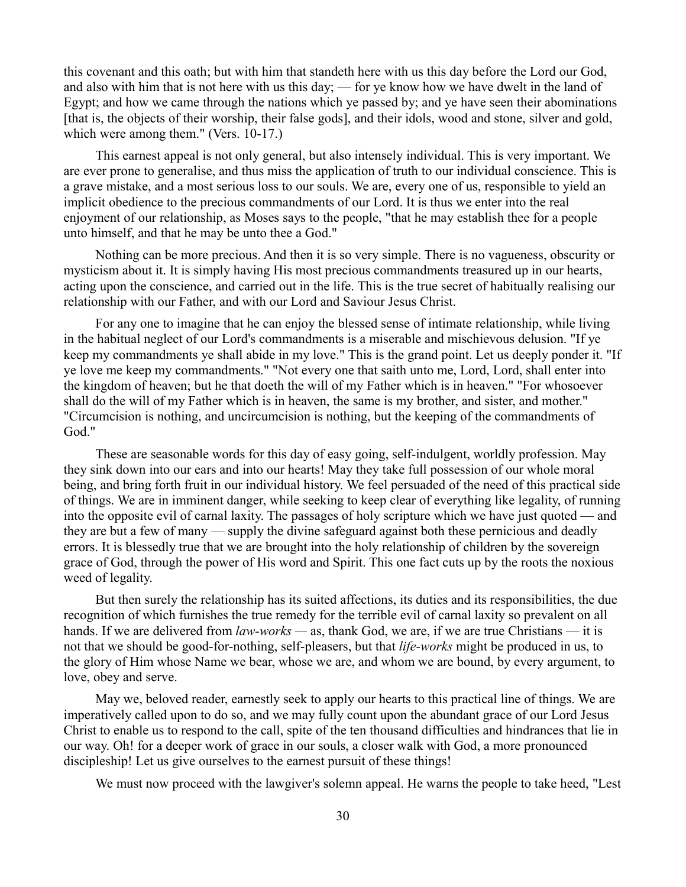this covenant and this oath; but with him that standeth here with us this day before the Lord our God, and also with him that is not here with us this day; — for ye know how we have dwelt in the land of Egypt; and how we came through the nations which ye passed by; and ye have seen their abominations [that is, the objects of their worship, their false gods], and their idols, wood and stone, silver and gold, which were among them." (Vers. 10-17.)

This earnest appeal is not only general, but also intensely individual. This is very important. We are ever prone to generalise, and thus miss the application of truth to our individual conscience. This is a grave mistake, and a most serious loss to our souls. We are, every one of us, responsible to yield an implicit obedience to the precious commandments of our Lord. It is thus we enter into the real enjoyment of our relationship, as Moses says to the people, "that he may establish thee for a people unto himself, and that he may be unto thee a God."

Nothing can be more precious. And then it is so very simple. There is no vagueness, obscurity or mysticism about it. It is simply having His most precious commandments treasured up in our hearts, acting upon the conscience, and carried out in the life. This is the true secret of habitually realising our relationship with our Father, and with our Lord and Saviour Jesus Christ.

For any one to imagine that he can enjoy the blessed sense of intimate relationship, while living in the habitual neglect of our Lord's commandments is a miserable and mischievous delusion. "If ye keep my commandments ye shall abide in my love." This is the grand point. Let us deeply ponder it. "If ye love me keep my commandments." "Not every one that saith unto me, Lord, Lord, shall enter into the kingdom of heaven; but he that doeth the will of my Father which is in heaven." "For whosoever shall do the will of my Father which is in heaven, the same is my brother, and sister, and mother." "Circumcision is nothing, and uncircumcision is nothing, but the keeping of the commandments of God."

These are seasonable words for this day of easy going, self-indulgent, worldly profession. May they sink down into our ears and into our hearts! May they take full possession of our whole moral being, and bring forth fruit in our individual history. We feel persuaded of the need of this practical side of things. We are in imminent danger, while seeking to keep clear of everything like legality, of running into the opposite evil of carnal laxity. The passages of holy scripture which we have just quoted — and they are but a few of many — supply the divine safeguard against both these pernicious and deadly errors. It is blessedly true that we are brought into the holy relationship of children by the sovereign grace of God, through the power of His word and Spirit. This one fact cuts up by the roots the noxious weed of legality.

But then surely the relationship has its suited affections, its duties and its responsibilities, the due recognition of which furnishes the true remedy for the terrible evil of carnal laxity so prevalent on all hands. If we are delivered from *law-works* — as, thank God, we are, if we are true Christians — it is not that we should be good-for-nothing, self-pleasers, but that *life-works* might be produced in us, to the glory of Him whose Name we bear, whose we are, and whom we are bound, by every argument, to love, obey and serve.

May we, beloved reader, earnestly seek to apply our hearts to this practical line of things. We are imperatively called upon to do so, and we may fully count upon the abundant grace of our Lord Jesus Christ to enable us to respond to the call, spite of the ten thousand difficulties and hindrances that lie in our way. Oh! for a deeper work of grace in our souls, a closer walk with God, a more pronounced discipleship! Let us give ourselves to the earnest pursuit of these things!

We must now proceed with the lawgiver's solemn appeal. He warns the people to take heed, "Lest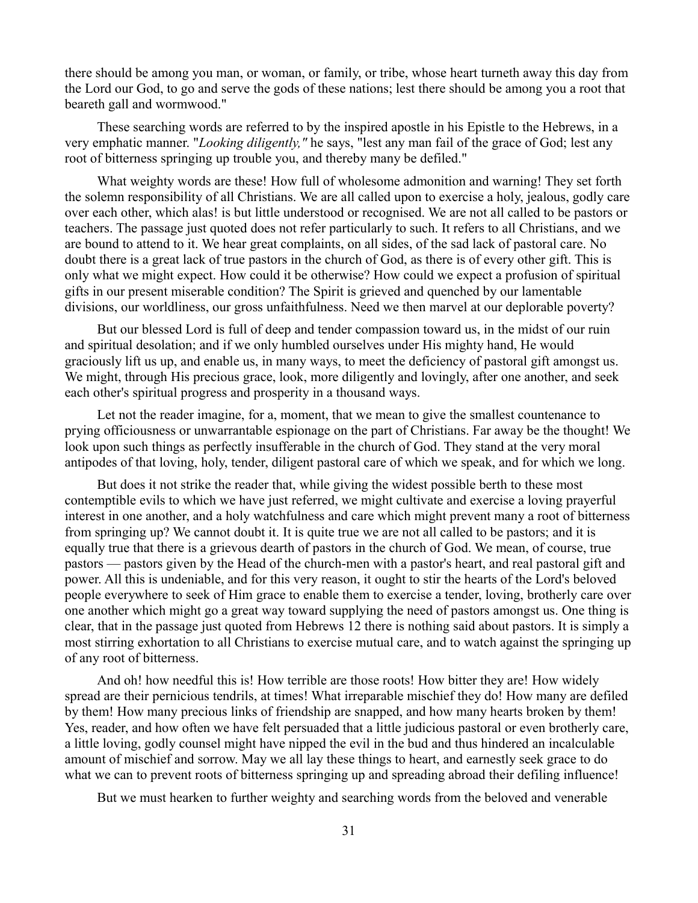there should be among you man, or woman, or family, or tribe, whose heart turneth away this day from the Lord our God, to go and serve the gods of these nations; lest there should be among you a root that beareth gall and wormwood."

These searching words are referred to by the inspired apostle in his Epistle to the Hebrews, in a very emphatic manner. "*Looking diligently,"* he says, "lest any man fail of the grace of God; lest any root of bitterness springing up trouble you, and thereby many be defiled."

What weighty words are these! How full of wholesome admonition and warning! They set forth the solemn responsibility of all Christians. We are all called upon to exercise a holy, jealous, godly care over each other, which alas! is but little understood or recognised. We are not all called to be pastors or teachers. The passage just quoted does not refer particularly to such. It refers to all Christians, and we are bound to attend to it. We hear great complaints, on all sides, of the sad lack of pastoral care. No doubt there is a great lack of true pastors in the church of God, as there is of every other gift. This is only what we might expect. How could it be otherwise? How could we expect a profusion of spiritual gifts in our present miserable condition? The Spirit is grieved and quenched by our lamentable divisions, our worldliness, our gross unfaithfulness. Need we then marvel at our deplorable poverty?

But our blessed Lord is full of deep and tender compassion toward us, in the midst of our ruin and spiritual desolation; and if we only humbled ourselves under His mighty hand, He would graciously lift us up, and enable us, in many ways, to meet the deficiency of pastoral gift amongst us. We might, through His precious grace, look, more diligently and lovingly, after one another, and seek each other's spiritual progress and prosperity in a thousand ways.

Let not the reader imagine, for a, moment, that we mean to give the smallest countenance to prying officiousness or unwarrantable espionage on the part of Christians. Far away be the thought! We look upon such things as perfectly insufferable in the church of God. They stand at the very moral antipodes of that loving, holy, tender, diligent pastoral care of which we speak, and for which we long.

But does it not strike the reader that, while giving the widest possible berth to these most contemptible evils to which we have just referred, we might cultivate and exercise a loving prayerful interest in one another, and a holy watchfulness and care which might prevent many a root of bitterness from springing up? We cannot doubt it. It is quite true we are not all called to be pastors; and it is equally true that there is a grievous dearth of pastors in the church of God. We mean, of course, true pastors — pastors given by the Head of the church-men with a pastor's heart, and real pastoral gift and power. All this is undeniable, and for this very reason, it ought to stir the hearts of the Lord's beloved people everywhere to seek of Him grace to enable them to exercise a tender, loving, brotherly care over one another which might go a great way toward supplying the need of pastors amongst us. One thing is clear, that in the passage just quoted from Hebrews 12 there is nothing said about pastors. It is simply a most stirring exhortation to all Christians to exercise mutual care, and to watch against the springing up of any root of bitterness.

And oh! how needful this is! How terrible are those roots! How bitter they are! How widely spread are their pernicious tendrils, at times! What irreparable mischief they do! How many are defiled by them! How many precious links of friendship are snapped, and how many hearts broken by them! Yes, reader, and how often we have felt persuaded that a little judicious pastoral or even brotherly care, a little loving, godly counsel might have nipped the evil in the bud and thus hindered an incalculable amount of mischief and sorrow. May we all lay these things to heart, and earnestly seek grace to do what we can to prevent roots of bitterness springing up and spreading abroad their defiling influence!

But we must hearken to further weighty and searching words from the beloved and venerable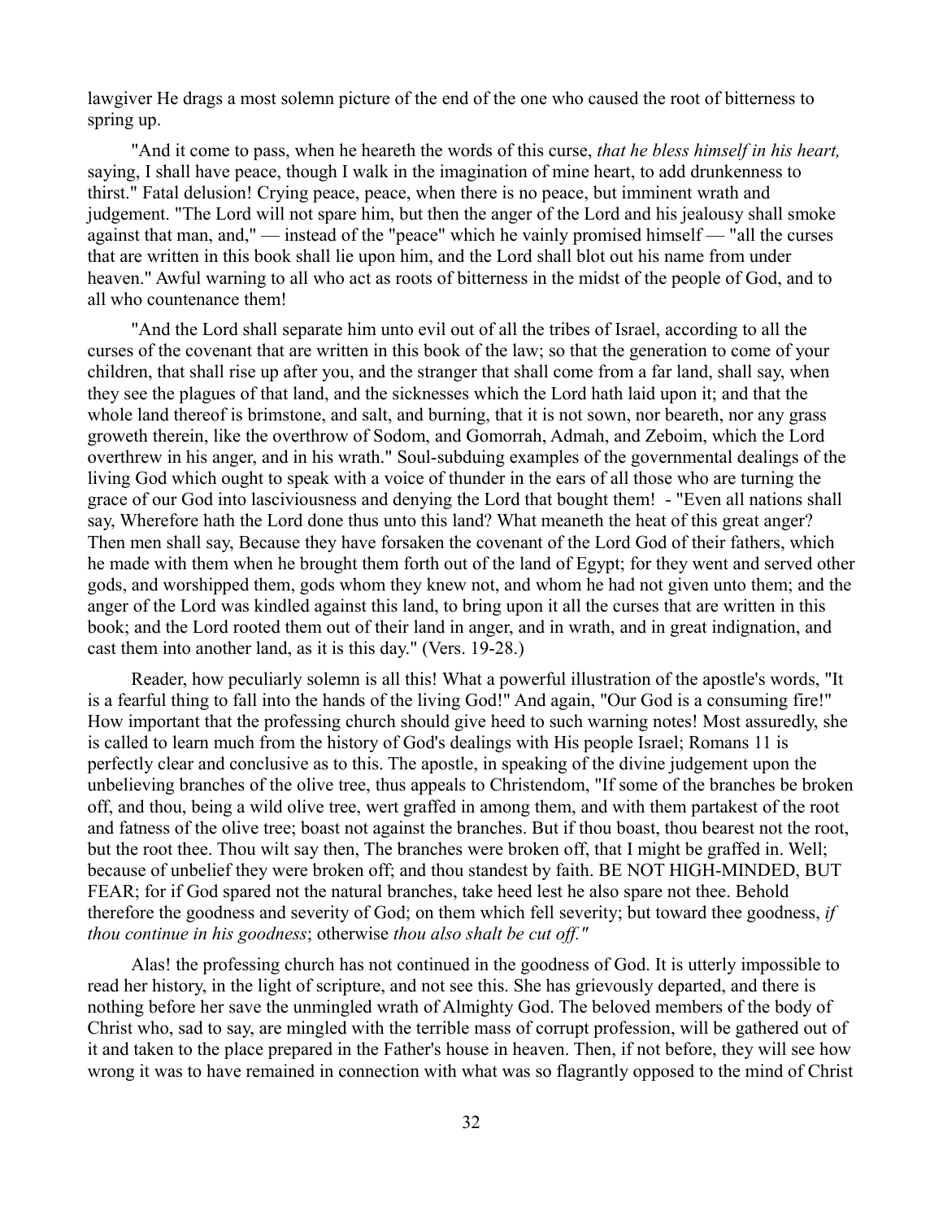lawgiver He drags a most solemn picture of the end of the one who caused the root of bitterness to spring up.

"And it come to pass, when he heareth the words of this curse, *that he bless himself in his heart,* saying, I shall have peace, though I walk in the imagination of mine heart, to add drunkenness to thirst." Fatal delusion! Crying peace, peace, when there is no peace, but imminent wrath and judgement. "The Lord will not spare him, but then the anger of the Lord and his jealousy shall smoke against that man, and," — instead of the "peace" which he vainly promised himself — "all the curses that are written in this book shall lie upon him, and the Lord shall blot out his name from under heaven." Awful warning to all who act as roots of bitterness in the midst of the people of God, and to all who countenance them!

"And the Lord shall separate him unto evil out of all the tribes of Israel, according to all the curses of the covenant that are written in this book of the law; so that the generation to come of your children, that shall rise up after you, and the stranger that shall come from a far land, shall say, when they see the plagues of that land, and the sicknesses which the Lord hath laid upon it; and that the whole land thereof is brimstone, and salt, and burning, that it is not sown, nor beareth, nor any grass groweth therein, like the overthrow of Sodom, and Gomorrah, Admah, and Zeboim, which the Lord overthrew in his anger, and in his wrath." Soul-subduing examples of the governmental dealings of the living God which ought to speak with a voice of thunder in the ears of all those who are turning the grace of our God into lasciviousness and denying the Lord that bought them! - "Even all nations shall say, Wherefore hath the Lord done thus unto this land? What meaneth the heat of this great anger? Then men shall say, Because they have forsaken the covenant of the Lord God of their fathers, which he made with them when he brought them forth out of the land of Egypt; for they went and served other gods, and worshipped them, gods whom they knew not, and whom he had not given unto them; and the anger of the Lord was kindled against this land, to bring upon it all the curses that are written in this book; and the Lord rooted them out of their land in anger, and in wrath, and in great indignation, and cast them into another land, as it is this day." (Vers. 19-28.)

Reader, how peculiarly solemn is all this! What a powerful illustration of the apostle's words, "It is a fearful thing to fall into the hands of the living God!" And again, "Our God is a consuming fire!" How important that the professing church should give heed to such warning notes! Most assuredly, she is called to learn much from the history of God's dealings with His people Israel; Romans 11 is perfectly clear and conclusive as to this. The apostle, in speaking of the divine judgement upon the unbelieving branches of the olive tree, thus appeals to Christendom, "If some of the branches be broken off, and thou, being a wild olive tree, wert graffed in among them, and with them partakest of the root and fatness of the olive tree; boast not against the branches. But if thou boast, thou bearest not the root, but the root thee. Thou wilt say then, The branches were broken off, that I might be graffed in. Well; because of unbelief they were broken off; and thou standest by faith. BE NOT HIGH-MINDED, BUT FEAR; for if God spared not the natural branches, take heed lest he also spare not thee. Behold therefore the goodness and severity of God; on them which fell severity; but toward thee goodness, *if thou continue in his goodness*; otherwise *thou also shalt be cut off."*

Alas! the professing church has not continued in the goodness of God. It is utterly impossible to read her history, in the light of scripture, and not see this. She has grievously departed, and there is nothing before her save the unmingled wrath of Almighty God. The beloved members of the body of Christ who, sad to say, are mingled with the terrible mass of corrupt profession, will be gathered out of it and taken to the place prepared in the Father's house in heaven. Then, if not before, they will see how wrong it was to have remained in connection with what was so flagrantly opposed to the mind of Christ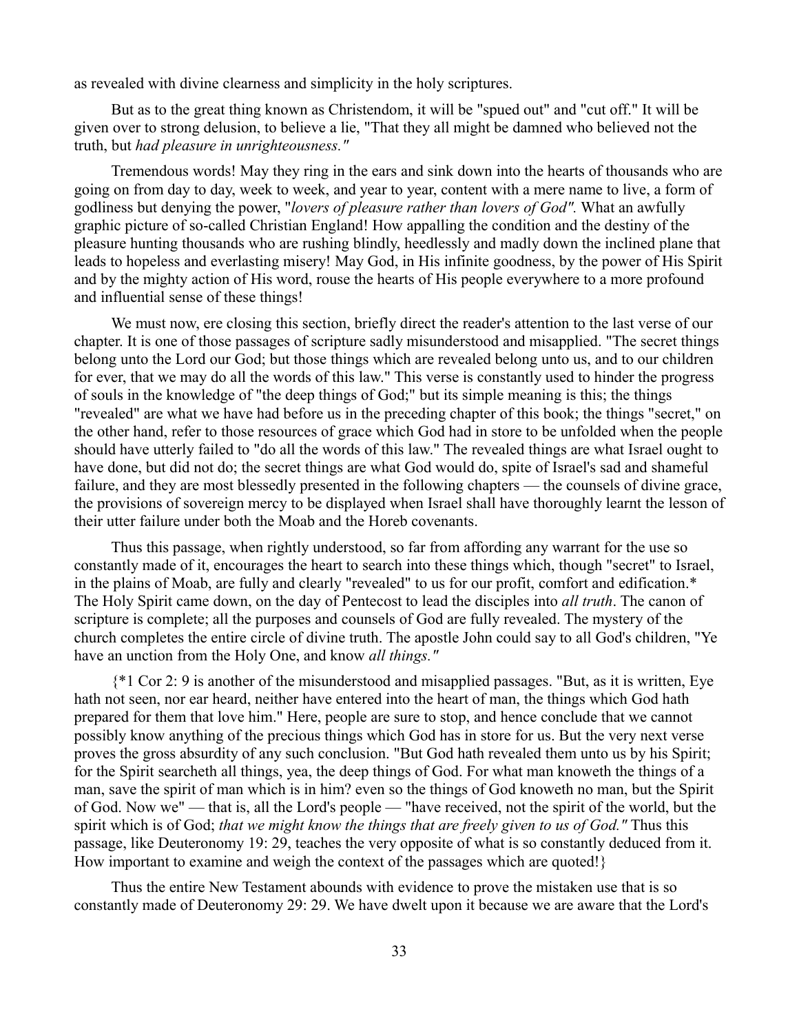as revealed with divine clearness and simplicity in the holy scriptures.

But as to the great thing known as Christendom, it will be "spued out" and "cut off." It will be given over to strong delusion, to believe a lie, "That they all might be damned who believed not the truth, but *had pleasure in unrighteousness."*

Tremendous words! May they ring in the ears and sink down into the hearts of thousands who are going on from day to day, week to week, and year to year, content with a mere name to live, a form of godliness but denying the power, "*lovers of pleasure rather than lovers of God"*. What an awfully graphic picture of so-called Christian England! How appalling the condition and the destiny of the pleasure hunting thousands who are rushing blindly, heedlessly and madly down the inclined plane that leads to hopeless and everlasting misery! May God, in His infinite goodness, by the power of His Spirit and by the mighty action of His word, rouse the hearts of His people everywhere to a more profound and influential sense of these things!

We must now, ere closing this section, briefly direct the reader's attention to the last verse of our chapter. It is one of those passages of scripture sadly misunderstood and misapplied. "The secret things belong unto the Lord our God; but those things which are revealed belong unto us, and to our children for ever, that we may do all the words of this law." This verse is constantly used to hinder the progress of souls in the knowledge of "the deep things of God;" but its simple meaning is this; the things "revealed" are what we have had before us in the preceding chapter of this book; the things "secret," on the other hand, refer to those resources of grace which God had in store to be unfolded when the people should have utterly failed to "do all the words of this law." The revealed things are what Israel ought to have done, but did not do; the secret things are what God would do, spite of Israel's sad and shameful failure, and they are most blessedly presented in the following chapters — the counsels of divine grace, the provisions of sovereign mercy to be displayed when Israel shall have thoroughly learnt the lesson of their utter failure under both the Moab and the Horeb covenants.

Thus this passage, when rightly understood, so far from affording any warrant for the use so constantly made of it, encourages the heart to search into these things which, though "secret" to Israel, in the plains of Moab, are fully and clearly "revealed" to us for our profit, comfort and edification.* The Holy Spirit came down, on the day of Pentecost to lead the disciples into *all truth*. The canon of scripture is complete; all the purposes and counsels of God are fully revealed. The mystery of the church completes the entire circle of divine truth. The apostle John could say to all God's children, "Ye have an unction from the Holy One, and know *all things."*

{*1 Cor 2: 9 is another of the misunderstood and misapplied passages. "But, as it is written, Eye hath not seen, nor ear heard, neither have entered into the heart of man, the things which God hath prepared for them that love him." Here, people are sure to stop, and hence conclude that we cannot possibly know anything of the precious things which God has in store for us. But the very next verse proves the gross absurdity of any such conclusion. "But God hath revealed them unto us by his Spirit; for the Spirit searcheth all things, yea, the deep things of God. For what man knoweth the things of a man, save the spirit of man which is in him? even so the things of God knoweth no man, but the Spirit of God. Now we" — that is, all the Lord's people — "have received, not the spirit of the world, but the spirit which is of God; *that we might know the things that are freely given to us of God."* Thus this passage, like Deuteronomy 19: 29, teaches the very opposite of what is so constantly deduced from it. How important to examine and weigh the context of the passages which are quoted!}

Thus the entire New Testament abounds with evidence to prove the mistaken use that is so constantly made of Deuteronomy 29: 29. We have dwelt upon it because we are aware that the Lord's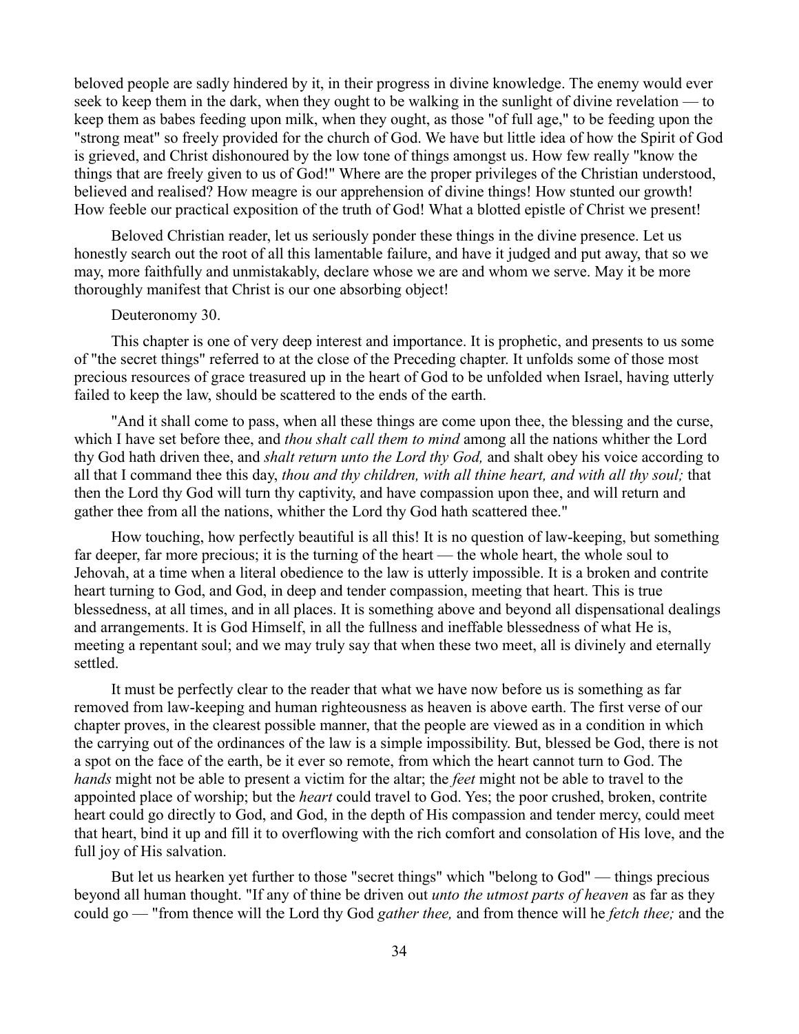beloved people are sadly hindered by it, in their progress in divine knowledge. The enemy would ever seek to keep them in the dark, when they ought to be walking in the sunlight of divine revelation — to keep them as babes feeding upon milk, when they ought, as those "of full age," to be feeding upon the "strong meat" so freely provided for the church of God. We have but little idea of how the Spirit of God is grieved, and Christ dishonoured by the low tone of things amongst us. How few really "know the things that are freely given to us of God!" Where are the proper privileges of the Christian understood, believed and realised? How meagre is our apprehension of divine things! How stunted our growth! How feeble our practical exposition of the truth of God! What a blotted epistle of Christ we present!

Beloved Christian reader, let us seriously ponder these things in the divine presence. Let us honestly search out the root of all this lamentable failure, and have it judged and put away, that so we may, more faithfully and unmistakably, declare whose we are and whom we serve. May it be more thoroughly manifest that Christ is our one absorbing object!

Deuteronomy 30.

This chapter is one of very deep interest and importance. It is prophetic, and presents to us some of "the secret things" referred to at the close of the Preceding chapter. It unfolds some of those most precious resources of grace treasured up in the heart of God to be unfolded when Israel, having utterly failed to keep the law, should be scattered to the ends of the earth.

"And it shall come to pass, when all these things are come upon thee, the blessing and the curse, which I have set before thee, and *thou shalt call them to mind* among all the nations whither the Lord thy God hath driven thee, and *shalt return unto the Lord thy God,* and shalt obey his voice according to all that I command thee this day, *thou and thy children, with all thine heart, and with all thy soul;* that then the Lord thy God will turn thy captivity, and have compassion upon thee, and will return and gather thee from all the nations, whither the Lord thy God hath scattered thee."

How touching, how perfectly beautiful is all this! It is no question of law-keeping, but something far deeper, far more precious; it is the turning of the heart — the whole heart, the whole soul to Jehovah, at a time when a literal obedience to the law is utterly impossible. It is a broken and contrite heart turning to God, and God, in deep and tender compassion, meeting that heart. This is true blessedness, at all times, and in all places. It is something above and beyond all dispensational dealings and arrangements. It is God Himself, in all the fullness and ineffable blessedness of what He is, meeting a repentant soul; and we may truly say that when these two meet, all is divinely and eternally settled.

It must be perfectly clear to the reader that what we have now before us is something as far removed from law-keeping and human righteousness as heaven is above earth. The first verse of our chapter proves, in the clearest possible manner, that the people are viewed as in a condition in which the carrying out of the ordinances of the law is a simple impossibility. But, blessed be God, there is not a spot on the face of the earth, be it ever so remote, from which the heart cannot turn to God. The *hands* might not be able to present a victim for the altar; the *feet* might not be able to travel to the appointed place of worship; but the *heart* could travel to God. Yes; the poor crushed, broken, contrite heart could go directly to God, and God, in the depth of His compassion and tender mercy, could meet that heart, bind it up and fill it to overflowing with the rich comfort and consolation of His love, and the full joy of His salvation.

But let us hearken yet further to those "secret things" which "belong to God" — things precious beyond all human thought. "If any of thine be driven out *unto the utmost parts of heaven* as far as they could go — "from thence will the Lord thy God *gather thee,* and from thence will he *fetch thee;* and the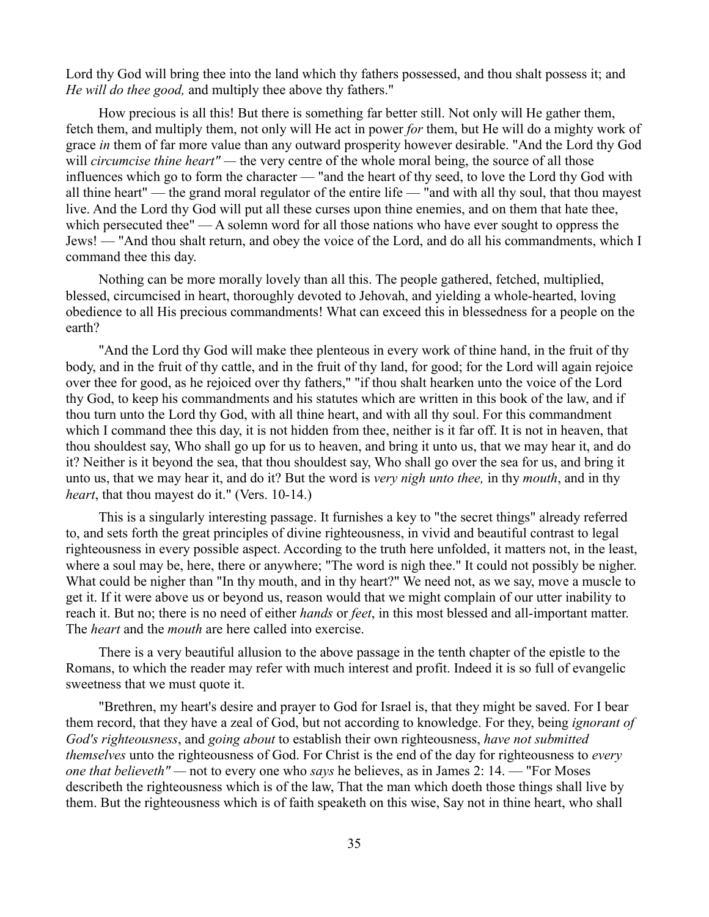Lord thy God will bring thee into the land which thy fathers possessed, and thou shalt possess it; and *He will do thee good,* and multiply thee above thy fathers."

How precious is all this! But there is something far better still. Not only will He gather them, fetch them, and multiply them, not only will He act in power *for* them, but He will do a mighty work of grace *in* them of far more value than any outward prosperity however desirable. "And the Lord thy God will *circumcise thine heart"* — the very centre of the whole moral being, the source of all those influences which go to form the character — "and the heart of thy seed, to love the Lord thy God with all thine heart" — the grand moral regulator of the entire life — "and with all thy soul, that thou mayest live. And the Lord thy God will put all these curses upon thine enemies, and on them that hate thee, which persecuted thee" — A solemn word for all those nations who have ever sought to oppress the Jews! — "And thou shalt return, and obey the voice of the Lord, and do all his commandments, which I command thee this day.

Nothing can be more morally lovely than all this. The people gathered, fetched, multiplied, blessed, circumcised in heart, thoroughly devoted to Jehovah, and yielding a whole-hearted, loving obedience to all His precious commandments! What can exceed this in blessedness for a people on the earth?

"And the Lord thy God will make thee plenteous in every work of thine hand, in the fruit of thy body, and in the fruit of thy cattle, and in the fruit of thy land, for good; for the Lord will again rejoice over thee for good, as he rejoiced over thy fathers," "if thou shalt hearken unto the voice of the Lord thy God, to keep his commandments and his statutes which are written in this book of the law, and if thou turn unto the Lord thy God, with all thine heart, and with all thy soul. For this commandment which I command thee this day, it is not hidden from thee, neither is it far off. It is not in heaven, that thou shouldest say, Who shall go up for us to heaven, and bring it unto us, that we may hear it, and do it? Neither is it beyond the sea, that thou shouldest say, Who shall go over the sea for us, and bring it unto us, that we may hear it, and do it? But the word is *very nigh unto thee,* in thy *mouth*, and in thy *heart*, that thou mayest do it." (Vers. 10-14.)

This is a singularly interesting passage. It furnishes a key to "the secret things" already referred to, and sets forth the great principles of divine righteousness, in vivid and beautiful contrast to legal righteousness in every possible aspect. According to the truth here unfolded, it matters not, in the least, where a soul may be, here, there or anywhere; "The word is nigh thee." It could not possibly be nigher. What could be nigher than "In thy mouth, and in thy heart?" We need not, as we say, move a muscle to get it. If it were above us or beyond us, reason would that we might complain of our utter inability to reach it. But no; there is no need of either *hands* or *feet*, in this most blessed and all-important matter. The *heart* and the *mouth* are here called into exercise.

There is a very beautiful allusion to the above passage in the tenth chapter of the epistle to the Romans, to which the reader may refer with much interest and profit. Indeed it is so full of evangelic sweetness that we must quote it.

"Brethren, my heart's desire and prayer to God for Israel is, that they might be saved. For I bear them record, that they have a zeal of God, but not according to knowledge. For they, being *ignorant of God's righteousness*, and *going about* to establish their own righteousness, *have not submitted themselves* unto the righteousness of God. For Christ is the end of the day for righteousness to *every one that believeth"* — not to every one who *says* he believes, as in James 2: 14. — "For Moses describeth the righteousness which is of the law, That the man which doeth those things shall live by them. But the righteousness which is of faith speaketh on this wise, Say not in thine heart, who shall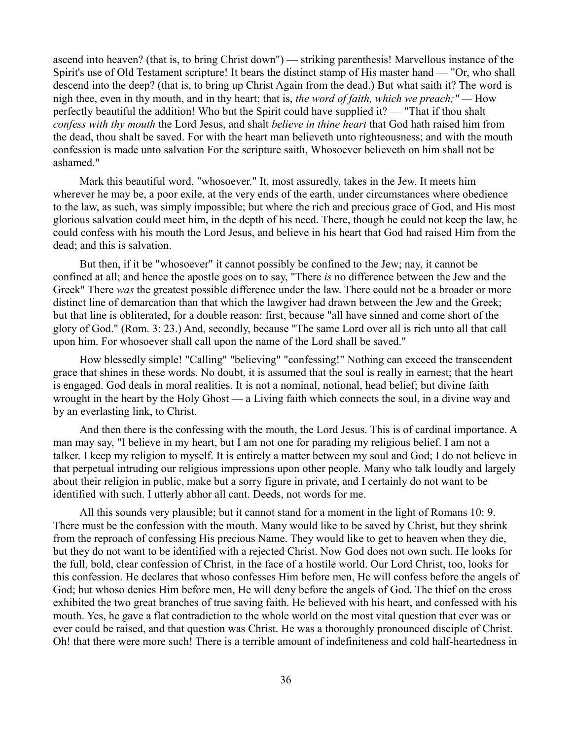ascend into heaven? (that is, to bring Christ down") — striking parenthesis! Marvellous instance of the Spirit's use of Old Testament scripture! It bears the distinct stamp of His master hand — "Or, who shall descend into the deep? (that is, to bring up Christ Again from the dead.) But what saith it? The word is nigh thee, even in thy mouth, and in thy heart; that is, *the word of faith, which we preach;"* — How perfectly beautiful the addition! Who but the Spirit could have supplied it? — "That if thou shalt *confess with thy mouth* the Lord Jesus, and shalt *believe in thine heart* that God hath raised him from the dead, thou shalt be saved. For with the heart man believeth unto righteousness; and with the mouth confession is made unto salvation For the scripture saith, Whosoever believeth on him shall not be ashamed."

Mark this beautiful word, "whosoever." It, most assuredly, takes in the Jew. It meets him wherever he may be, a poor exile, at the very ends of the earth, under circumstances where obedience to the law, as such, was simply impossible; but where the rich and precious grace of God, and His most glorious salvation could meet him, in the depth of his need. There, though he could not keep the law, he could confess with his mouth the Lord Jesus, and believe in his heart that God had raised Him from the dead; and this is salvation.

But then, if it be "whosoever" it cannot possibly be confined to the Jew; nay, it cannot be confined at all; and hence the apostle goes on to say, "There *is* no difference between the Jew and the Greek" There *was* the greatest possible difference under the law. There could not be a broader or more distinct line of demarcation than that which the lawgiver had drawn between the Jew and the Greek; but that line is obliterated, for a double reason: first, because "all have sinned and come short of the glory of God." (Rom. 3: 23.) And, secondly, because "The same Lord over all is rich unto all that call upon him. For whosoever shall call upon the name of the Lord shall be saved."

How blessedly simple! "Calling" "believing" "confessing!" Nothing can exceed the transcendent grace that shines in these words. No doubt, it is assumed that the soul is really in earnest; that the heart is engaged. God deals in moral realities. It is not a nominal, notional, head belief; but divine faith wrought in the heart by the Holy Ghost — a Living faith which connects the soul, in a divine way and by an everlasting link, to Christ.

And then there is the confessing with the mouth, the Lord Jesus. This is of cardinal importance. A man may say, "I believe in my heart, but I am not one for parading my religious belief. I am not a talker. I keep my religion to myself. It is entirely a matter between my soul and God; I do not believe in that perpetual intruding our religious impressions upon other people. Many who talk loudly and largely about their religion in public, make but a sorry figure in private, and I certainly do not want to be identified with such. I utterly abhor all cant. Deeds, not words for me.

All this sounds very plausible; but it cannot stand for a moment in the light of Romans 10: 9. There must be the confession with the mouth. Many would like to be saved by Christ, but they shrink from the reproach of confessing His precious Name. They would like to get to heaven when they die, but they do not want to be identified with a rejected Christ. Now God does not own such. He looks for the full, bold, clear confession of Christ, in the face of a hostile world. Our Lord Christ, too, looks for this confession. He declares that whoso confesses Him before men, He will confess before the angels of God; but whoso denies Him before men, He will deny before the angels of God. The thief on the cross exhibited the two great branches of true saving faith. He believed with his heart, and confessed with his mouth. Yes, he gave a flat contradiction to the whole world on the most vital question that ever was or ever could be raised, and that question was Christ. He was a thoroughly pronounced disciple of Christ. Oh! that there were more such! There is a terrible amount of indefiniteness and cold half-heartedness in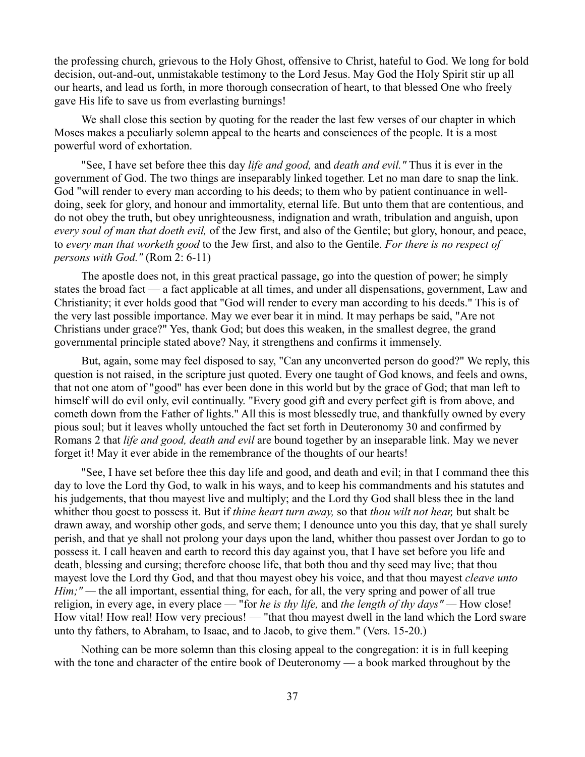the professing church, grievous to the Holy Ghost, offensive to Christ, hateful to God. We long for bold decision, out-and-out, unmistakable testimony to the Lord Jesus. May God the Holy Spirit stir up all our hearts, and lead us forth, in more thorough consecration of heart, to that blessed One who freely gave His life to save us from everlasting burnings!

We shall close this section by quoting for the reader the last few verses of our chapter in which Moses makes a peculiarly solemn appeal to the hearts and consciences of the people. It is a most powerful word of exhortation.

"See, I have set before thee this day *life and good,* and *death and evil."* Thus it is ever in the government of God. The two things are inseparably linked together. Let no man dare to snap the link. God "will render to every man according to his deeds; to them who by patient continuance in well-doing, seek for glory, and honour and immortality, eternal life. But unto them that are contentious, and do not obey the truth, but obey unrighteousness, indignation and wrath, tribulation and anguish, upon *every soul of man that doeth evil,* of the Jew first, and also of the Gentile; but glory, honour, and peace, to *every man that worketh good* to the Jew first, and also to the Gentile. *For there is no respect of persons with God."* (Rom 2: 6-11)

The apostle does not, in this great practical passage, go into the question of power; he simply states the broad fact — a fact applicable at all times, and under all dispensations, government, Law and Christianity; it ever holds good that "God will render to every man according to his deeds." This is of the very last possible importance. May we ever bear it in mind. It may perhaps be said, "Are not Christians under grace?" Yes, thank God; but does this weaken, in the smallest degree, the grand governmental principle stated above? Nay, it strengthens and confirms it immensely.

But, again, some may feel disposed to say, "Can any unconverted person do good?" We reply, this question is not raised, in the scripture just quoted. Every one taught of God knows, and feels and owns, that not one atom of "good" has ever been done in this world but by the grace of God; that man left to himself will do evil only, evil continually. "Every good gift and every perfect gift is from above, and cometh down from the Father of lights." All this is most blessedly true, and thankfully owned by every pious soul; but it leaves wholly untouched the fact set forth in Deuteronomy 30 and confirmed by Romans 2 that *life and good, death and evil* are bound together by an inseparable link. May we never forget it! May it ever abide in the remembrance of the thoughts of our hearts!

"See, I have set before thee this day life and good, and death and evil; in that I command thee this day to love the Lord thy God, to walk in his ways, and to keep his commandments and his statutes and his judgements, that thou mayest live and multiply; and the Lord thy God shall bless thee in the land whither thou goest to possess it. But if *thine heart turn away,* so that *thou wilt not hear,* but shalt be drawn away, and worship other gods, and serve them; I denounce unto you this day, that ye shall surely perish, and that ye shall not prolong your days upon the land, whither thou passest over Jordan to go to possess it. I call heaven and earth to record this day against you, that I have set before you life and death, blessing and cursing; therefore choose life, that both thou and thy seed may live; that thou mayest love the Lord thy God, and that thou mayest obey his voice, and that thou mayest *cleave unto Him;"* — the all important, essential thing, for each, for all, the very spring and power of all true religion, in every age, in every place — "for *he is thy life,* and *the length of thy days"* — How close! How vital! How real! How very precious! — "that thou mayest dwell in the land which the Lord sware unto thy fathers, to Abraham, to Isaac, and to Jacob, to give them." (Vers. 15-20.)

Nothing can be more solemn than this closing appeal to the congregation: it is in full keeping with the tone and character of the entire book of Deuteronomy — a book marked throughout by the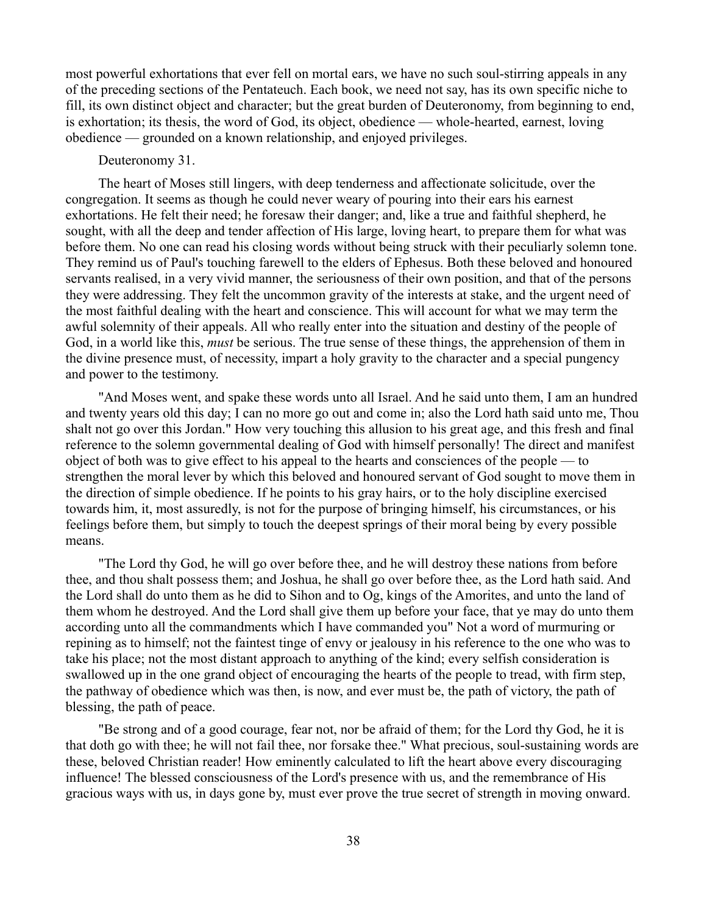most powerful exhortations that ever fell on mortal ears, we have no such soul-stirring appeals in any of the preceding sections of the Pentateuch. Each book, we need not say, has its own specific niche to fill, its own distinct object and character; but the great burden of Deuteronomy, from beginning to end, is exhortation; its thesis, the word of God, its object, obedience — whole-hearted, earnest, loving obedience — grounded on a known relationship, and enjoyed privileges.

## Deuteronomy 31.

The heart of Moses still lingers, with deep tenderness and affectionate solicitude, over the congregation. It seems as though he could never weary of pouring into their ears his earnest exhortations. He felt their need; he foresaw their danger; and, like a true and faithful shepherd, he sought, with all the deep and tender affection of His large, loving heart, to prepare them for what was before them. No one can read his closing words without being struck with their peculiarly solemn tone. They remind us of Paul's touching farewell to the elders of Ephesus. Both these beloved and honoured servants realised, in a very vivid manner, the seriousness of their own position, and that of the persons they were addressing. They felt the uncommon gravity of the interests at stake, and the urgent need of the most faithful dealing with the heart and conscience. This will account for what we may term the awful solemnity of their appeals. All who really enter into the situation and destiny of the people of God, in a world like this, *must* be serious. The true sense of these things, the apprehension of them in the divine presence must, of necessity, impart a holy gravity to the character and a special pungency and power to the testimony.

"And Moses went, and spake these words unto all Israel. And he said unto them, I am an hundred and twenty years old this day; I can no more go out and come in; also the Lord hath said unto me, Thou shalt not go over this Jordan." How very touching this allusion to his great age, and this fresh and final reference to the solemn governmental dealing of God with himself personally! The direct and manifest object of both was to give effect to his appeal to the hearts and consciences of the people — to strengthen the moral lever by which this beloved and honoured servant of God sought to move them in the direction of simple obedience. If he points to his gray hairs, or to the holy discipline exercised towards him, it, most assuredly, is not for the purpose of bringing himself, his circumstances, or his feelings before them, but simply to touch the deepest springs of their moral being by every possible means.

"The Lord thy God, he will go over before thee, and he will destroy these nations from before thee, and thou shalt possess them; and Joshua, he shall go over before thee, as the Lord hath said. And the Lord shall do unto them as he did to Sihon and to Og, kings of the Amorites, and unto the land of them whom he destroyed. And the Lord shall give them up before your face, that ye may do unto them according unto all the commandments which I have commanded you" Not a word of murmuring or repining as to himself; not the faintest tinge of envy or jealousy in his reference to the one who was to take his place; not the most distant approach to anything of the kind; every selfish consideration is swallowed up in the one grand object of encouraging the hearts of the people to tread, with firm step, the pathway of obedience which was then, is now, and ever must be, the path of victory, the path of blessing, the path of peace.

"Be strong and of a good courage, fear not, nor be afraid of them; for the Lord thy God, he it is that doth go with thee; he will not fail thee, nor forsake thee." What precious, soul-sustaining words are these, beloved Christian reader! How eminently calculated to lift the heart above every discouraging influence! The blessed consciousness of the Lord's presence with us, and the remembrance of His gracious ways with us, in days gone by, must ever prove the true secret of strength in moving onward.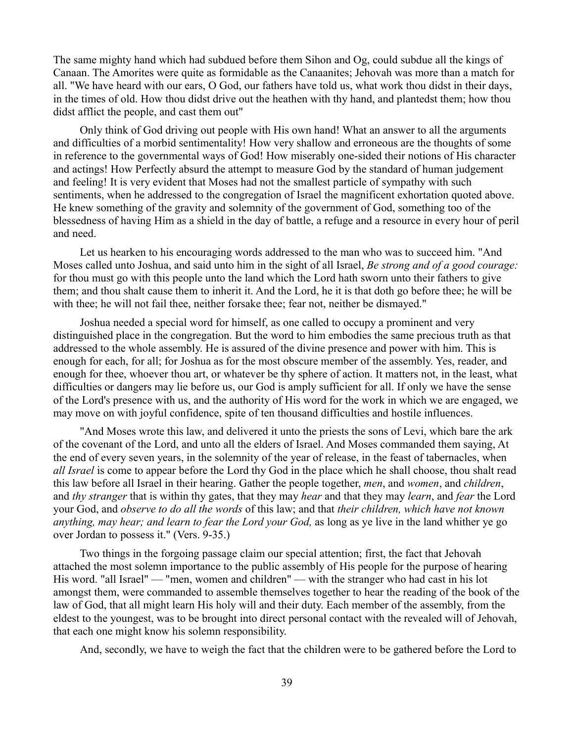The same mighty hand which had subdued before them Sihon and Og, could subdue all the kings of Canaan. The Amorites were quite as formidable as the Canaanites; Jehovah was more than a match for all. "We have heard with our ears, O God, our fathers have told us, what work thou didst in their days, in the times of old. How thou didst drive out the heathen with thy hand, and plantedst them; how thou didst afflict the people, and cast them out"

Only think of God driving out people with His own hand! What an answer to all the arguments and difficulties of a morbid sentimentality! How very shallow and erroneous are the thoughts of some in reference to the governmental ways of God! How miserably one-sided their notions of His character and actings! How Perfectly absurd the attempt to measure God by the standard of human judgement and feeling! It is very evident that Moses had not the smallest particle of sympathy with such sentiments, when he addressed to the congregation of Israel the magnificent exhortation quoted above. He knew something of the gravity and solemnity of the government of God, something too of the blessedness of having Him as a shield in the day of battle, a refuge and a resource in every hour of peril and need.

Let us hearken to his encouraging words addressed to the man who was to succeed him. "And Moses called unto Joshua, and said unto him in the sight of all Israel, *Be strong and of a good courage:* for thou must go with this people unto the land which the Lord hath sworn unto their fathers to give them; and thou shalt cause them to inherit it. And the Lord, he it is that doth go before thee; he will be with thee; he will not fail thee, neither forsake thee; fear not, neither be dismayed."

Joshua needed a special word for himself, as one called to occupy a prominent and very distinguished place in the congregation. But the word to him embodies the same precious truth as that addressed to the whole assembly. He is assured of the divine presence and power with him. This is enough for each, for all; for Joshua as for the most obscure member of the assembly. Yes, reader, and enough for thee, whoever thou art, or whatever be thy sphere of action. It matters not, in the least, what difficulties or dangers may lie before us, our God is amply sufficient for all. If only we have the sense of the Lord's presence with us, and the authority of His word for the work in which we are engaged, we may move on with joyful confidence, spite of ten thousand difficulties and hostile influences.

"And Moses wrote this law, and delivered it unto the priests the sons of Levi, which bare the ark of the covenant of the Lord, and unto all the elders of Israel. And Moses commanded them saying, At the end of every seven years, in the solemnity of the year of release, in the feast of tabernacles, when *all Israel* is come to appear before the Lord thy God in the place which he shall choose, thou shalt read this law before all Israel in their hearing. Gather the people together, *men*, and *women*, and *children*, and *thy stranger* that is within thy gates, that they may *hear* and that they may *learn*, and *fear* the Lord your God, and *observe to do all the words* of this law; and that *their children, which have not known anything, may hear; and learn to fear the Lord your God,* as long as ye live in the land whither ye go over Jordan to possess it." (Vers. 9-35.)

Two things in the forgoing passage claim our special attention; first, the fact that Jehovah attached the most solemn importance to the public assembly of His people for the purpose of hearing His word. "all Israel" — "men, women and children" — with the stranger who had cast in his lot amongst them, were commanded to assemble themselves together to hear the reading of the book of the law of God, that all might learn His holy will and their duty. Each member of the assembly, from the eldest to the youngest, was to be brought into direct personal contact with the revealed will of Jehovah, that each one might know his solemn responsibility.

And, secondly, we have to weigh the fact that the children were to be gathered before the Lord to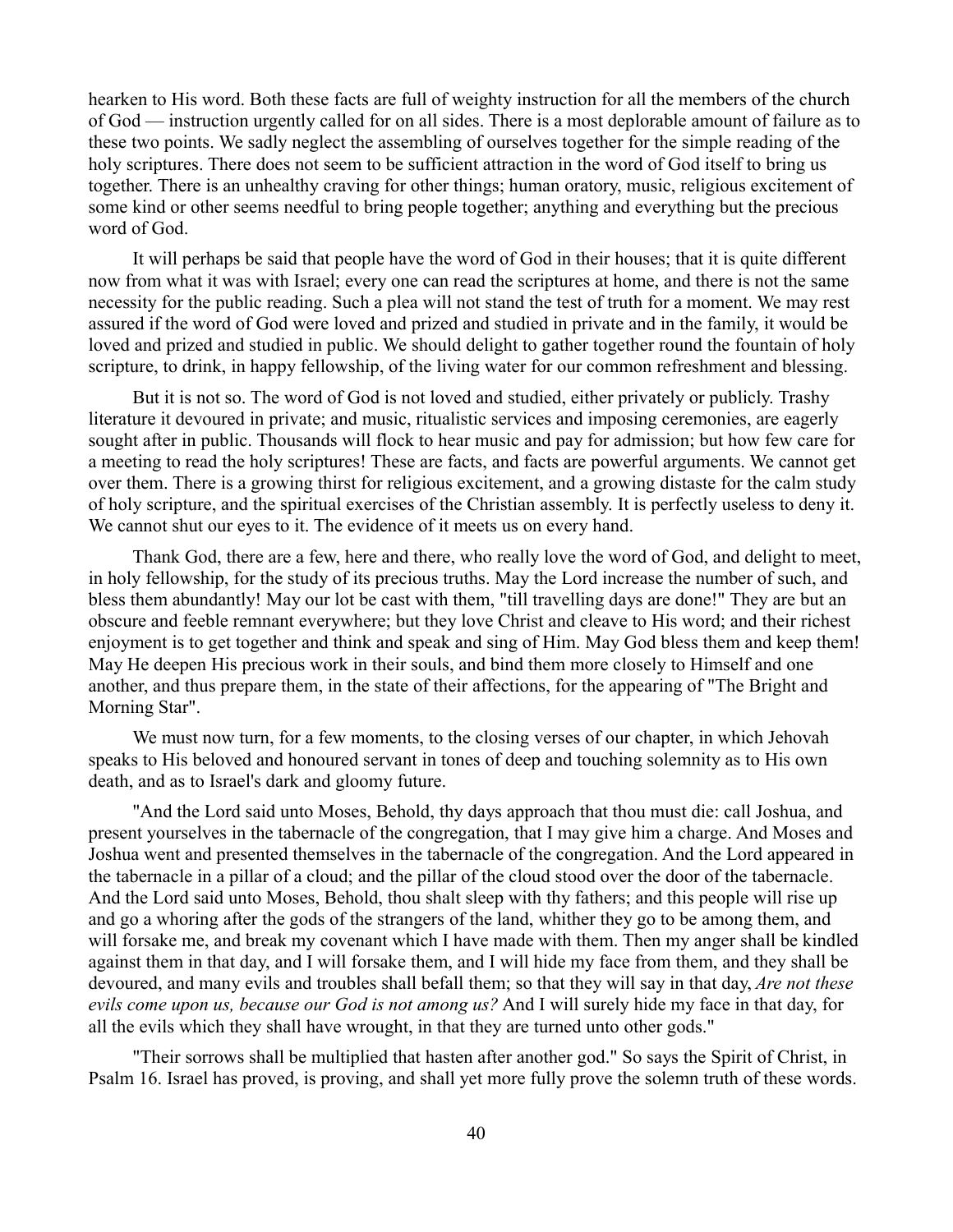hearken to His word. Both these facts are full of weighty instruction for all the members of the church of God — instruction urgently called for on all sides. There is a most deplorable amount of failure as to these two points. We sadly neglect the assembling of ourselves together for the simple reading of the holy scriptures. There does not seem to be sufficient attraction in the word of God itself to bring us together. There is an unhealthy craving for other things; human oratory, music, religious excitement of some kind or other seems needful to bring people together; anything and everything but the precious word of God.

It will perhaps be said that people have the word of God in their houses; that it is quite different now from what it was with Israel; every one can read the scriptures at home, and there is not the same necessity for the public reading. Such a plea will not stand the test of truth for a moment. We may rest assured if the word of God were loved and prized and studied in private and in the family, it would be loved and prized and studied in public. We should delight to gather together round the fountain of holy scripture, to drink, in happy fellowship, of the living water for our common refreshment and blessing.

But it is not so. The word of God is not loved and studied, either privately or publicly. Trashy literature it devoured in private; and music, ritualistic services and imposing ceremonies, are eagerly sought after in public. Thousands will flock to hear music and pay for admission; but how few care for a meeting to read the holy scriptures! These are facts, and facts are powerful arguments. We cannot get over them. There is a growing thirst for religious excitement, and a growing distaste for the calm study of holy scripture, and the spiritual exercises of the Christian assembly. It is perfectly useless to deny it. We cannot shut our eyes to it. The evidence of it meets us on every hand.

Thank God, there are a few, here and there, who really love the word of God, and delight to meet, in holy fellowship, for the study of its precious truths. May the Lord increase the number of such, and bless them abundantly! May our lot be cast with them, "till travelling days are done!" They are but an obscure and feeble remnant everywhere; but they love Christ and cleave to His word; and their richest enjoyment is to get together and think and speak and sing of Him. May God bless them and keep them! May He deepen His precious work in their souls, and bind them more closely to Himself and one another, and thus prepare them, in the state of their affections, for the appearing of "The Bright and Morning Star".

We must now turn, for a few moments, to the closing verses of our chapter, in which Jehovah speaks to His beloved and honoured servant in tones of deep and touching solemnity as to His own death, and as to Israel's dark and gloomy future.

"And the Lord said unto Moses, Behold, thy days approach that thou must die: call Joshua, and present yourselves in the tabernacle of the congregation, that I may give him a charge. And Moses and Joshua went and presented themselves in the tabernacle of the congregation. And the Lord appeared in the tabernacle in a pillar of a cloud; and the pillar of the cloud stood over the door of the tabernacle. And the Lord said unto Moses, Behold, thou shalt sleep with thy fathers; and this people will rise up and go a whoring after the gods of the strangers of the land, whither they go to be among them, and will forsake me, and break my covenant which I have made with them. Then my anger shall be kindled against them in that day, and I will forsake them, and I will hide my face from them, and they shall be devoured, and many evils and troubles shall befall them; so that they will say in that day, *Are not these evils come upon us, because our God is not among us?* And I will surely hide my face in that day, for all the evils which they shall have wrought, in that they are turned unto other gods."

"Their sorrows shall be multiplied that hasten after another god." So says the Spirit of Christ, in Psalm 16. Israel has proved, is proving, and shall yet more fully prove the solemn truth of these words.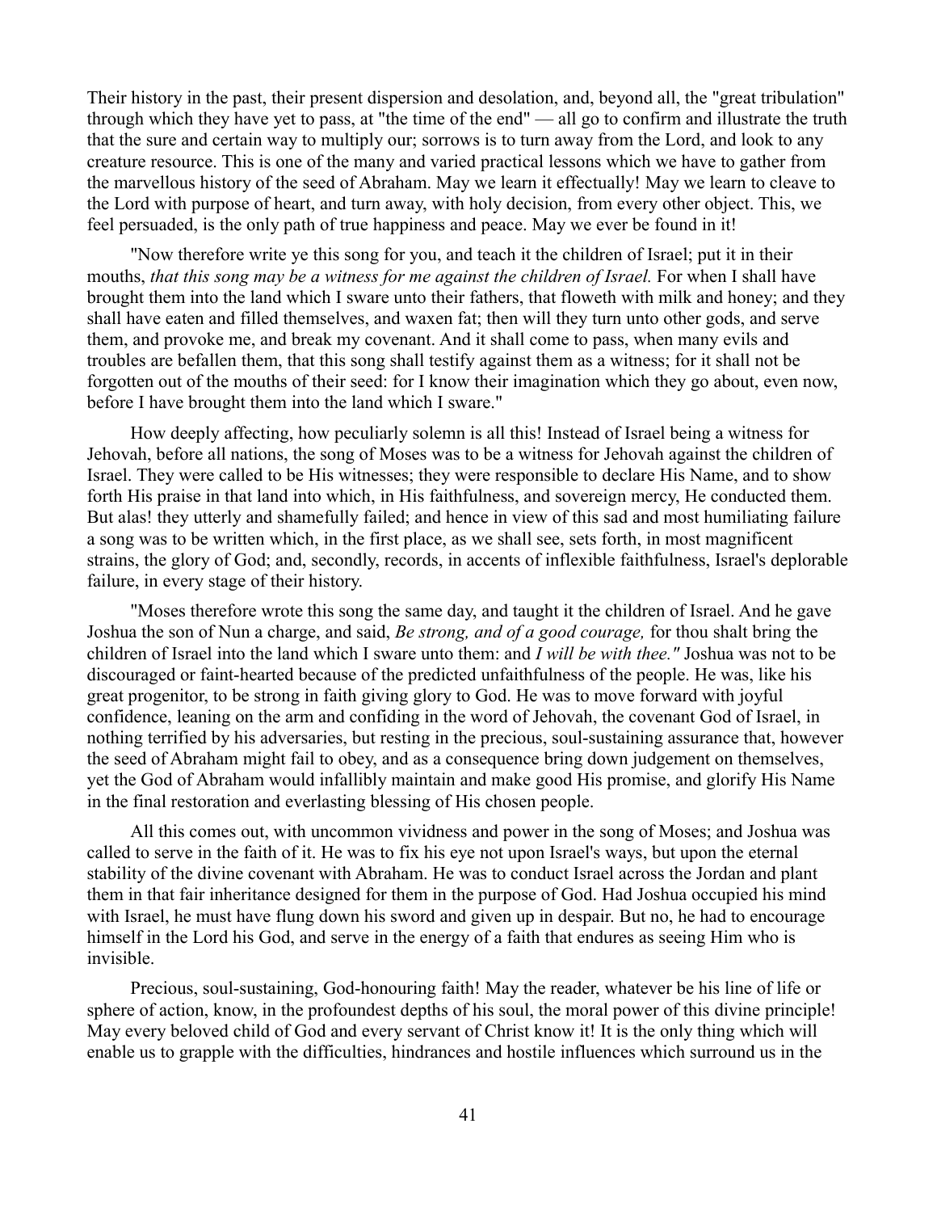Their history in the past, their present dispersion and desolation, and, beyond all, the "great tribulation" through which they have yet to pass, at "the time of the end" — all go to confirm and illustrate the truth that the sure and certain way to multiply our; sorrows is to turn away from the Lord, and look to any creature resource. This is one of the many and varied practical lessons which we have to gather from the marvellous history of the seed of Abraham. May we learn it effectually! May we learn to cleave to the Lord with purpose of heart, and turn away, with holy decision, from every other object. This, we feel persuaded, is the only path of true happiness and peace. May we ever be found in it!

"Now therefore write ye this song for you, and teach it the children of Israel; put it in their mouths, *that this song may be a witness for me against the children of Israel.* For when I shall have brought them into the land which I sware unto their fathers, that floweth with milk and honey; and they shall have eaten and filled themselves, and waxen fat; then will they turn unto other gods, and serve them, and provoke me, and break my covenant. And it shall come to pass, when many evils and troubles are befallen them, that this song shall testify against them as a witness; for it shall not be forgotten out of the mouths of their seed: for I know their imagination which they go about, even now, before I have brought them into the land which I sware."

How deeply affecting, how peculiarly solemn is all this! Instead of Israel being a witness for Jehovah, before all nations, the song of Moses was to be a witness for Jehovah against the children of Israel. They were called to be His witnesses; they were responsible to declare His Name, and to show forth His praise in that land into which, in His faithfulness, and sovereign mercy, He conducted them. But alas! they utterly and shamefully failed; and hence in view of this sad and most humiliating failure a song was to be written which, in the first place, as we shall see, sets forth, in most magnificent strains, the glory of God; and, secondly, records, in accents of inflexible faithfulness, Israel's deplorable failure, in every stage of their history.

"Moses therefore wrote this song the same day, and taught it the children of Israel. And he gave Joshua the son of Nun a charge, and said, *Be strong, and of a good courage,* for thou shalt bring the children of Israel into the land which I sware unto them: and *I will be with thee."* Joshua was not to be discouraged or faint-hearted because of the predicted unfaithfulness of the people. He was, like his great progenitor, to be strong in faith giving glory to God. He was to move forward with joyful confidence, leaning on the arm and confiding in the word of Jehovah, the covenant God of Israel, in nothing terrified by his adversaries, but resting in the precious, soul-sustaining assurance that, however the seed of Abraham might fail to obey, and as a consequence bring down judgement on themselves, yet the God of Abraham would infallibly maintain and make good His promise, and glorify His Name in the final restoration and everlasting blessing of His chosen people.

All this comes out, with uncommon vividness and power in the song of Moses; and Joshua was called to serve in the faith of it. He was to fix his eye not upon Israel's ways, but upon the eternal stability of the divine covenant with Abraham. He was to conduct Israel across the Jordan and plant them in that fair inheritance designed for them in the purpose of God. Had Joshua occupied his mind with Israel, he must have flung down his sword and given up in despair. But no, he had to encourage himself in the Lord his God, and serve in the energy of a faith that endures as seeing Him who is invisible.

Precious, soul-sustaining, God-honouring faith! May the reader, whatever be his line of life or sphere of action, know, in the profoundest depths of his soul, the moral power of this divine principle! May every beloved child of God and every servant of Christ know it! It is the only thing which will enable us to grapple with the difficulties, hindrances and hostile influences which surround us in the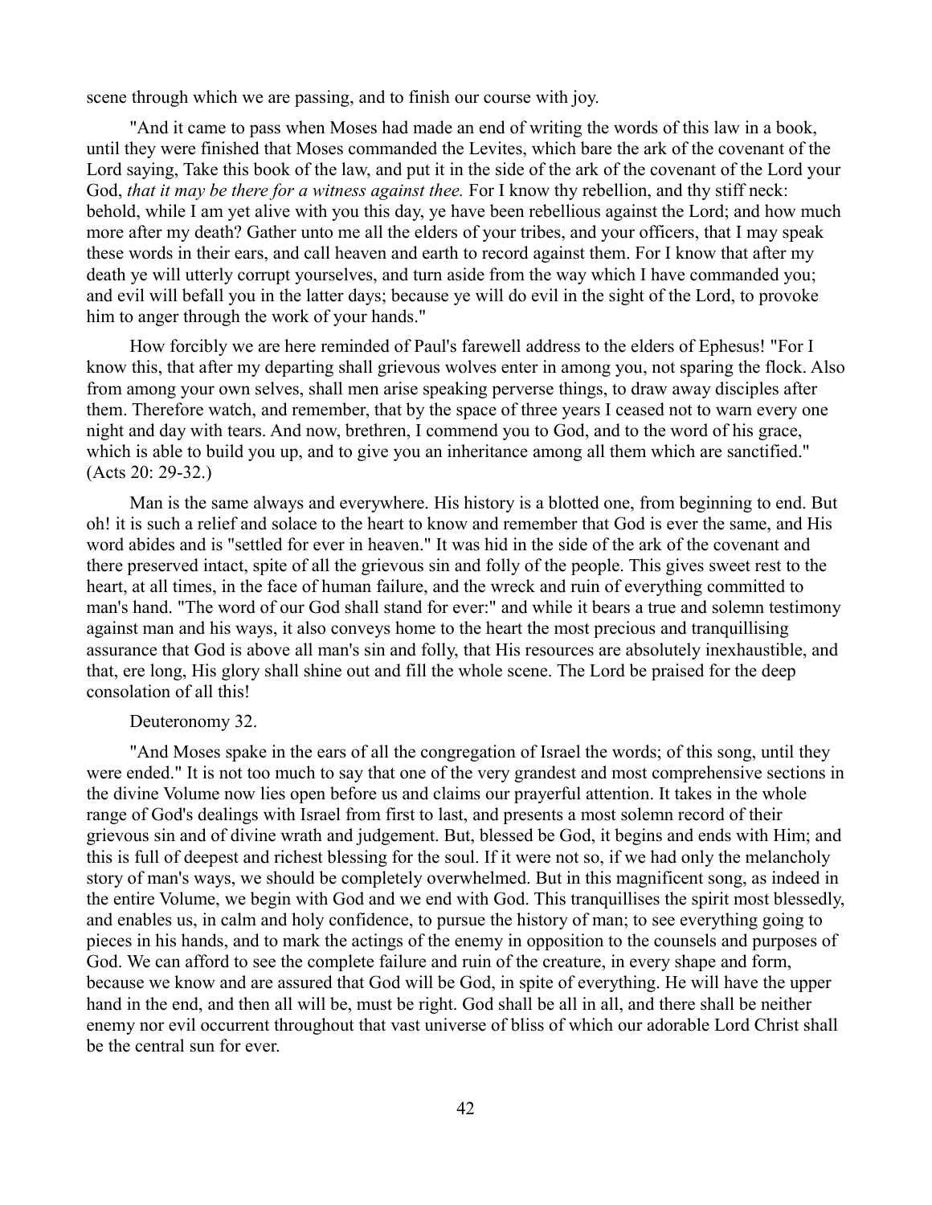scene through which we are passing, and to finish our course with joy.

"And it came to pass when Moses had made an end of writing the words of this law in a book, until they were finished that Moses commanded the Levites, which bare the ark of the covenant of the Lord saying, Take this book of the law, and put it in the side of the ark of the covenant of the Lord your God, *that it may be there for a witness against thee.* For I know thy rebellion, and thy stiff neck: behold, while I am yet alive with you this day, ye have been rebellious against the Lord; and how much more after my death? Gather unto me all the elders of your tribes, and your officers, that I may speak these words in their ears, and call heaven and earth to record against them. For I know that after my death ye will utterly corrupt yourselves, and turn aside from the way which I have commanded you; and evil will befall you in the latter days; because ye will do evil in the sight of the Lord, to provoke him to anger through the work of your hands."

How forcibly we are here reminded of Paul's farewell address to the elders of Ephesus! "For I know this, that after my departing shall grievous wolves enter in among you, not sparing the flock. Also from among your own selves, shall men arise speaking perverse things, to draw away disciples after them. Therefore watch, and remember, that by the space of three years I ceased not to warn every one night and day with tears. And now, brethren, I commend you to God, and to the word of his grace, which is able to build you up, and to give you an inheritance among all them which are sanctified." (Acts 20: 29-32.)

Man is the same always and everywhere. His history is a blotted one, from beginning to end. But oh! it is such a relief and solace to the heart to know and remember that God is ever the same, and His word abides and is "settled for ever in heaven." It was hid in the side of the ark of the covenant and there preserved intact, spite of all the grievous sin and folly of the people. This gives sweet rest to the heart, at all times, in the face of human failure, and the wreck and ruin of everything committed to man's hand. "The word of our God shall stand for ever:" and while it bears a true and solemn testimony against man and his ways, it also conveys home to the heart the most precious and tranquillising assurance that God is above all man's sin and folly, that His resources are absolutely inexhaustible, and that, ere long, His glory shall shine out and fill the whole scene. The Lord be praised for the deep consolation of all this!

Deuteronomy 32.

"And Moses spake in the ears of all the congregation of Israel the words; of this song, until they were ended." It is not too much to say that one of the very grandest and most comprehensive sections in the divine Volume now lies open before us and claims our prayerful attention. It takes in the whole range of God's dealings with Israel from first to last, and presents a most solemn record of their grievous sin and of divine wrath and judgement. But, blessed be God, it begins and ends with Him; and this is full of deepest and richest blessing for the soul. If it were not so, if we had only the melancholy story of man's ways, we should be completely overwhelmed. But in this magnificent song, as indeed in the entire Volume, we begin with God and we end with God. This tranquillises the spirit most blessedly, and enables us, in calm and holy confidence, to pursue the history of man; to see everything going to pieces in his hands, and to mark the actings of the enemy in opposition to the counsels and purposes of God. We can afford to see the complete failure and ruin of the creature, in every shape and form, because we know and are assured that God will be God, in spite of everything. He will have the upper hand in the end, and then all will be, must be right. God shall be all in all, and there shall be neither enemy nor evil occurrent throughout that vast universe of bliss of which our adorable Lord Christ shall be the central sun for ever.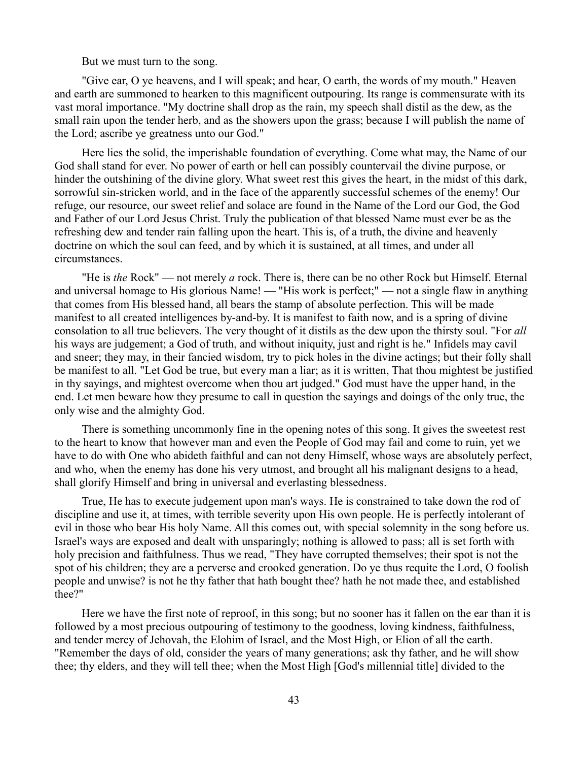But we must turn to the song.

"Give ear, O ye heavens, and I will speak; and hear, O earth, the words of my mouth." Heaven and earth are summoned to hearken to this magnificent outpouring. Its range is commensurate with its vast moral importance. "My doctrine shall drop as the rain, my speech shall distil as the dew, as the small rain upon the tender herb, and as the showers upon the grass; because I will publish the name of the Lord; ascribe ye greatness unto our God."

Here lies the solid, the imperishable foundation of everything. Come what may, the Name of our God shall stand for ever. No power of earth or hell can possibly countervail the divine purpose, or hinder the outshining of the divine glory. What sweet rest this gives the heart, in the midst of this dark, sorrowful sin-stricken world, and in the face of the apparently successful schemes of the enemy! Our refuge, our resource, our sweet relief and solace are found in the Name of the Lord our God, the God and Father of our Lord Jesus Christ. Truly the publication of that blessed Name must ever be as the refreshing dew and tender rain falling upon the heart. This is, of a truth, the divine and heavenly doctrine on which the soul can feed, and by which it is sustained, at all times, and under all circumstances.

"He is *the* Rock" — not merely *a* rock. There is, there can be no other Rock but Himself. Eternal and universal homage to His glorious Name! — "His work is perfect;" — not a single flaw in anything that comes from His blessed hand, all bears the stamp of absolute perfection. This will be made manifest to all created intelligences by-and-by. It is manifest to faith now, and is a spring of divine consolation to all true believers. The very thought of it distils as the dew upon the thirsty soul. "For *all* his ways are judgement; a God of truth, and without iniquity, just and right is he." Infidels may cavil and sneer; they may, in their fancied wisdom, try to pick holes in the divine actings; but their folly shall be manifest to all. "Let God be true, but every man a liar; as it is written, That thou mightest be justified in thy sayings, and mightest overcome when thou art judged." God must have the upper hand, in the end. Let men beware how they presume to call in question the sayings and doings of the only true, the only wise and the almighty God.

There is something uncommonly fine in the opening notes of this song. It gives the sweetest rest to the heart to know that however man and even the People of God may fail and come to ruin, yet we have to do with One who abideth faithful and can not deny Himself, whose ways are absolutely perfect, and who, when the enemy has done his very utmost, and brought all his malignant designs to a head, shall glorify Himself and bring in universal and everlasting blessedness.

True, He has to execute judgement upon man's ways. He is constrained to take down the rod of discipline and use it, at times, with terrible severity upon His own people. He is perfectly intolerant of evil in those who bear His holy Name. All this comes out, with special solemnity in the song before us. Israel's ways are exposed and dealt with unsparingly; nothing is allowed to pass; all is set forth with holy precision and faithfulness. Thus we read, "They have corrupted themselves; their spot is not the spot of his children; they are a perverse and crooked generation. Do ye thus requite the Lord, O foolish people and unwise? is not he thy father that hath bought thee? hath he not made thee, and established thee?"

Here we have the first note of reproof, in this song; but no sooner has it fallen on the ear than it is followed by a most precious outpouring of testimony to the goodness, loving kindness, faithfulness, and tender mercy of Jehovah, the Elohim of Israel, and the Most High, or Elion of all the earth. "Remember the days of old, consider the years of many generations; ask thy father, and he will show thee; thy elders, and they will tell thee; when the Most High [God's millennial title] divided to the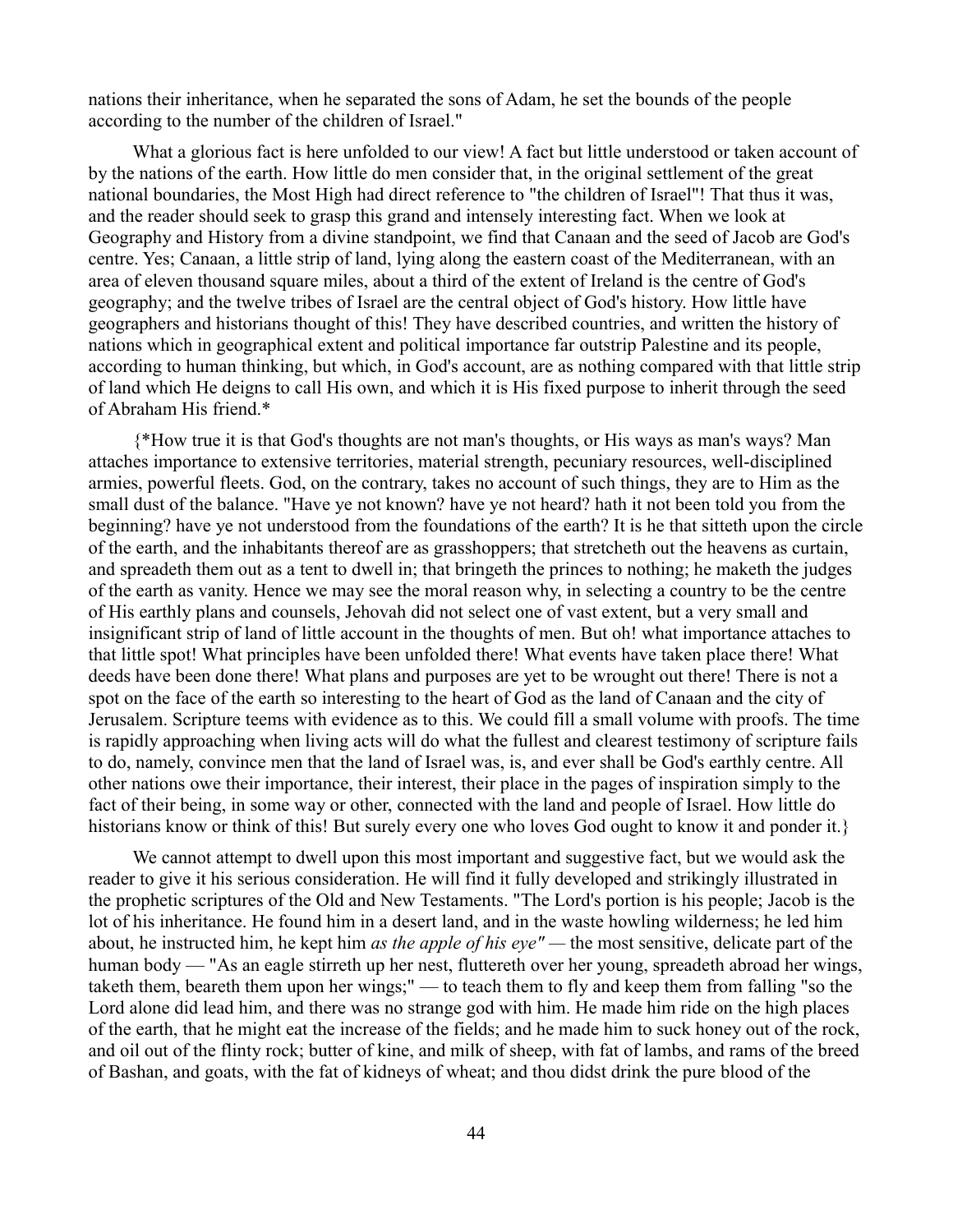nations their inheritance, when he separated the sons of Adam, he set the bounds of the people according to the number of the children of Israel."

What a glorious fact is here unfolded to our view! A fact but little understood or taken account of by the nations of the earth. How little do men consider that, in the original settlement of the great national boundaries, the Most High had direct reference to "the children of Israel"! That thus it was, and the reader should seek to grasp this grand and intensely interesting fact. When we look at Geography and History from a divine standpoint, we find that Canaan and the seed of Jacob are God's centre. Yes; Canaan, a little strip of land, lying along the eastern coast of the Mediterranean, with an area of eleven thousand square miles, about a third of the extent of Ireland is the centre of God's geography; and the twelve tribes of Israel are the central object of God's history. How little have geographers and historians thought of this! They have described countries, and written the history of nations which in geographical extent and political importance far outstrip Palestine and its people, according to human thinking, but which, in God's account, are as nothing compared with that little strip of land which He deigns to call His own, and which it is His fixed purpose to inherit through the seed of Abraham His friend.*

{*How true it is that God's thoughts are not man's thoughts, or His ways as man's ways? Man attaches importance to extensive territories, material strength, pecuniary resources, well-disciplined armies, powerful fleets. God, on the contrary, takes no account of such things, they are to Him as the small dust of the balance. "Have ye not known? have ye not heard? hath it not been told you from the beginning? have ye not understood from the foundations of the earth? It is he that sitteth upon the circle of the earth, and the inhabitants thereof are as grasshoppers; that stretcheth out the heavens as curtain, and spreadeth them out as a tent to dwell in; that bringeth the princes to nothing; he maketh the judges of the earth as vanity. Hence we may see the moral reason why, in selecting a country to be the centre of His earthly plans and counsels, Jehovah did not select one of vast extent, but a very small and insignificant strip of land of little account in the thoughts of men. But oh! what importance attaches to that little spot! What principles have been unfolded there! What events have taken place there! What deeds have been done there! What plans and purposes are yet to be wrought out there! There is not a spot on the face of the earth so interesting to the heart of God as the land of Canaan and the city of Jerusalem. Scripture teems with evidence as to this. We could fill a small volume with proofs. The time is rapidly approaching when living acts will do what the fullest and clearest testimony of scripture fails to do, namely, convince men that the land of Israel was, is, and ever shall be God's earthly centre. All other nations owe their importance, their interest, their place in the pages of inspiration simply to the fact of their being, in some way or other, connected with the land and people of Israel. How little do historians know or think of this! But surely every one who loves God ought to know it and ponder it.}

We cannot attempt to dwell upon this most important and suggestive fact, but we would ask the reader to give it his serious consideration. He will find it fully developed and strikingly illustrated in the prophetic scriptures of the Old and New Testaments. "The Lord's portion is his people; Jacob is the lot of his inheritance. He found him in a desert land, and in the waste howling wilderness; he led him about, he instructed him, he kept him *as the apple of his eye"* — the most sensitive, delicate part of the human body — "As an eagle stirreth up her nest, fluttereth over her young, spreadeth abroad her wings, taketh them, beareth them upon her wings;" — to teach them to fly and keep them from falling "so the Lord alone did lead him, and there was no strange god with him. He made him ride on the high places of the earth, that he might eat the increase of the fields; and he made him to suck honey out of the rock, and oil out of the flinty rock; butter of kine, and milk of sheep, with fat of lambs, and rams of the breed of Bashan, and goats, with the fat of kidneys of wheat; and thou didst drink the pure blood of the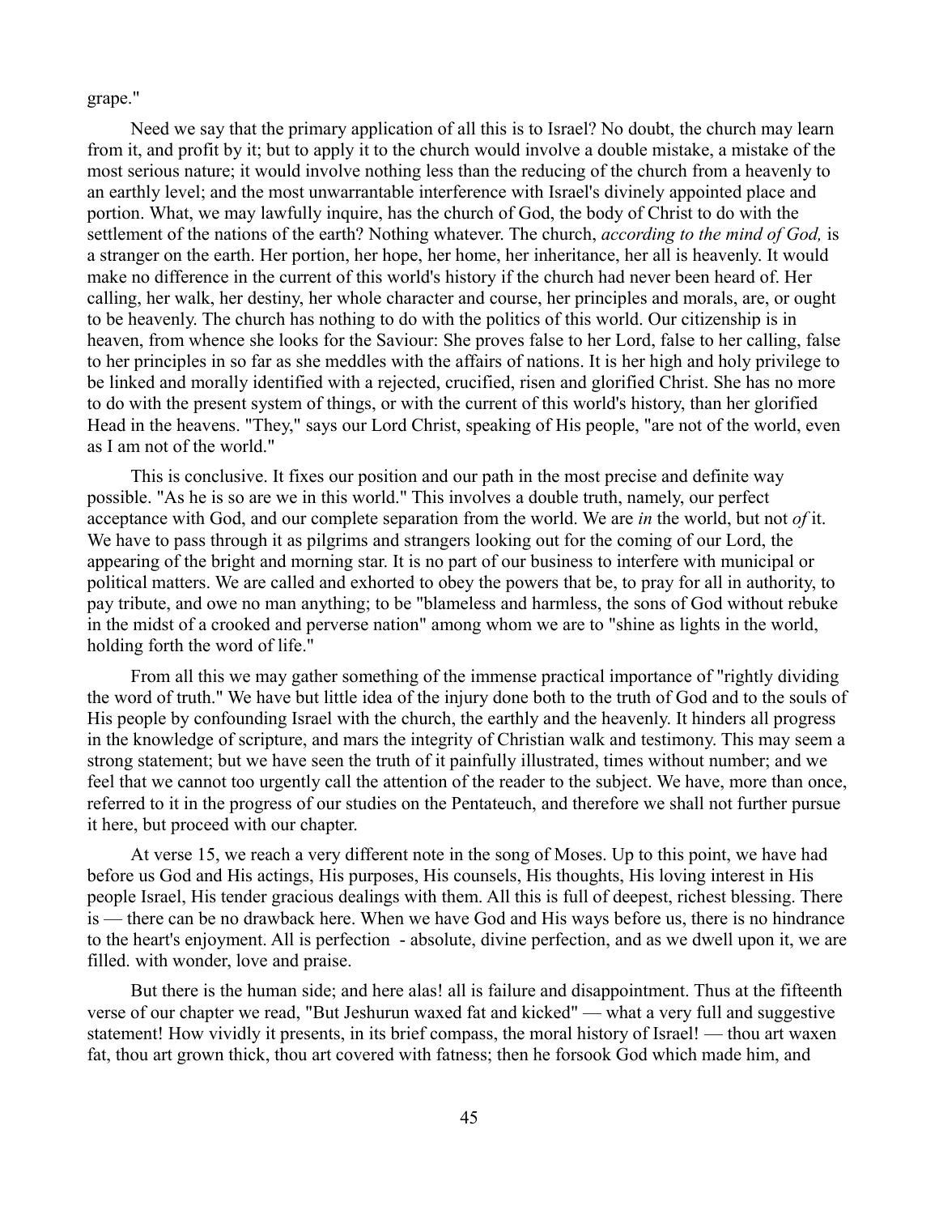grape."

Need we say that the primary application of all this is to Israel? No doubt, the church may learn from it, and profit by it; but to apply it to the church would involve a double mistake, a mistake of the most serious nature; it would involve nothing less than the reducing of the church from a heavenly to an earthly level; and the most unwarrantable interference with Israel's divinely appointed place and portion. What, we may lawfully inquire, has the church of God, the body of Christ to do with the settlement of the nations of the earth? Nothing whatever. The church, *according to the mind of God,* is a stranger on the earth. Her portion, her hope, her home, her inheritance, her all is heavenly. It would make no difference in the current of this world's history if the church had never been heard of. Her calling, her walk, her destiny, her whole character and course, her principles and morals, are, or ought to be heavenly. The church has nothing to do with the politics of this world. Our citizenship is in heaven, from whence she looks for the Saviour: She proves false to her Lord, false to her calling, false to her principles in so far as she meddles with the affairs of nations. It is her high and holy privilege to be linked and morally identified with a rejected, crucified, risen and glorified Christ. She has no more to do with the present system of things, or with the current of this world's history, than her glorified Head in the heavens. "They," says our Lord Christ, speaking of His people, "are not of the world, even as I am not of the world."

This is conclusive. It fixes our position and our path in the most precise and definite way possible. "As he is so are we in this world." This involves a double truth, namely, our perfect acceptance with God, and our complete separation from the world. We are *in* the world, but not *of* it. We have to pass through it as pilgrims and strangers looking out for the coming of our Lord, the appearing of the bright and morning star. It is no part of our business to interfere with municipal or political matters. We are called and exhorted to obey the powers that be, to pray for all in authority, to pay tribute, and owe no man anything; to be "blameless and harmless, the sons of God without rebuke in the midst of a crooked and perverse nation" among whom we are to "shine as lights in the world, holding forth the word of life."

From all this we may gather something of the immense practical importance of "rightly dividing the word of truth." We have but little idea of the injury done both to the truth of God and to the souls of His people by confounding Israel with the church, the earthly and the heavenly. It hinders all progress in the knowledge of scripture, and mars the integrity of Christian walk and testimony. This may seem a strong statement; but we have seen the truth of it painfully illustrated, times without number; and we feel that we cannot too urgently call the attention of the reader to the subject. We have, more than once, referred to it in the progress of our studies on the Pentateuch, and therefore we shall not further pursue it here, but proceed with our chapter.

At verse 15, we reach a very different note in the song of Moses. Up to this point, we have had before us God and His actings, His purposes, His counsels, His thoughts, His loving interest in His people Israel, His tender gracious dealings with them. All this is full of deepest, richest blessing. There is — there can be no drawback here. When we have God and His ways before us, there is no hindrance to the heart's enjoyment. All is perfection - absolute, divine perfection, and as we dwell upon it, we are filled. with wonder, love and praise.

But there is the human side; and here alas! all is failure and disappointment. Thus at the fifteenth verse of our chapter we read, "But Jeshurun waxed fat and kicked" — what a very full and suggestive statement! How vividly it presents, in its brief compass, the moral history of Israel! — thou art waxen fat, thou art grown thick, thou art covered with fatness; then he forsook God which made him, and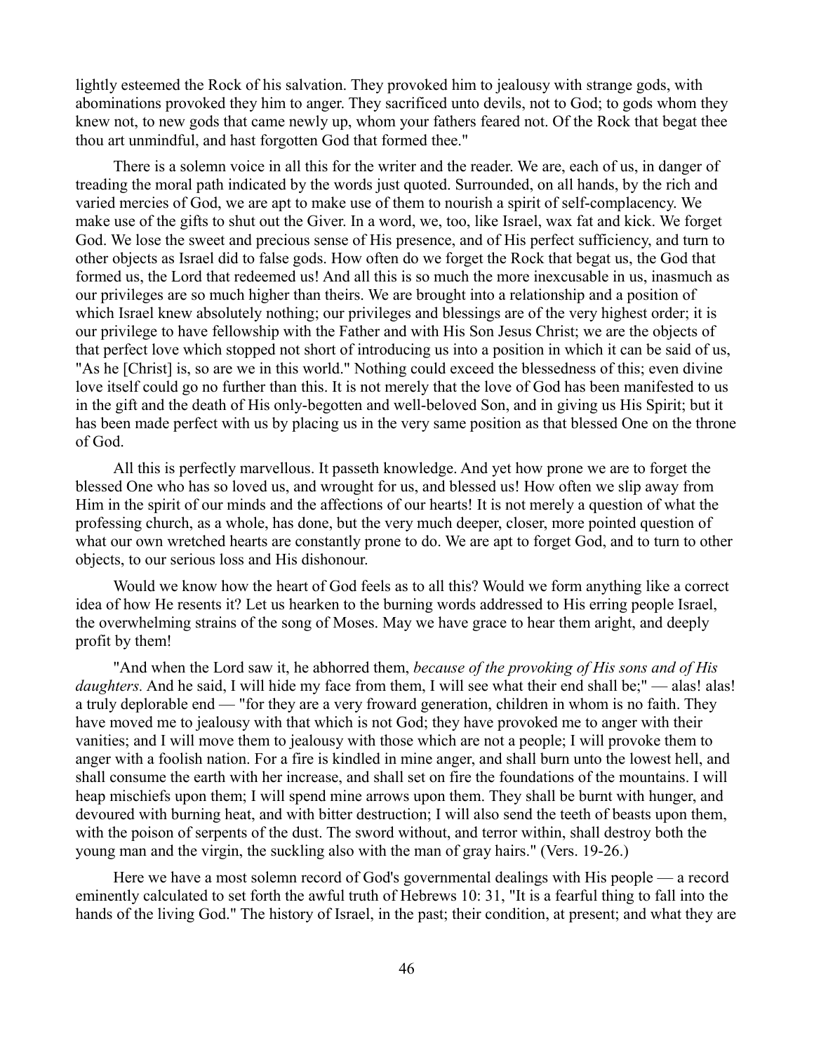lightly esteemed the Rock of his salvation. They provoked him to jealousy with strange gods, with abominations provoked they him to anger. They sacrificed unto devils, not to God; to gods whom they knew not, to new gods that came newly up, whom your fathers feared not. Of the Rock that begat thee thou art unmindful, and hast forgotten God that formed thee."

There is a solemn voice in all this for the writer and the reader. We are, each of us, in danger of treading the moral path indicated by the words just quoted. Surrounded, on all hands, by the rich and varied mercies of God, we are apt to make use of them to nourish a spirit of self-complacency. We make use of the gifts to shut out the Giver. In a word, we, too, like Israel, wax fat and kick. We forget God. We lose the sweet and precious sense of His presence, and of His perfect sufficiency, and turn to other objects as Israel did to false gods. How often do we forget the Rock that begat us, the God that formed us, the Lord that redeemed us! And all this is so much the more inexcusable in us, inasmuch as our privileges are so much higher than theirs. We are brought into a relationship and a position of which Israel knew absolutely nothing; our privileges and blessings are of the very highest order; it is our privilege to have fellowship with the Father and with His Son Jesus Christ; we are the objects of that perfect love which stopped not short of introducing us into a position in which it can be said of us, "As he [Christ] is, so are we in this world." Nothing could exceed the blessedness of this; even divine love itself could go no further than this. It is not merely that the love of God has been manifested to us in the gift and the death of His only-begotten and well-beloved Son, and in giving us His Spirit; but it has been made perfect with us by placing us in the very same position as that blessed One on the throne of God.

All this is perfectly marvellous. It passeth knowledge. And yet how prone we are to forget the blessed One who has so loved us, and wrought for us, and blessed us! How often we slip away from Him in the spirit of our minds and the affections of our hearts! It is not merely a question of what the professing church, as a whole, has done, but the very much deeper, closer, more pointed question of what our own wretched hearts are constantly prone to do. We are apt to forget God, and to turn to other objects, to our serious loss and His dishonour.

Would we know how the heart of God feels as to all this? Would we form anything like a correct idea of how He resents it? Let us hearken to the burning words addressed to His erring people Israel, the overwhelming strains of the song of Moses. May we have grace to hear them aright, and deeply profit by them!

"And when the Lord saw it, he abhorred them, *because of the provoking of His sons and of His daughters.* And he said, I will hide my face from them, I will see what their end shall be;" — alas! alas! a truly deplorable end — "for they are a very froward generation, children in whom is no faith. They have moved me to jealousy with that which is not God; they have provoked me to anger with their vanities; and I will move them to jealousy with those which are not a people; I will provoke them to anger with a foolish nation. For a fire is kindled in mine anger, and shall burn unto the lowest hell, and shall consume the earth with her increase, and shall set on fire the foundations of the mountains. I will heap mischiefs upon them; I will spend mine arrows upon them. They shall be burnt with hunger, and devoured with burning heat, and with bitter destruction; I will also send the teeth of beasts upon them, with the poison of serpents of the dust. The sword without, and terror within, shall destroy both the young man and the virgin, the suckling also with the man of gray hairs." (Vers. 19-26.)

Here we have a most solemn record of God's governmental dealings with His people — a record eminently calculated to set forth the awful truth of Hebrews 10: 31, "It is a fearful thing to fall into the hands of the living God." The history of Israel, in the past; their condition, at present; and what they are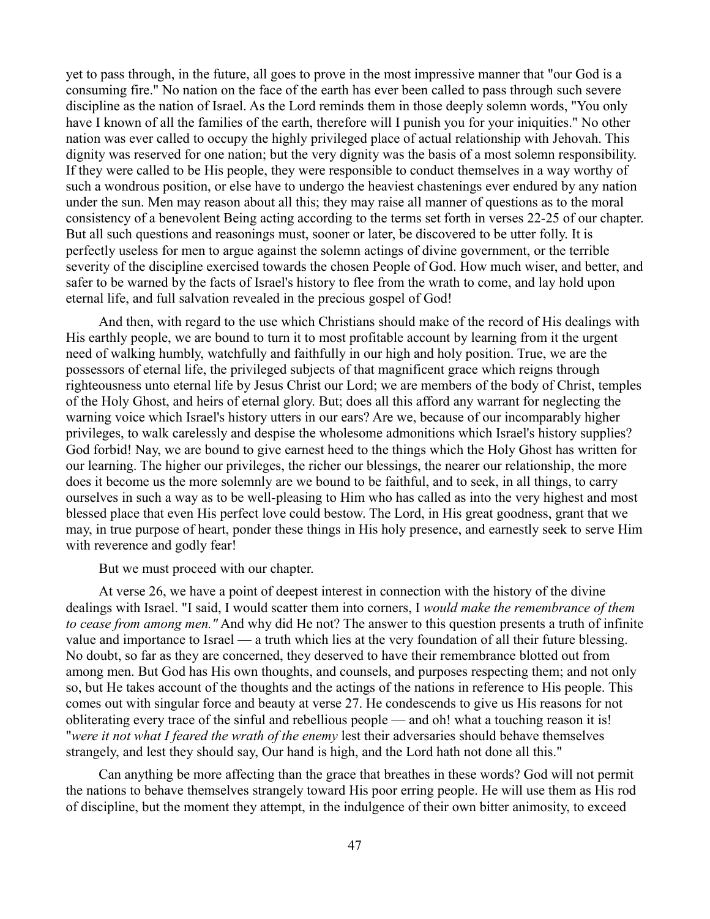yet to pass through, in the future, all goes to prove in the most impressive manner that "our God is a consuming fire." No nation on the face of the earth has ever been called to pass through such severe discipline as the nation of Israel. As the Lord reminds them in those deeply solemn words, "You only have I known of all the families of the earth, therefore will I punish you for your iniquities." No other nation was ever called to occupy the highly privileged place of actual relationship with Jehovah. This dignity was reserved for one nation; but the very dignity was the basis of a most solemn responsibility. If they were called to be His people, they were responsible to conduct themselves in a way worthy of such a wondrous position, or else have to undergo the heaviest chastenings ever endured by any nation under the sun. Men may reason about all this; they may raise all manner of questions as to the moral consistency of a benevolent Being acting according to the terms set forth in verses 22-25 of our chapter. But all such questions and reasonings must, sooner or later, be discovered to be utter folly. It is perfectly useless for men to argue against the solemn actings of divine government, or the terrible severity of the discipline exercised towards the chosen People of God. How much wiser, and better, and safer to be warned by the facts of Israel's history to flee from the wrath to come, and lay hold upon eternal life, and full salvation revealed in the precious gospel of God!

And then, with regard to the use which Christians should make of the record of His dealings with His earthly people, we are bound to turn it to most profitable account by learning from it the urgent need of walking humbly, watchfully and faithfully in our high and holy position. True, we are the possessors of eternal life, the privileged subjects of that magnificent grace which reigns through righteousness unto eternal life by Jesus Christ our Lord; we are members of the body of Christ, temples of the Holy Ghost, and heirs of eternal glory. But; does all this afford any warrant for neglecting the warning voice which Israel's history utters in our ears? Are we, because of our incomparably higher privileges, to walk carelessly and despise the wholesome admonitions which Israel's history supplies? God forbid! Nay, we are bound to give earnest heed to the things which the Holy Ghost has written for our learning. The higher our privileges, the richer our blessings, the nearer our relationship, the more does it become us the more solemnly are we bound to be faithful, and to seek, in all things, to carry ourselves in such a way as to be well-pleasing to Him who has called as into the very highest and most blessed place that even His perfect love could bestow. The Lord, in His great goodness, grant that we may, in true purpose of heart, ponder these things in His holy presence, and earnestly seek to serve Him with reverence and godly fear!

But we must proceed with our chapter.

At verse 26, we have a point of deepest interest in connection with the history of the divine dealings with Israel. "I said, I would scatter them into corners, I *would make the remembrance of them to cease from among men."* And why did He not? The answer to this question presents a truth of infinite value and importance to Israel — a truth which lies at the very foundation of all their future blessing. No doubt, so far as they are concerned, they deserved to have their remembrance blotted out from among men. But God has His own thoughts, and counsels, and purposes respecting them; and not only so, but He takes account of the thoughts and the actings of the nations in reference to His people. This comes out with singular force and beauty at verse 27. He condescends to give us His reasons for not obliterating every trace of the sinful and rebellious people — and oh! what a touching reason it is! "*were it not what I feared the wrath of the enemy* lest their adversaries should behave themselves strangely, and lest they should say, Our hand is high, and the Lord hath not done all this."

Can anything be more affecting than the grace that breathes in these words? God will not permit the nations to behave themselves strangely toward His poor erring people. He will use them as His rod of discipline, but the moment they attempt, in the indulgence of their own bitter animosity, to exceed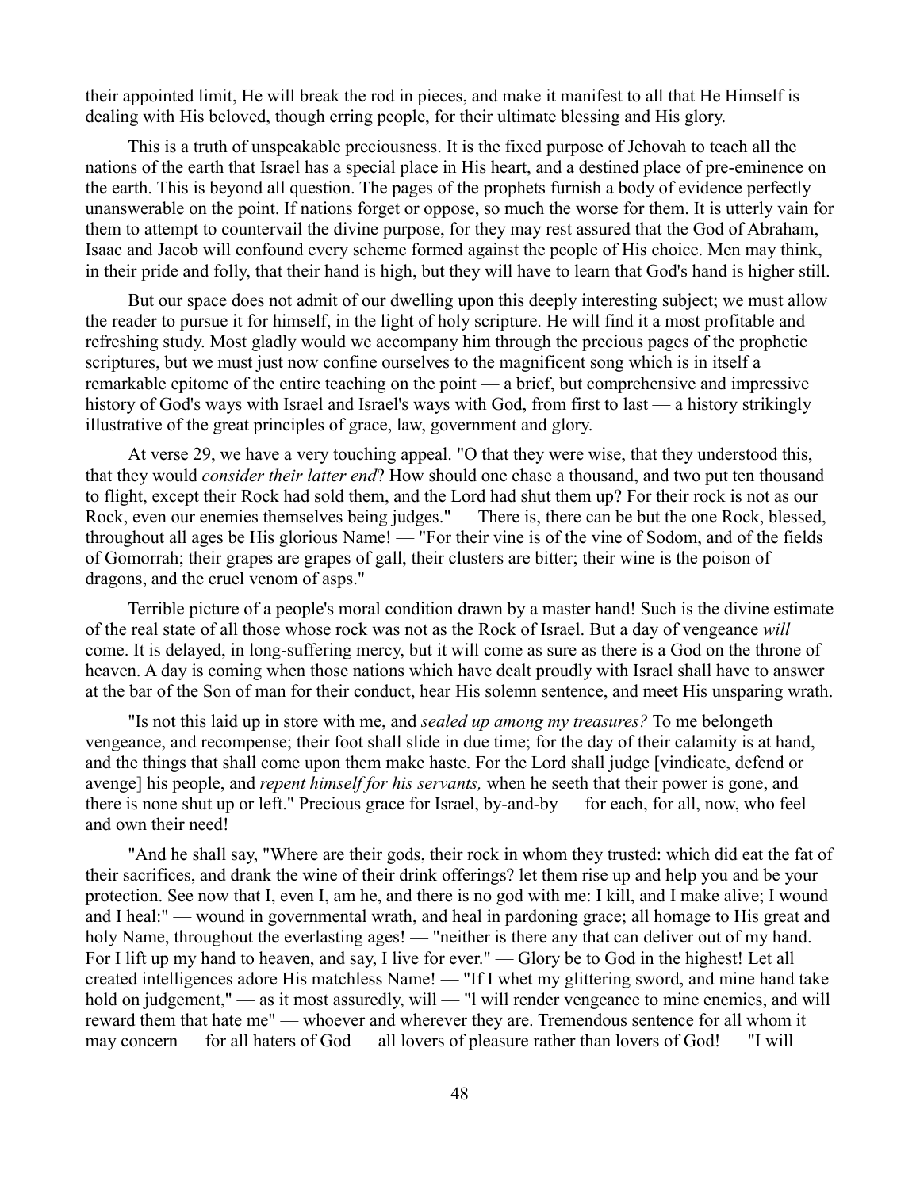their appointed limit, He will break the rod in pieces, and make it manifest to all that He Himself is dealing with His beloved, though erring people, for their ultimate blessing and His glory.

This is a truth of unspeakable preciousness. It is the fixed purpose of Jehovah to teach all the nations of the earth that Israel has a special place in His heart, and a destined place of pre-eminence on the earth. This is beyond all question. The pages of the prophets furnish a body of evidence perfectly unanswerable on the point. If nations forget or oppose, so much the worse for them. It is utterly vain for them to attempt to countervail the divine purpose, for they may rest assured that the God of Abraham, Isaac and Jacob will confound every scheme formed against the people of His choice. Men may think, in their pride and folly, that their hand is high, but they will have to learn that God's hand is higher still.

But our space does not admit of our dwelling upon this deeply interesting subject; we must allow the reader to pursue it for himself, in the light of holy scripture. He will find it a most profitable and refreshing study. Most gladly would we accompany him through the precious pages of the prophetic scriptures, but we must just now confine ourselves to the magnificent song which is in itself a remarkable epitome of the entire teaching on the point — a brief, but comprehensive and impressive history of God's ways with Israel and Israel's ways with God, from first to last — a history strikingly illustrative of the great principles of grace, law, government and glory.

At verse 29, we have a very touching appeal. "O that they were wise, that they understood this, that they would *consider their latter end*? How should one chase a thousand, and two put ten thousand to flight, except their Rock had sold them, and the Lord had shut them up? For their rock is not as our Rock, even our enemies themselves being judges." — There is, there can be but the one Rock, blessed, throughout all ages be His glorious Name! — "For their vine is of the vine of Sodom, and of the fields of Gomorrah; their grapes are grapes of gall, their clusters are bitter; their wine is the poison of dragons, and the cruel venom of asps."

Terrible picture of a people's moral condition drawn by a master hand! Such is the divine estimate of the real state of all those whose rock was not as the Rock of Israel. But a day of vengeance *will* come. It is delayed, in long-suffering mercy, but it will come as sure as there is a God on the throne of heaven. A day is coming when those nations which have dealt proudly with Israel shall have to answer at the bar of the Son of man for their conduct, hear His solemn sentence, and meet His unsparing wrath.

"Is not this laid up in store with me, and *sealed up among my treasures?* To me belongeth vengeance, and recompense; their foot shall slide in due time; for the day of their calamity is at hand, and the things that shall come upon them make haste. For the Lord shall judge [vindicate, defend or avenge] his people, and *repent himself for his servants,* when he seeth that their power is gone, and there is none shut up or left." Precious grace for Israel, by-and-by — for each, for all, now, who feel and own their need!

"And he shall say, "Where are their gods, their rock in whom they trusted: which did eat the fat of their sacrifices, and drank the wine of their drink offerings? let them rise up and help you and be your protection. See now that I, even I, am he, and there is no god with me: I kill, and I make alive; I wound and I heal:" — wound in governmental wrath, and heal in pardoning grace; all homage to His great and holy Name, throughout the everlasting ages! — "neither is there any that can deliver out of my hand. For I lift up my hand to heaven, and say, I live for ever." — Glory be to God in the highest! Let all created intelligences adore His matchless Name! — "If I whet my glittering sword, and mine hand take hold on judgement," — as it most assuredly, will — "I will render vengeance to mine enemies, and will reward them that hate me" — whoever and wherever they are. Tremendous sentence for all whom it may concern — for all haters of God — all lovers of pleasure rather than lovers of God! — "I will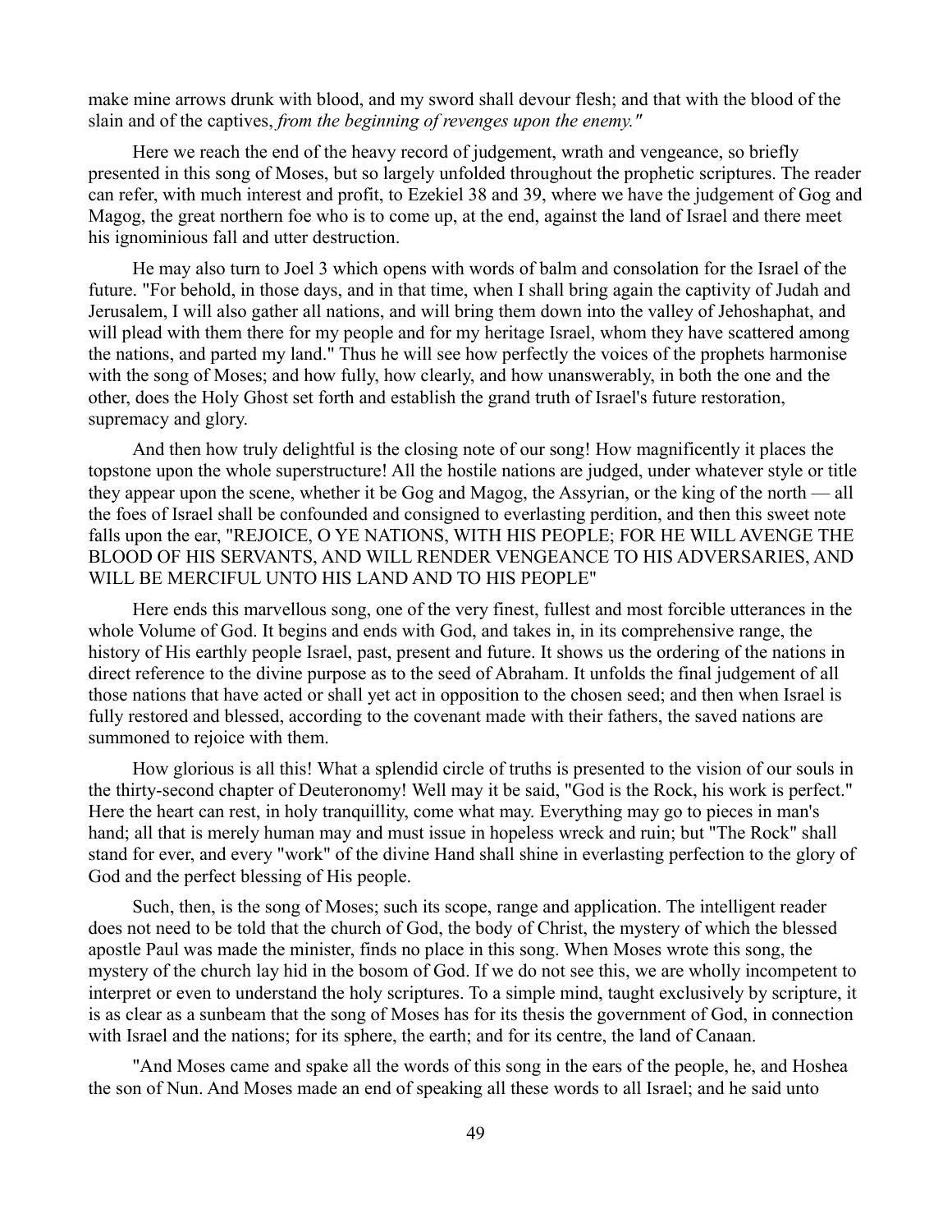make mine arrows drunk with blood, and my sword shall devour flesh; and that with the blood of the slain and of the captives, *from the beginning of revenges upon the enemy."*

Here we reach the end of the heavy record of judgement, wrath and vengeance, so briefly presented in this song of Moses, but so largely unfolded throughout the prophetic scriptures. The reader can refer, with much interest and profit, to Ezekiel 38 and 39, where we have the judgement of Gog and Magog, the great northern foe who is to come up, at the end, against the land of Israel and there meet his ignominious fall and utter destruction.

He may also turn to Joel 3 which opens with words of balm and consolation for the Israel of the future. "For behold, in those days, and in that time, when I shall bring again the captivity of Judah and Jerusalem, I will also gather all nations, and will bring them down into the valley of Jehoshaphat, and will plead with them there for my people and for my heritage Israel, whom they have scattered among the nations, and parted my land." Thus he will see how perfectly the voices of the prophets harmonise with the song of Moses; and how fully, how clearly, and how unanswerably, in both the one and the other, does the Holy Ghost set forth and establish the grand truth of Israel's future restoration, supremacy and glory.

And then how truly delightful is the closing note of our song! How magnificently it places the topstone upon the whole superstructure! All the hostile nations are judged, under whatever style or title they appear upon the scene, whether it be Gog and Magog, the Assyrian, or the king of the north — all the foes of Israel shall be confounded and consigned to everlasting perdition, and then this sweet note falls upon the ear, "REJOICE, O YE NATIONS, WITH HIS PEOPLE; FOR HE WILL AVENGE THE BLOOD OF HIS SERVANTS, AND WILL RENDER VENGEANCE TO HIS ADVERSARIES, AND WILL BE MERCIFUL UNTO HIS LAND AND TO HIS PEOPLE"

Here ends this marvellous song, one of the very finest, fullest and most forcible utterances in the whole Volume of God. It begins and ends with God, and takes in, in its comprehensive range, the history of His earthly people Israel, past, present and future. It shows us the ordering of the nations in direct reference to the divine purpose as to the seed of Abraham. It unfolds the final judgement of all those nations that have acted or shall yet act in opposition to the chosen seed; and then when Israel is fully restored and blessed, according to the covenant made with their fathers, the saved nations are summoned to rejoice with them.

How glorious is all this! What a splendid circle of truths is presented to the vision of our souls in the thirty-second chapter of Deuteronomy! Well may it be said, "God is the Rock, his work is perfect." Here the heart can rest, in holy tranquillity, come what may. Everything may go to pieces in man's hand; all that is merely human may and must issue in hopeless wreck and ruin; but "The Rock" shall stand for ever, and every "work" of the divine Hand shall shine in everlasting perfection to the glory of God and the perfect blessing of His people.

Such, then, is the song of Moses; such its scope, range and application. The intelligent reader does not need to be told that the church of God, the body of Christ, the mystery of which the blessed apostle Paul was made the minister, finds no place in this song. When Moses wrote this song, the mystery of the church lay hid in the bosom of God. If we do not see this, we are wholly incompetent to interpret or even to understand the holy scriptures. To a simple mind, taught exclusively by scripture, it is as clear as a sunbeam that the song of Moses has for its thesis the government of God, in connection with Israel and the nations; for its sphere, the earth; and for its centre, the land of Canaan.

"And Moses came and spake all the words of this song in the ears of the people, he, and Hoshea the son of Nun. And Moses made an end of speaking all these words to all Israel; and he said unto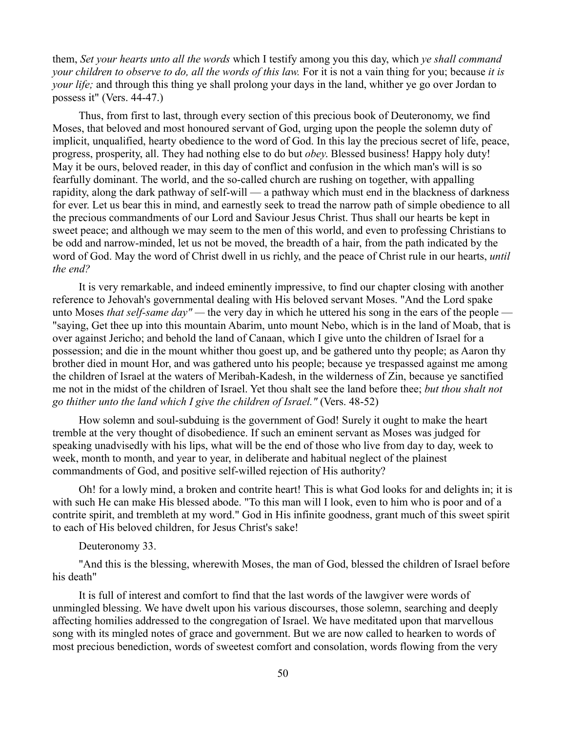them, *Set your hearts unto all the words* which I testify among you this day, which *ye shall command your children to observe to do, all the words of this law.* For it is not a vain thing for you; because *it is your life;* and through this thing ye shall prolong your days in the land, whither ye go over Jordan to possess it" (Vers. 44-47.)

Thus, from first to last, through every section of this precious book of Deuteronomy, we find Moses, that beloved and most honoured servant of God, urging upon the people the solemn duty of implicit, unqualified, hearty obedience to the word of God. In this lay the precious secret of life, peace, progress, prosperity, all. They had nothing else to do but *obey*. Blessed business! Happy holy duty! May it be ours, beloved reader, in this day of conflict and confusion in the which man's will is so fearfully dominant. The world, and the so-called church are rushing on together, with appalling rapidity, along the dark pathway of self-will — a pathway which must end in the blackness of darkness for ever. Let us bear this in mind, and earnestly seek to tread the narrow path of simple obedience to all the precious commandments of our Lord and Saviour Jesus Christ. Thus shall our hearts be kept in sweet peace; and although we may seem to the men of this world, and even to professing Christians to be odd and narrow-minded, let us not be moved, the breadth of a hair, from the path indicated by the word of God. May the word of Christ dwell in us richly, and the peace of Christ rule in our hearts, *until the end?*

It is very remarkable, and indeed eminently impressive, to find our chapter closing with another reference to Jehovah's governmental dealing with His beloved servant Moses. "And the Lord spake unto Moses *that self-same day"* — the very day in which he uttered his song in the ears of the people — "saying, Get thee up into this mountain Abarim, unto mount Nebo, which is in the land of Moab, that is over against Jericho; and behold the land of Canaan, which I give unto the children of Israel for a possession; and die in the mount whither thou goest up, and be gathered unto thy people; as Aaron thy brother died in mount Hor, and was gathered unto his people; because ye trespassed against me among the children of Israel at the waters of Meribah-Kadesh, in the wilderness of Zin, because ye sanctified me not in the midst of the children of Israel. Yet thou shalt see the land before thee; *but thou shalt not go thither unto the land which I give the children of Israel."* (Vers. 48-52)

How solemn and soul-subduing is the government of God! Surely it ought to make the heart tremble at the very thought of disobedience. If such an eminent servant as Moses was judged for speaking unadvisedly with his lips, what will be the end of those who live from day to day, week to week, month to month, and year to year, in deliberate and habitual neglect of the plainest commandments of God, and positive self-willed rejection of His authority?

Oh! for a lowly mind, a broken and contrite heart! This is what God looks for and delights in; it is with such He can make His blessed abode. "To this man will I look, even to him who is poor and of a contrite spirit, and trembleth at my word." God in His infinite goodness, grant much of this sweet spirit to each of His beloved children, for Jesus Christ's sake!

Deuteronomy 33.

"And this is the blessing, wherewith Moses, the man of God, blessed the children of Israel before his death"

It is full of interest and comfort to find that the last words of the lawgiver were words of unmingled blessing. We have dwelt upon his various discourses, those solemn, searching and deeply affecting homilies addressed to the congregation of Israel. We have meditated upon that marvellous song with its mingled notes of grace and government. But we are now called to hearken to words of most precious benediction, words of sweetest comfort and consolation, words flowing from the very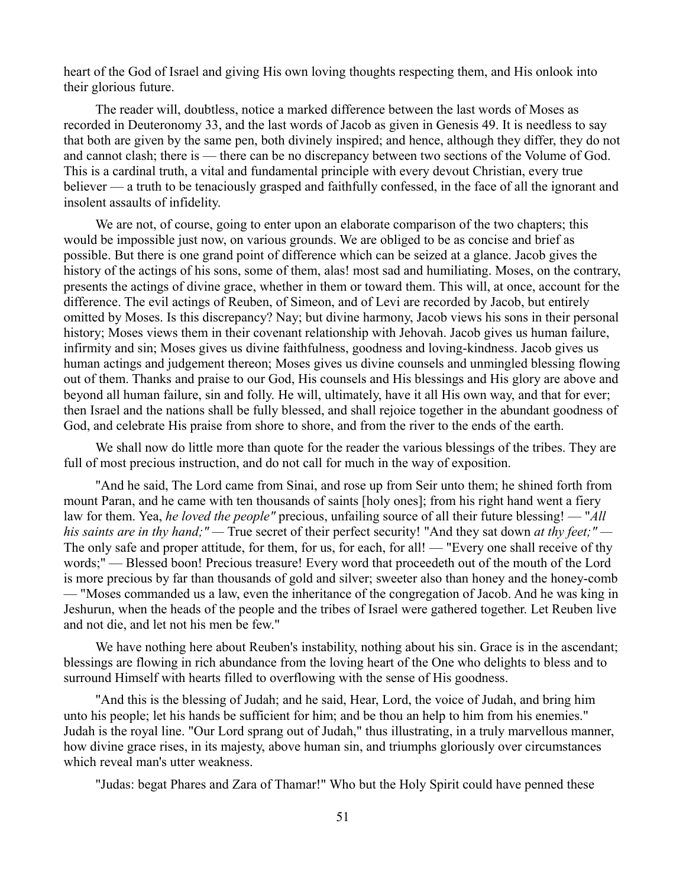heart of the God of Israel and giving His own loving thoughts respecting them, and His onlook into their glorious future.

The reader will, doubtless, notice a marked difference between the last words of Moses as recorded in Deuteronomy 33, and the last words of Jacob as given in Genesis 49. It is needless to say that both are given by the same pen, both divinely inspired; and hence, although they differ, they do not and cannot clash; there is — there can be no discrepancy between two sections of the Volume of God. This is a cardinal truth, a vital and fundamental principle with every devout Christian, every true believer — a truth to be tenaciously grasped and faithfully confessed, in the face of all the ignorant and insolent assaults of infidelity.

We are not, of course, going to enter upon an elaborate comparison of the two chapters; this would be impossible just now, on various grounds. We are obliged to be as concise and brief as possible. But there is one grand point of difference which can be seized at a glance. Jacob gives the history of the actings of his sons, some of them, alas! most sad and humiliating. Moses, on the contrary, presents the actings of divine grace, whether in them or toward them. This will, at once, account for the difference. The evil actings of Reuben, of Simeon, and of Levi are recorded by Jacob, but entirely omitted by Moses. Is this discrepancy? Nay; but divine harmony, Jacob views his sons in their personal history; Moses views them in their covenant relationship with Jehovah. Jacob gives us human failure, infirmity and sin; Moses gives us divine faithfulness, goodness and loving-kindness. Jacob gives us human actings and judgement thereon; Moses gives us divine counsels and unmingled blessing flowing out of them. Thanks and praise to our God, His counsels and His blessings and His glory are above and beyond all human failure, sin and folly. He will, ultimately, have it all His own way, and that for ever; then Israel and the nations shall be fully blessed, and shall rejoice together in the abundant goodness of God, and celebrate His praise from shore to shore, and from the river to the ends of the earth.

We shall now do little more than quote for the reader the various blessings of the tribes. They are full of most precious instruction, and do not call for much in the way of exposition.

"And he said, The Lord came from Sinai, and rose up from Seir unto them; he shined forth from mount Paran, and he came with ten thousands of saints [holy ones]; from his right hand went a fiery law for them. Yea, *he loved the people"* precious, unfailing source of all their future blessing! — "*All his saints are in thy hand;"* — True secret of their perfect security! "And they sat down *at thy feet;"* — The only safe and proper attitude, for them, for us, for each, for all! — "Every one shall receive of thy words;" — Blessed boon! Precious treasure! Every word that proceedeth out of the mouth of the Lord is more precious by far than thousands of gold and silver; sweeter also than honey and the honey-comb — "Moses commanded us a law, even the inheritance of the congregation of Jacob. And he was king in Jeshurun, when the heads of the people and the tribes of Israel were gathered together. Let Reuben live and not die, and let not his men be few."

We have nothing here about Reuben's instability, nothing about his sin. Grace is in the ascendant; blessings are flowing in rich abundance from the loving heart of the One who delights to bless and to surround Himself with hearts filled to overflowing with the sense of His goodness.

"And this is the blessing of Judah; and he said, Hear, Lord, the voice of Judah, and bring him unto his people; let his hands be sufficient for him; and be thou an help to him from his enemies." Judah is the royal line. "Our Lord sprang out of Judah," thus illustrating, in a truly marvellous manner, how divine grace rises, in its majesty, above human sin, and triumphs gloriously over circumstances which reveal man's utter weakness.

"Judas: begat Phares and Zara of Thamar!" Who but the Holy Spirit could have penned these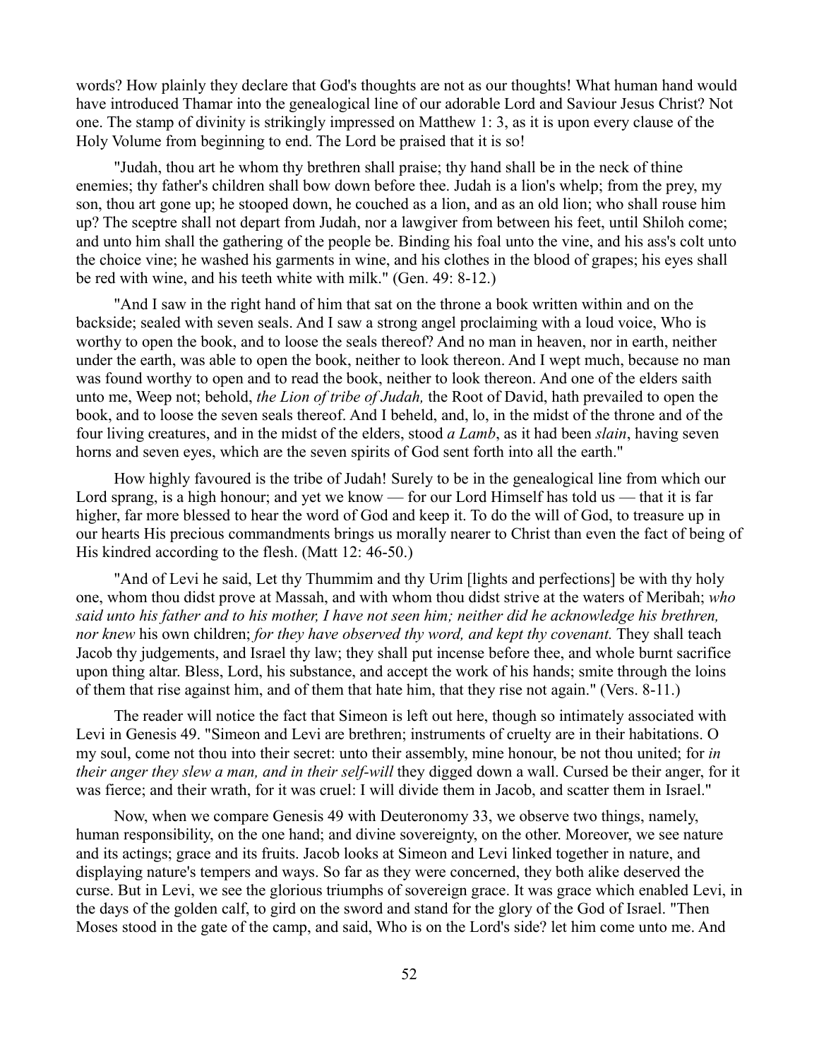words? How plainly they declare that God's thoughts are not as our thoughts! What human hand would have introduced Thamar into the genealogical line of our adorable Lord and Saviour Jesus Christ? Not one. The stamp of divinity is strikingly impressed on Matthew 1: 3, as it is upon every clause of the Holy Volume from beginning to end. The Lord be praised that it is so!

"Judah, thou art he whom thy brethren shall praise; thy hand shall be in the neck of thine enemies; thy father's children shall bow down before thee. Judah is a lion's whelp; from the prey, my son, thou art gone up; he stooped down, he couched as a lion, and as an old lion; who shall rouse him up? The sceptre shall not depart from Judah, nor a lawgiver from between his feet, until Shiloh come; and unto him shall the gathering of the people be. Binding his foal unto the vine, and his ass's colt unto the choice vine; he washed his garments in wine, and his clothes in the blood of grapes; his eyes shall be red with wine, and his teeth white with milk." (Gen. 49: 8-12.)

"And I saw in the right hand of him that sat on the throne a book written within and on the backside; sealed with seven seals. And I saw a strong angel proclaiming with a loud voice, Who is worthy to open the book, and to loose the seals thereof? And no man in heaven, nor in earth, neither under the earth, was able to open the book, neither to look thereon. And I wept much, because no man was found worthy to open and to read the book, neither to look thereon. And one of the elders saith unto me, Weep not; behold, *the Lion of tribe of Judah,* the Root of David, hath prevailed to open the book, and to loose the seven seals thereof. And I beheld, and, lo, in the midst of the throne and of the four living creatures, and in the midst of the elders, stood *a Lamb*, as it had been *slain*, having seven horns and seven eyes, which are the seven spirits of God sent forth into all the earth."

How highly favoured is the tribe of Judah! Surely to be in the genealogical line from which our Lord sprang, is a high honour; and yet we know — for our Lord Himself has told us — that it is far higher, far more blessed to hear the word of God and keep it. To do the will of God, to treasure up in our hearts His precious commandments brings us morally nearer to Christ than even the fact of being of His kindred according to the flesh. (Matt 12: 46-50.)

"And of Levi he said, Let thy Thummim and thy Urim [lights and perfections] be with thy holy one, whom thou didst prove at Massah, and with whom thou didst strive at the waters of Meribah; *who said unto his father and to his mother, I have not seen him; neither did he acknowledge his brethren, nor knew* his own children; *for they have observed thy word, and kept thy covenant.* They shall teach Jacob thy judgements, and Israel thy law; they shall put incense before thee, and whole burnt sacrifice upon thing altar. Bless, Lord, his substance, and accept the work of his hands; smite through the loins of them that rise against him, and of them that hate him, that they rise not again." (Vers. 8-11.)

The reader will notice the fact that Simeon is left out here, though so intimately associated with Levi in Genesis 49. "Simeon and Levi are brethren; instruments of cruelty are in their habitations. O my soul, come not thou into their secret: unto their assembly, mine honour, be not thou united; for *in their anger they slew a man, and in their self-will* they digged down a wall. Cursed be their anger, for it was fierce; and their wrath, for it was cruel: I will divide them in Jacob, and scatter them in Israel."

Now, when we compare Genesis 49 with Deuteronomy 33, we observe two things, namely, human responsibility, on the one hand; and divine sovereignty, on the other. Moreover, we see nature and its actings; grace and its fruits. Jacob looks at Simeon and Levi linked together in nature, and displaying nature's tempers and ways. So far as they were concerned, they both alike deserved the curse. But in Levi, we see the glorious triumphs of sovereign grace. It was grace which enabled Levi, in the days of the golden calf, to gird on the sword and stand for the glory of the God of Israel. "Then Moses stood in the gate of the camp, and said, Who is on the Lord's side? let him come unto me. And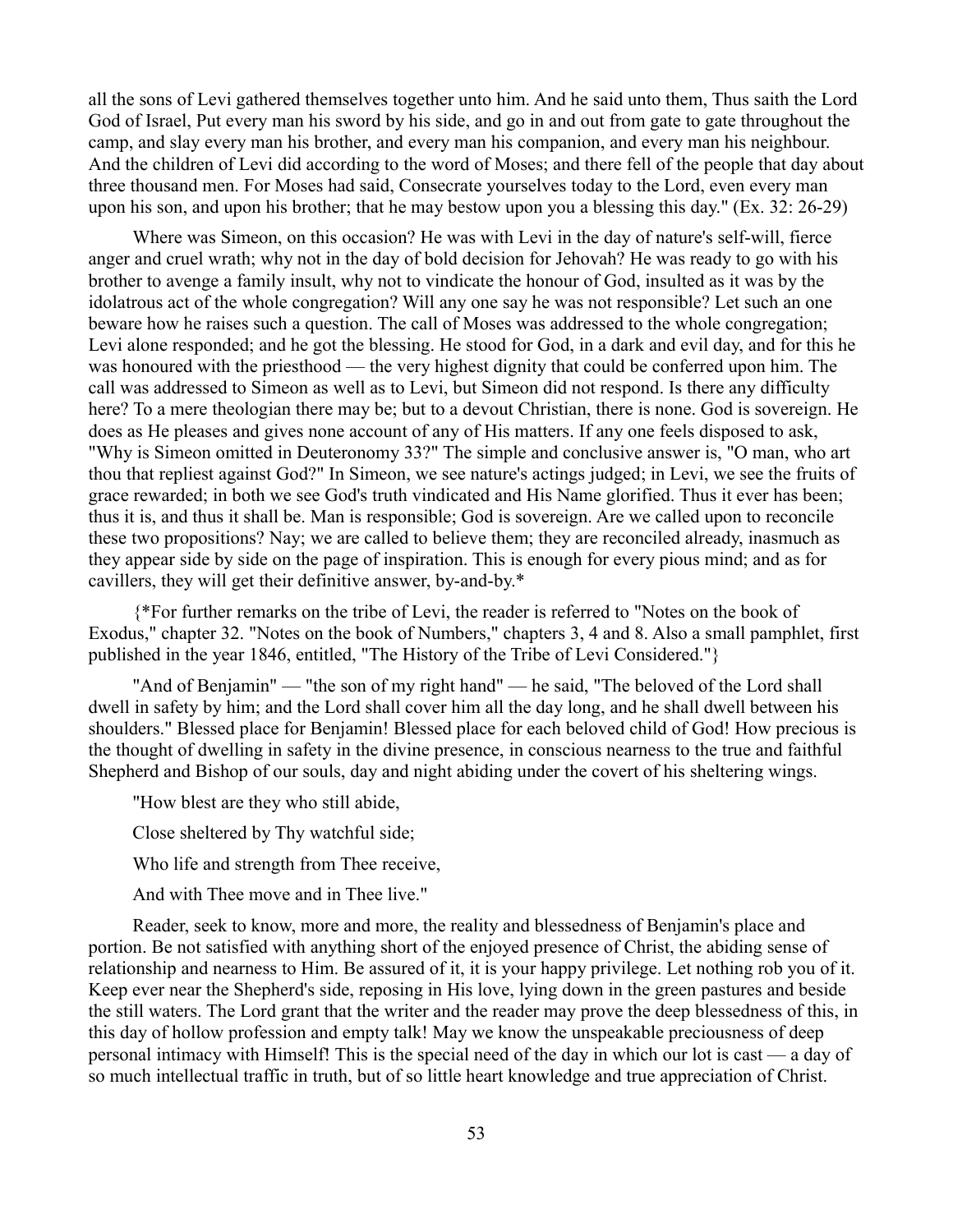all the sons of Levi gathered themselves together unto him. And he said unto them, Thus saith the Lord God of Israel, Put every man his sword by his side, and go in and out from gate to gate throughout the camp, and slay every man his brother, and every man his companion, and every man his neighbour. And the children of Levi did according to the word of Moses; and there fell of the people that day about three thousand men. For Moses had said, Consecrate yourselves today to the Lord, even every man upon his son, and upon his brother; that he may bestow upon you a blessing this day." (Ex. 32: 26-29)

Where was Simeon, on this occasion? He was with Levi in the day of nature's self-will, fierce anger and cruel wrath; why not in the day of bold decision for Jehovah? He was ready to go with his brother to avenge a family insult, why not to vindicate the honour of God, insulted as it was by the idolatrous act of the whole congregation? Will any one say he was not responsible? Let such an one beware how he raises such a question. The call of Moses was addressed to the whole congregation; Levi alone responded; and he got the blessing. He stood for God, in a dark and evil day, and for this he was honoured with the priesthood — the very highest dignity that could be conferred upon him. The call was addressed to Simeon as well as to Levi, but Simeon did not respond. Is there any difficulty here? To a mere theologian there may be; but to a devout Christian, there is none. God is sovereign. He does as He pleases and gives none account of any of His matters. If any one feels disposed to ask, "Why is Simeon omitted in Deuteronomy 33?" The simple and conclusive answer is, "O man, who art thou that repliest against God?" In Simeon, we see nature's actings judged; in Levi, we see the fruits of grace rewarded; in both we see God's truth vindicated and His Name glorified. Thus it ever has been; thus it is, and thus it shall be. Man is responsible; God is sovereign. Are we called upon to reconcile these two propositions? Nay; we are called to believe them; they are reconciled already, inasmuch as they appear side by side on the page of inspiration. This is enough for every pious mind; and as for cavillers, they will get their definitive answer, by-and-by.*

{*For further remarks on the tribe of Levi, the reader is referred to "Notes on the book of Exodus," chapter 32. "Notes on the book of Numbers," chapters 3, 4 and 8. Also a small pamphlet, first published in the year 1846, entitled, "The History of the Tribe of Levi Considered."}

"And of Benjamin" — "the son of my right hand" — he said, "The beloved of the Lord shall dwell in safety by him; and the Lord shall cover him all the day long, and he shall dwell between his shoulders." Blessed place for Benjamin! Blessed place for each beloved child of God! How precious is the thought of dwelling in safety in the divine presence, in conscious nearness to the true and faithful Shepherd and Bishop of our souls, day and night abiding under the covert of his sheltering wings.

"How blest are they who still abide,

Close sheltered by Thy watchful side;

Who life and strength from Thee receive,

And with Thee move and in Thee live."

Reader, seek to know, more and more, the reality and blessedness of Benjamin's place and portion. Be not satisfied with anything short of the enjoyed presence of Christ, the abiding sense of relationship and nearness to Him. Be assured of it, it is your happy privilege. Let nothing rob you of it. Keep ever near the Shepherd's side, reposing in His love, lying down in the green pastures and beside the still waters. The Lord grant that the writer and the reader may prove the deep blessedness of this, in this day of hollow profession and empty talk! May we know the unspeakable preciousness of deep personal intimacy with Himself! This is the special need of the day in which our lot is cast — a day of so much intellectual traffic in truth, but of so little heart knowledge and true appreciation of Christ.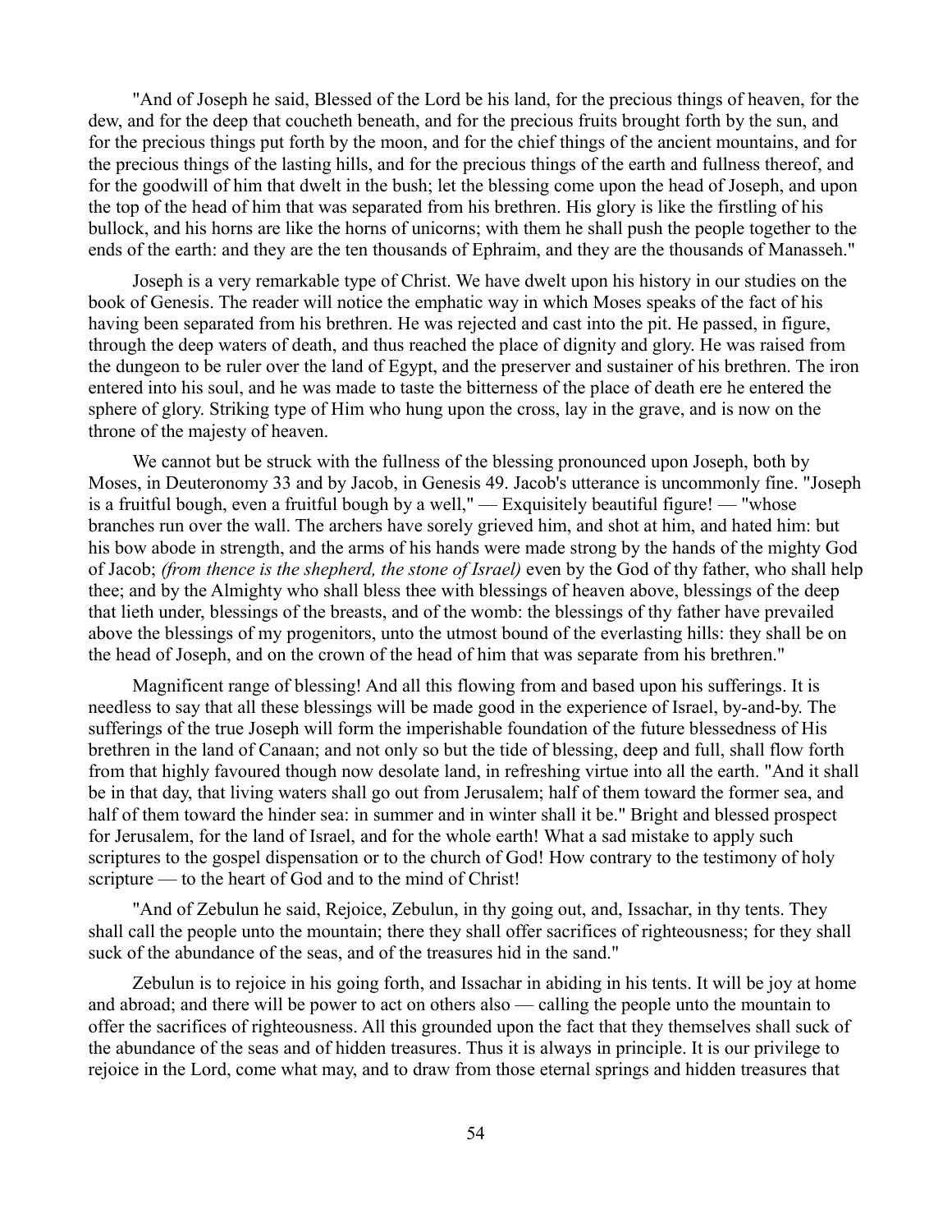"And of Joseph he said, Blessed of the Lord be his land, for the precious things of heaven, for the dew, and for the deep that coucheth beneath, and for the precious fruits brought forth by the sun, and for the precious things put forth by the moon, and for the chief things of the ancient mountains, and for the precious things of the lasting hills, and for the precious things of the earth and fullness thereof, and for the goodwill of him that dwelt in the bush; let the blessing come upon the head of Joseph, and upon the top of the head of him that was separated from his brethren. His glory is like the firstling of his bullock, and his horns are like the horns of unicorns; with them he shall push the people together to the ends of the earth: and they are the ten thousands of Ephraim, and they are the thousands of Manasseh."

Joseph is a very remarkable type of Christ. We have dwelt upon his history in our studies on the book of Genesis. The reader will notice the emphatic way in which Moses speaks of the fact of his having been separated from his brethren. He was rejected and cast into the pit. He passed, in figure, through the deep waters of death, and thus reached the place of dignity and glory. He was raised from the dungeon to be ruler over the land of Egypt, and the preserver and sustainer of his brethren. The iron entered into his soul, and he was made to taste the bitterness of the place of death ere he entered the sphere of glory. Striking type of Him who hung upon the cross, lay in the grave, and is now on the throne of the majesty of heaven.

We cannot but be struck with the fullness of the blessing pronounced upon Joseph, both by Moses, in Deuteronomy 33 and by Jacob, in Genesis 49. Jacob's utterance is uncommonly fine. "Joseph is a fruitful bough, even a fruitful bough by a well," — Exquisitely beautiful figure! — "whose branches run over the wall. The archers have sorely grieved him, and shot at him, and hated him: but his bow abode in strength, and the arms of his hands were made strong by the hands of the mighty God of Jacob; *(from thence is the shepherd, the stone of Israel)* even by the God of thy father, who shall help thee; and by the Almighty who shall bless thee with blessings of heaven above, blessings of the deep that lieth under, blessings of the breasts, and of the womb: the blessings of thy father have prevailed above the blessings of my progenitors, unto the utmost bound of the everlasting hills: they shall be on the head of Joseph, and on the crown of the head of him that was separate from his brethren."

Magnificent range of blessing! And all this flowing from and based upon his sufferings. It is needless to say that all these blessings will be made good in the experience of Israel, by-and-by. The sufferings of the true Joseph will form the imperishable foundation of the future blessedness of His brethren in the land of Canaan; and not only so but the tide of blessing, deep and full, shall flow forth from that highly favoured though now desolate land, in refreshing virtue into all the earth. "And it shall be in that day, that living waters shall go out from Jerusalem; half of them toward the former sea, and half of them toward the hinder sea: in summer and in winter shall it be." Bright and blessed prospect for Jerusalem, for the land of Israel, and for the whole earth! What a sad mistake to apply such scriptures to the gospel dispensation or to the church of God! How contrary to the testimony of holy scripture — to the heart of God and to the mind of Christ!

"And of Zebulun he said, Rejoice, Zebulun, in thy going out, and, Issachar, in thy tents. They shall call the people unto the mountain; there they shall offer sacrifices of righteousness; for they shall suck of the abundance of the seas, and of the treasures hid in the sand."

Zebulun is to rejoice in his going forth, and Issachar in abiding in his tents. It will be joy at home and abroad; and there will be power to act on others also — calling the people unto the mountain to offer the sacrifices of righteousness. All this grounded upon the fact that they themselves shall suck of the abundance of the seas and of hidden treasures. Thus it is always in principle. It is our privilege to rejoice in the Lord, come what may, and to draw from those eternal springs and hidden treasures that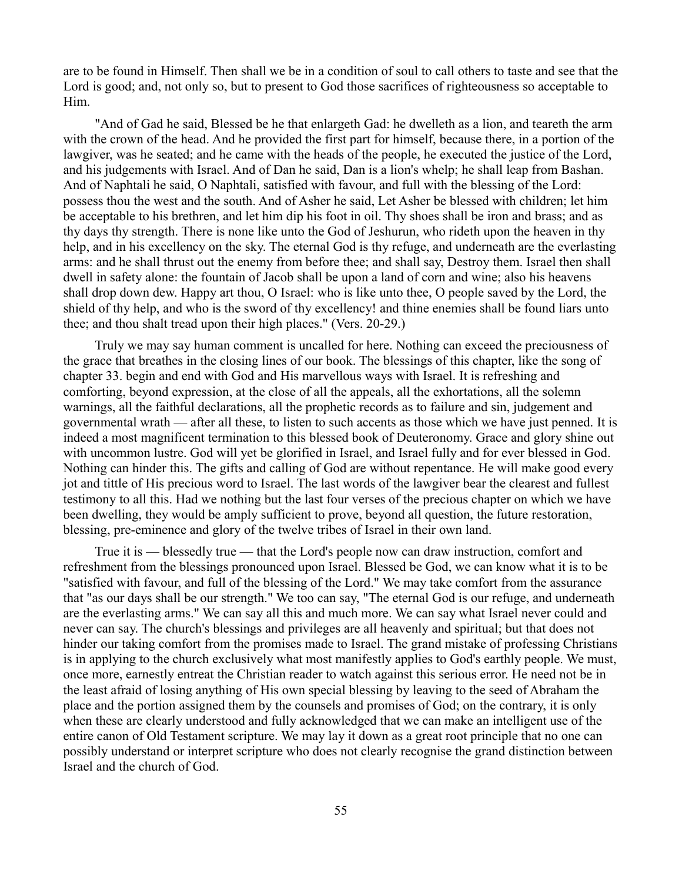are to be found in Himself. Then shall we be in a condition of soul to call others to taste and see that the Lord is good; and, not only so, but to present to God those sacrifices of righteousness so acceptable to Him.

"And of Gad he said, Blessed be he that enlargeth Gad: he dwelleth as a lion, and teareth the arm with the crown of the head. And he provided the first part for himself, because there, in a portion of the lawgiver, was he seated; and he came with the heads of the people, he executed the justice of the Lord, and his judgements with Israel. And of Dan he said, Dan is a lion's whelp; he shall leap from Bashan. And of Naphtali he said, O Naphtali, satisfied with favour, and full with the blessing of the Lord: possess thou the west and the south. And of Asher he said, Let Asher be blessed with children; let him be acceptable to his brethren, and let him dip his foot in oil. Thy shoes shall be iron and brass; and as thy days thy strength. There is none like unto the God of Jeshurun, who rideth upon the heaven in thy help, and in his excellency on the sky. The eternal God is thy refuge, and underneath are the everlasting arms: and he shall thrust out the enemy from before thee; and shall say, Destroy them. Israel then shall dwell in safety alone: the fountain of Jacob shall be upon a land of corn and wine; also his heavens shall drop down dew. Happy art thou, O Israel: who is like unto thee, O people saved by the Lord, the shield of thy help, and who is the sword of thy excellency! and thine enemies shall be found liars unto thee; and thou shalt tread upon their high places." (Vers. 20-29.)

Truly we may say human comment is uncalled for here. Nothing can exceed the preciousness of the grace that breathes in the closing lines of our book. The blessings of this chapter, like the song of chapter 33. begin and end with God and His marvellous ways with Israel. It is refreshing and comforting, beyond expression, at the close of all the appeals, all the exhortations, all the solemn warnings, all the faithful declarations, all the prophetic records as to failure and sin, judgement and governmental wrath — after all these, to listen to such accents as those which we have just penned. It is indeed a most magnificent termination to this blessed book of Deuteronomy. Grace and glory shine out with uncommon lustre. God will yet be glorified in Israel, and Israel fully and for ever blessed in God. Nothing can hinder this. The gifts and calling of God are without repentance. He will make good every jot and tittle of His precious word to Israel. The last words of the lawgiver bear the clearest and fullest testimony to all this. Had we nothing but the last four verses of the precious chapter on which we have been dwelling, they would be amply sufficient to prove, beyond all question, the future restoration, blessing, pre-eminence and glory of the twelve tribes of Israel in their own land.

True it is — blessedly true — that the Lord's people now can draw instruction, comfort and refreshment from the blessings pronounced upon Israel. Blessed be God, we can know what it is to be "satisfied with favour, and full of the blessing of the Lord." We may take comfort from the assurance that "as our days shall be our strength." We too can say, "The eternal God is our refuge, and underneath are the everlasting arms." We can say all this and much more. We can say what Israel never could and never can say. The church's blessings and privileges are all heavenly and spiritual; but that does not hinder our taking comfort from the promises made to Israel. The grand mistake of professing Christians is in applying to the church exclusively what most manifestly applies to God's earthly people. We must, once more, earnestly entreat the Christian reader to watch against this serious error. He need not be in the least afraid of losing anything of His own special blessing by leaving to the seed of Abraham the place and the portion assigned them by the counsels and promises of God; on the contrary, it is only when these are clearly understood and fully acknowledged that we can make an intelligent use of the entire canon of Old Testament scripture. We may lay it down as a great root principle that no one can possibly understand or interpret scripture who does not clearly recognise the grand distinction between Israel and the church of God.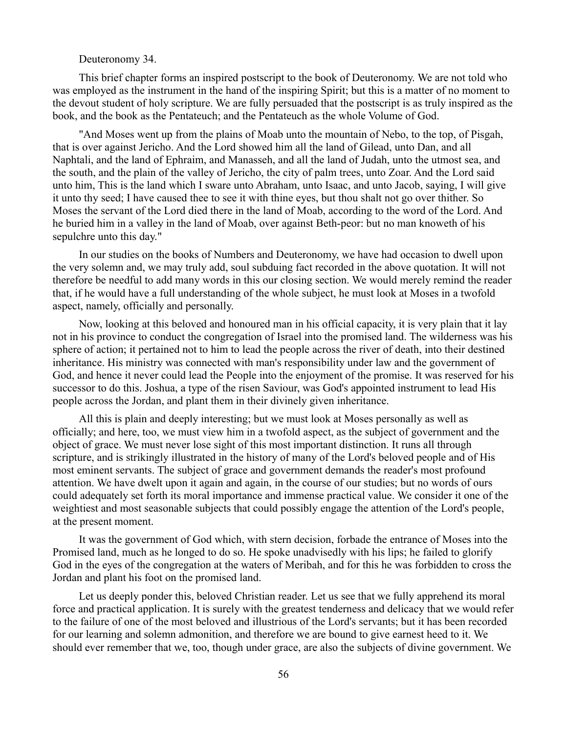Deuteronomy 34.

This brief chapter forms an inspired postscript to the book of Deuteronomy. We are not told who was employed as the instrument in the hand of the inspiring Spirit; but this is a matter of no moment to the devout student of holy scripture. We are fully persuaded that the postscript is as truly inspired as the book, and the book as the Pentateuch; and the Pentateuch as the whole Volume of God.

"And Moses went up from the plains of Moab unto the mountain of Nebo, to the top, of Pisgah, that is over against Jericho. And the Lord showed him all the land of Gilead, unto Dan, and all Naphtali, and the land of Ephraim, and Manasseh, and all the land of Judah, unto the utmost sea, and the south, and the plain of the valley of Jericho, the city of palm trees, unto Zoar. And the Lord said unto him, This is the land which I sware unto Abraham, unto Isaac, and unto Jacob, saying, I will give it unto thy seed; I have caused thee to see it with thine eyes, but thou shalt not go over thither. So Moses the servant of the Lord died there in the land of Moab, according to the word of the Lord. And he buried him in a valley in the land of Moab, over against Beth-peor: but no man knoweth of his sepulchre unto this day."

In our studies on the books of Numbers and Deuteronomy, we have had occasion to dwell upon the very solemn and, we may truly add, soul subduing fact recorded in the above quotation. It will not therefore be needful to add many words in this our closing section. We would merely remind the reader that, if he would have a full understanding of the whole subject, he must look at Moses in a twofold aspect, namely, officially and personally.

Now, looking at this beloved and honoured man in his official capacity, it is very plain that it lay not in his province to conduct the congregation of Israel into the promised land. The wilderness was his sphere of action; it pertained not to him to lead the people across the river of death, into their destined inheritance. His ministry was connected with man's responsibility under law and the government of God, and hence it never could lead the People into the enjoyment of the promise. It was reserved for his successor to do this. Joshua, a type of the risen Saviour, was God's appointed instrument to lead His people across the Jordan, and plant them in their divinely given inheritance.

All this is plain and deeply interesting; but we must look at Moses personally as well as officially; and here, too, we must view him in a twofold aspect, as the subject of government and the object of grace. We must never lose sight of this most important distinction. It runs all through scripture, and is strikingly illustrated in the history of many of the Lord's beloved people and of His most eminent servants. The subject of grace and government demands the reader's most profound attention. We have dwelt upon it again and again, in the course of our studies; but no words of ours could adequately set forth its moral importance and immense practical value. We consider it one of the weightiest and most seasonable subjects that could possibly engage the attention of the Lord's people, at the present moment.

It was the government of God which, with stern decision, forbade the entrance of Moses into the Promised land, much as he longed to do so. He spoke unadvisedly with his lips; he failed to glorify God in the eyes of the congregation at the waters of Meribah, and for this he was forbidden to cross the Jordan and plant his foot on the promised land.

Let us deeply ponder this, beloved Christian reader. Let us see that we fully apprehend its moral force and practical application. It is surely with the greatest tenderness and delicacy that we would refer to the failure of one of the most beloved and illustrious of the Lord's servants; but it has been recorded for our learning and solemn admonition, and therefore we are bound to give earnest heed to it. We should ever remember that we, too, though under grace, are also the subjects of divine government. We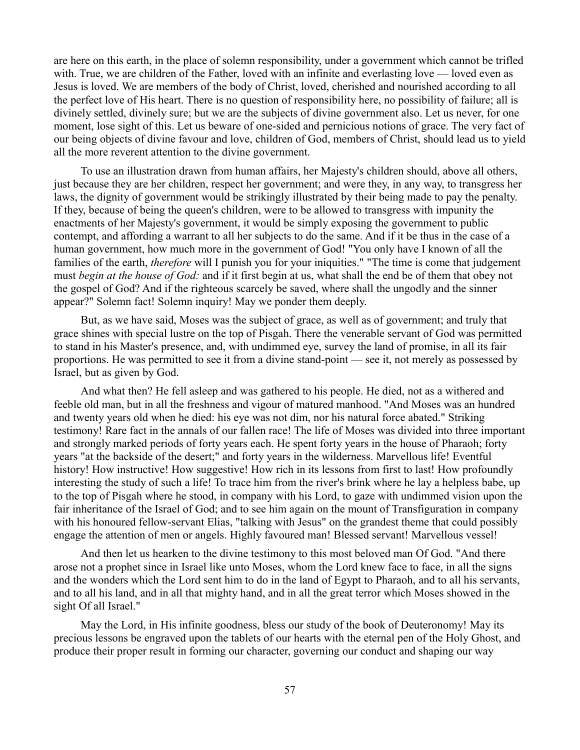are here on this earth, in the place of solemn responsibility, under a government which cannot be trifled with. True, we are children of the Father, loved with an infinite and everlasting love — loved even as Jesus is loved. We are members of the body of Christ, loved, cherished and nourished according to all the perfect love of His heart. There is no question of responsibility here, no possibility of failure; all is divinely settled, divinely sure; but we are the subjects of divine government also. Let us never, for one moment, lose sight of this. Let us beware of one-sided and pernicious notions of grace. The very fact of our being objects of divine favour and love, children of God, members of Christ, should lead us to yield all the more reverent attention to the divine government.

To use an illustration drawn from human affairs, her Majesty's children should, above all others, just because they are her children, respect her government; and were they, in any way, to transgress her laws, the dignity of government would be strikingly illustrated by their being made to pay the penalty. If they, because of being the queen's children, were to be allowed to transgress with impunity the enactments of her Majesty's government, it would be simply exposing the government to public contempt, and affording a warrant to all her subjects to do the same. And if it be thus in the case of a human government, how much more in the government of God! "You only have I known of all the families of the earth, *therefore* will I punish you for your iniquities." "The time is come that judgement must *begin at the house of God:* and if it first begin at us, what shall the end be of them that obey not the gospel of God? And if the righteous scarcely be saved, where shall the ungodly and the sinner appear?" Solemn fact! Solemn inquiry! May we ponder them deeply.

But, as we have said, Moses was the subject of grace, as well as of government; and truly that grace shines with special lustre on the top of Pisgah. There the venerable servant of God was permitted to stand in his Master's presence, and, with undimmed eye, survey the land of promise, in all its fair proportions. He was permitted to see it from a divine stand-point — see it, not merely as possessed by Israel, but as given by God.

And what then? He fell asleep and was gathered to his people. He died, not as a withered and feeble old man, but in all the freshness and vigour of matured manhood. "And Moses was an hundred and twenty years old when he died: his eye was not dim, nor his natural force abated." Striking testimony! Rare fact in the annals of our fallen race! The life of Moses was divided into three important and strongly marked periods of forty years each. He spent forty years in the house of Pharaoh; forty years "at the backside of the desert;" and forty years in the wilderness. Marvellous life! Eventful history! How instructive! How suggestive! How rich in its lessons from first to last! How profoundly interesting the study of such a life! To trace him from the river's brink where he lay a helpless babe, up to the top of Pisgah where he stood, in company with his Lord, to gaze with undimmed vision upon the fair inheritance of the Israel of God; and to see him again on the mount of Transfiguration in company with his honoured fellow-servant Elias, "talking with Jesus" on the grandest theme that could possibly engage the attention of men or angels. Highly favoured man! Blessed servant! Marvellous vessel!

And then let us hearken to the divine testimony to this most beloved man Of God. "And there arose not a prophet since in Israel like unto Moses, whom the Lord knew face to face, in all the signs and the wonders which the Lord sent him to do in the land of Egypt to Pharaoh, and to all his servants, and to all his land, and in all that mighty hand, and in all the great terror which Moses showed in the sight Of all Israel."

May the Lord, in His infinite goodness, bless our study of the book of Deuteronomy! May its precious lessons be engraved upon the tablets of our hearts with the eternal pen of the Holy Ghost, and produce their proper result in forming our character, governing our conduct and shaping our way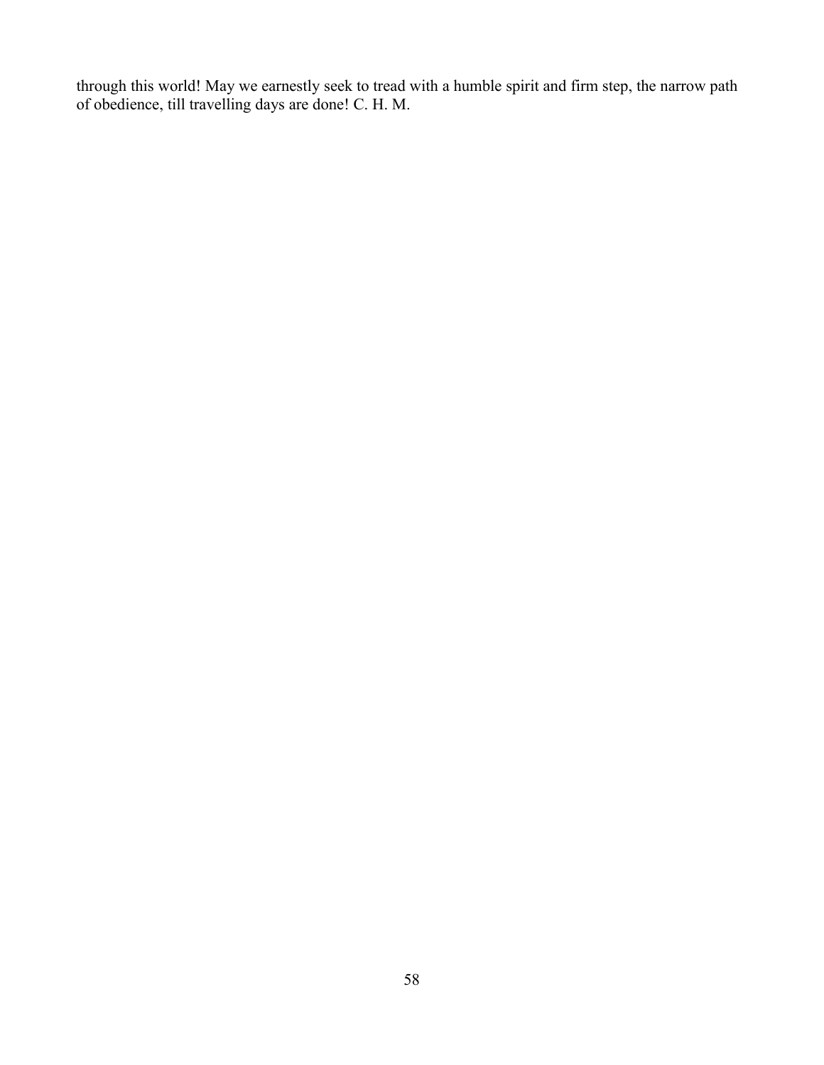through this world! May we earnestly seek to tread with a humble spirit and firm step, the narrow path of obedience, till travelling days are done! C. H. M.